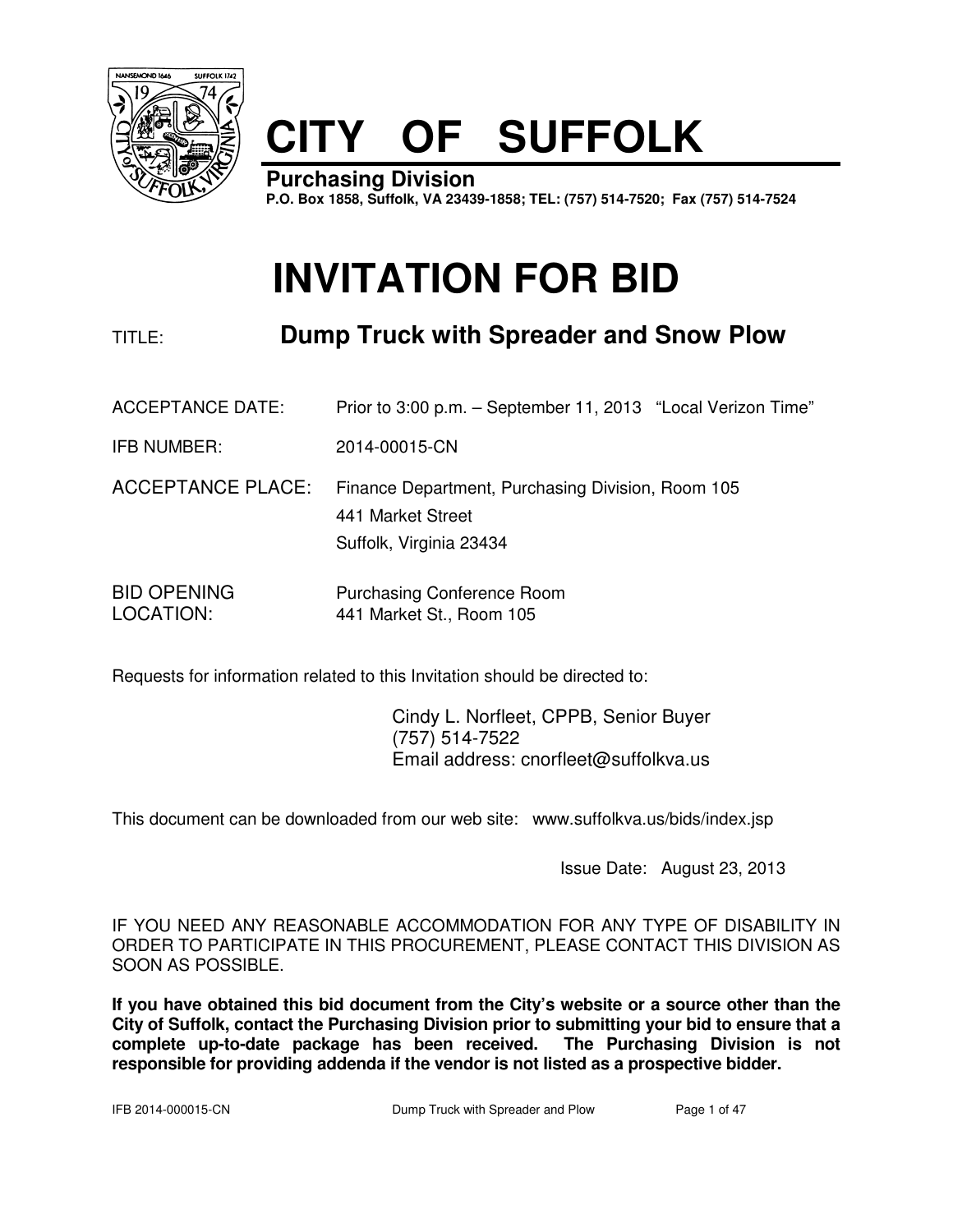# CITY OF SUFFOLK

**Purchasing Division**
**P.O. Box 1858, Suffolk, VA 23439-1858; TEL: (757) 514-7520; Fax (757) 514-7524**

# INVITATION FOR BID

TITLE: **Dump Truck with Spreader and Snow Plow**

ACCEPTANCE DATE: Prior to 3:00 p.m. – September 11, 2013 "Local Verizon Time"

IFB NUMBER: 2014-00015-CN

ACCEPTANCE PLACE: Finance Department, Purchasing Division, Room 105
441 Market Street
Suffolk, Virginia 23434

BID OPENING LOCATION: Purchasing Conference Room
441 Market St., Room 105

Requests for information related to this Invitation should be directed to:

Cindy L. Norfleet, CPPB, Senior Buyer
(757) 514-7522
Email address: cnorfleet@suffolkva.us

This document can be downloaded from our web site: www.suffolkva.us/bids/index.jsp

Issue Date: August 23, 2013

IF YOU NEED ANY REASONABLE ACCOMMODATION FOR ANY TYPE OF DISABILITY IN ORDER TO PARTICIPATE IN THIS PROCUREMENT, PLEASE CONTACT THIS DIVISION AS SOON AS POSSIBLE.

**If you have obtained this bid document from the City's website or a source other than the City of Suffolk, contact the Purchasing Division prior to submitting your bid to ensure that a complete up-to-date package has been received. The Purchasing Division is not responsible for providing addenda if the vendor is not listed as a prospective bidder.**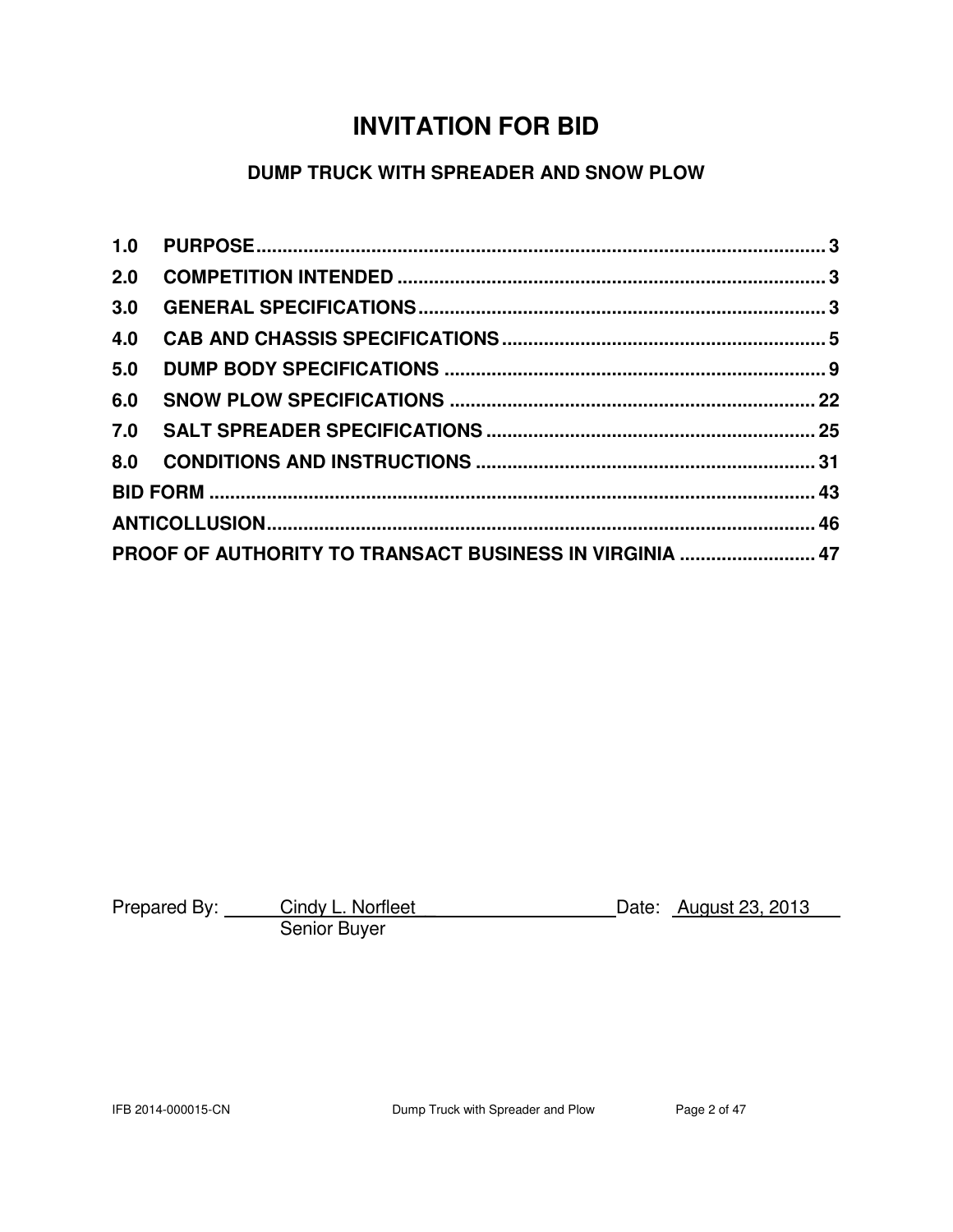# INVITATION FOR BID

## DUMP TRUCK WITH SPREADER AND SNOW PLOW

| | | |
|---|---|---|
| **1.0** | **PURPOSE** | **3** |
| **2.0** | **COMPETITION INTENDED** | **3** |
| **3.0** | **GENERAL SPECIFICATIONS** | **3** |
| **4.0** | **CAB AND CHASSIS SPECIFICATIONS** | **5** |
| **5.0** | **DUMP BODY SPECIFICATIONS** | **9** |
| **6.0** | **SNOW PLOW SPECIFICATIONS** | **22** |
| **7.0** | **SALT SPREADER SPECIFICATIONS** | **25** |
| **8.0** | **CONDITIONS AND INSTRUCTIONS** | **31** |
| **BID FORM** | | **43** |
| **ANTICOLLUSION** | | **46** |
| **PROOF OF AUTHORITY TO TRANSACT BUSINESS IN VIRGINIA** | | **47** |

Prepared By: Cindy L. Norfleet
Senior Buyer

Date: August 23, 2013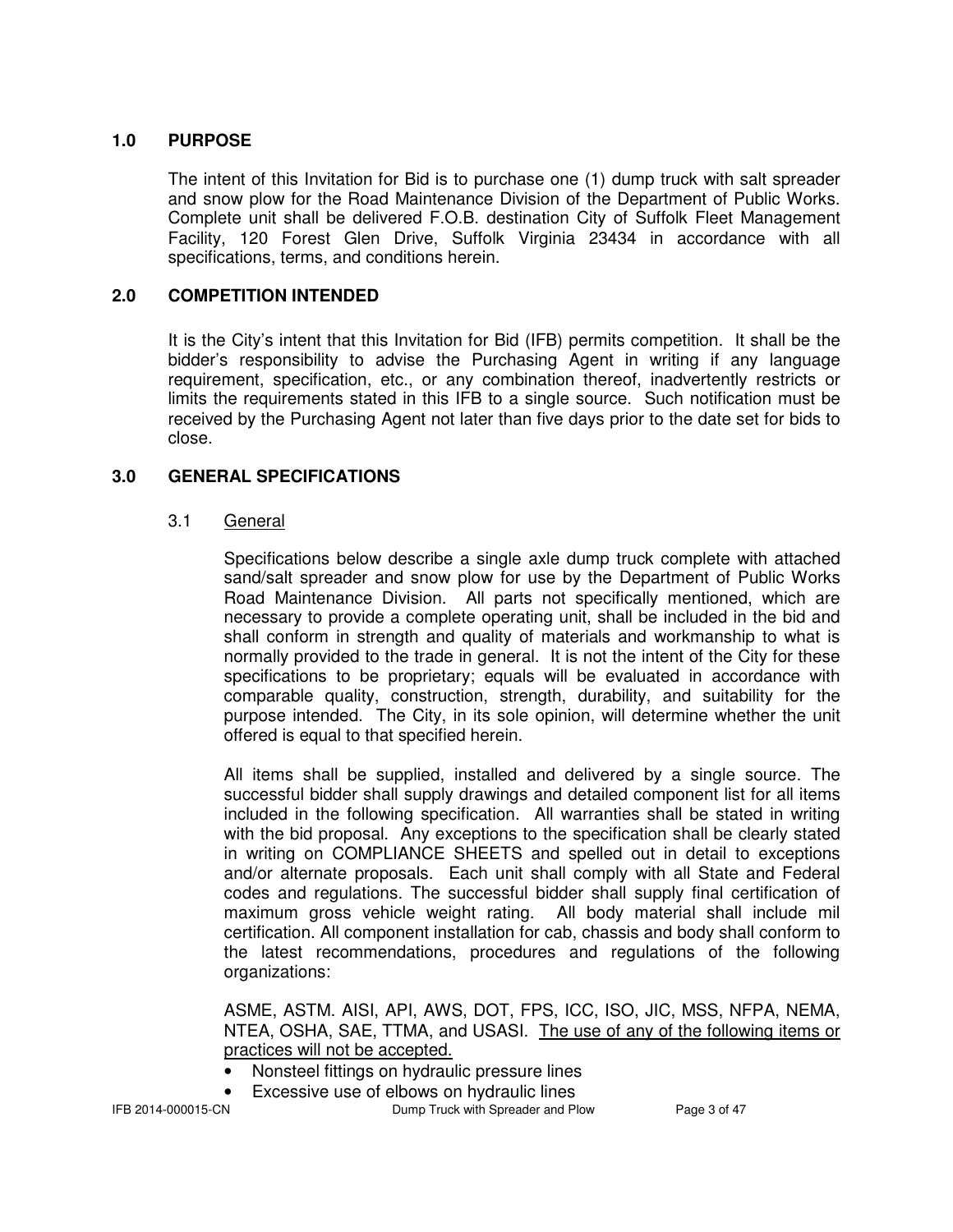## 1.0 PURPOSE

The intent of this Invitation for Bid is to purchase one (1) dump truck with salt spreader and snow plow for the Road Maintenance Division of the Department of Public Works. Complete unit shall be delivered F.O.B. destination City of Suffolk Fleet Management Facility, 120 Forest Glen Drive, Suffolk Virginia 23434 in accordance with all specifications, terms, and conditions herein.

## 2.0 COMPETITION INTENDED

It is the City's intent that this Invitation for Bid (IFB) permits competition. It shall be the bidder's responsibility to advise the Purchasing Agent in writing if any language requirement, specification, etc., or any combination thereof, inadvertently restricts or limits the requirements stated in this IFB to a single source. Such notification must be received by the Purchasing Agent not later than five days prior to the date set for bids to close.

## 3.0 GENERAL SPECIFICATIONS

### 3.1 General

Specifications below describe a single axle dump truck complete with attached sand/salt spreader and snow plow for use by the Department of Public Works Road Maintenance Division. All parts not specifically mentioned, which are necessary to provide a complete operating unit, shall be included in the bid and shall conform in strength and quality of materials and workmanship to what is normally provided to the trade in general. It is not the intent of the City for these specifications to be proprietary; equals will be evaluated in accordance with comparable quality, construction, strength, durability, and suitability for the purpose intended. The City, in its sole opinion, will determine whether the unit offered is equal to that specified herein.

All items shall be supplied, installed and delivered by a single source. The successful bidder shall supply drawings and detailed component list for all items included in the following specification. All warranties shall be stated in writing with the bid proposal. Any exceptions to the specification shall be clearly stated in writing on COMPLIANCE SHEETS and spelled out in detail to exceptions and/or alternate proposals. Each unit shall comply with all State and Federal codes and regulations. The successful bidder shall supply final certification of maximum gross vehicle weight rating. All body material shall include mil certification. All component installation for cab, chassis and body shall conform to the latest recommendations, procedures and regulations of the following organizations:

ASME, ASTM. AISI, API, AWS, DOT, FPS, ICC, ISO, JIC, MSS, NFPA, NEMA, NTEA, OSHA, SAE, TTMA, and USASI. <u>The use of any of the following items or practices will not be accepted.</u>

- Nonsteel fittings on hydraulic pressure lines
- Excessive use of elbows on hydraulic lines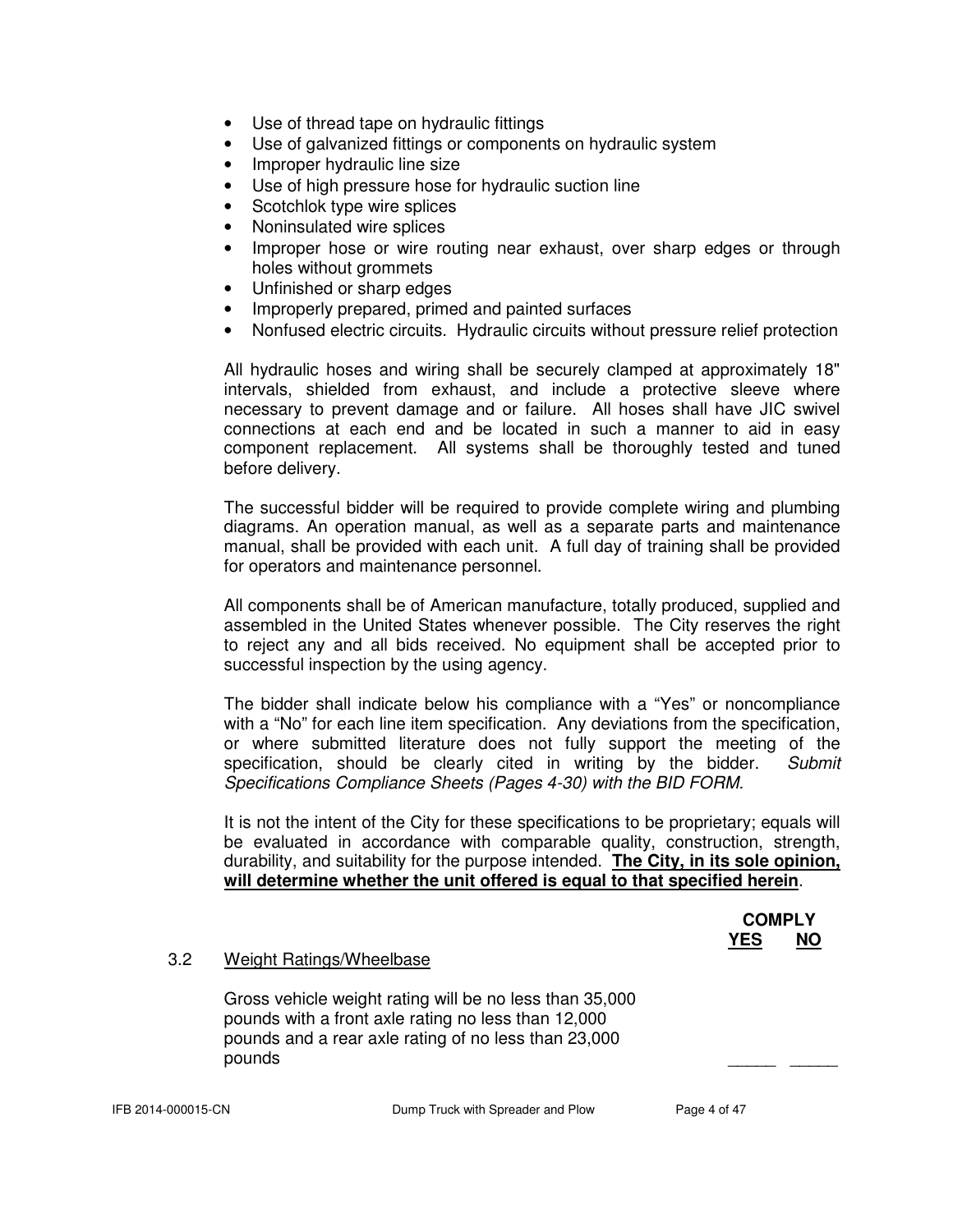- Use of thread tape on hydraulic fittings
- Use of galvanized fittings or components on hydraulic system
- Improper hydraulic line size
- Use of high pressure hose for hydraulic suction line
- Scotchlok type wire splices
- Noninsulated wire splices
- Improper hose or wire routing near exhaust, over sharp edges or through holes without grommets
- Unfinished or sharp edges
- Improperly prepared, primed and painted surfaces
- Nonfused electric circuits. Hydraulic circuits without pressure relief protection

All hydraulic hoses and wiring shall be securely clamped at approximately 18" intervals, shielded from exhaust, and include a protective sleeve where necessary to prevent damage and or failure. All hoses shall have JIC swivel connections at each end and be located in such a manner to aid in easy component replacement. All systems shall be thoroughly tested and tuned before delivery.

The successful bidder will be required to provide complete wiring and plumbing diagrams. An operation manual, as well as a separate parts and maintenance manual, shall be provided with each unit. A full day of training shall be provided for operators and maintenance personnel.

All components shall be of American manufacture, totally produced, supplied and assembled in the United States whenever possible. The City reserves the right to reject any and all bids received. No equipment shall be accepted prior to successful inspection by the using agency.

The bidder shall indicate below his compliance with a "Yes" or noncompliance with a "No" for each line item specification. Any deviations from the specification, or where submitted literature does not fully support the meeting of the specification, should be clearly cited in writing by the bidder. *Submit Specifications Compliance Sheets (Pages 4-30) with the BID FORM.*

It is not the intent of the City for these specifications to be proprietary; equals will be evaluated in accordance with comparable quality, construction, strength, durability, and suitability for the purpose intended. **The City, in its sole opinion, will determine whether the unit offered is equal to that specified herein**.

| | | COMPLY | |
|---|---|---|---|
| | | **YES** | **NO** |
| 3.2 | Weight Ratings/Wheelbase | | |
| | Gross vehicle weight rating will be no less than 35,000 pounds with a front axle rating no less than 12,000 pounds and a rear axle rating of no less than 23,000 pounds | _____ | _____ |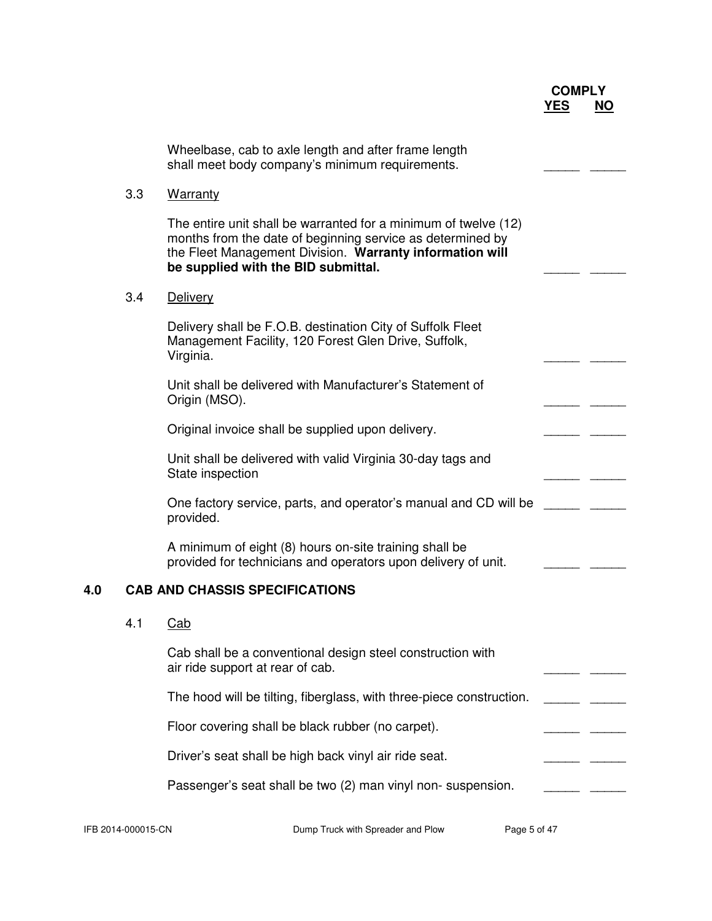| | COMPLY YES | NO |
|---|---|---|
| Wheelbase, cab to axle length and after frame length shall meet body company's minimum requirements. | _____ | _____ |

### 3.3 Warranty

| | | |
|---|---|---|
| The entire unit shall be warranted for a minimum of twelve (12) months from the date of beginning service as determined by the Fleet Management Division. **Warranty information will be supplied with the BID submittal.** | _____ | _____ |

### 3.4 Delivery

| | | |
|---|---|---|
| Delivery shall be F.O.B. destination City of Suffolk Fleet Management Facility, 120 Forest Glen Drive, Suffolk, Virginia. | _____ | _____ |
| Unit shall be delivered with Manufacturer's Statement of Origin (MSO). | _____ | _____ |
| Original invoice shall be supplied upon delivery. | _____ | _____ |
| Unit shall be delivered with valid Virginia 30-day tags and State inspection | _____ | _____ |
| One factory service, parts, and operator's manual and CD will be provided. | _____ | _____ |
| A minimum of eight (8) hours on-site training shall be provided for technicians and operators upon delivery of unit. | _____ | _____ |

## 4.0 CAB AND CHASSIS SPECIFICATIONS

### 4.1 Cab

| | | |
|---|---|---|
| Cab shall be a conventional design steel construction with air ride support at rear of cab. | _____ | _____ |
| The hood will be tilting, fiberglass, with three-piece construction. | _____ | _____ |
| Floor covering shall be black rubber (no carpet). | _____ | _____ |
| Driver's seat shall be high back vinyl air ride seat. | _____ | _____ |
| Passenger's seat shall be two (2) man vinyl non- suspension. | _____ | _____ |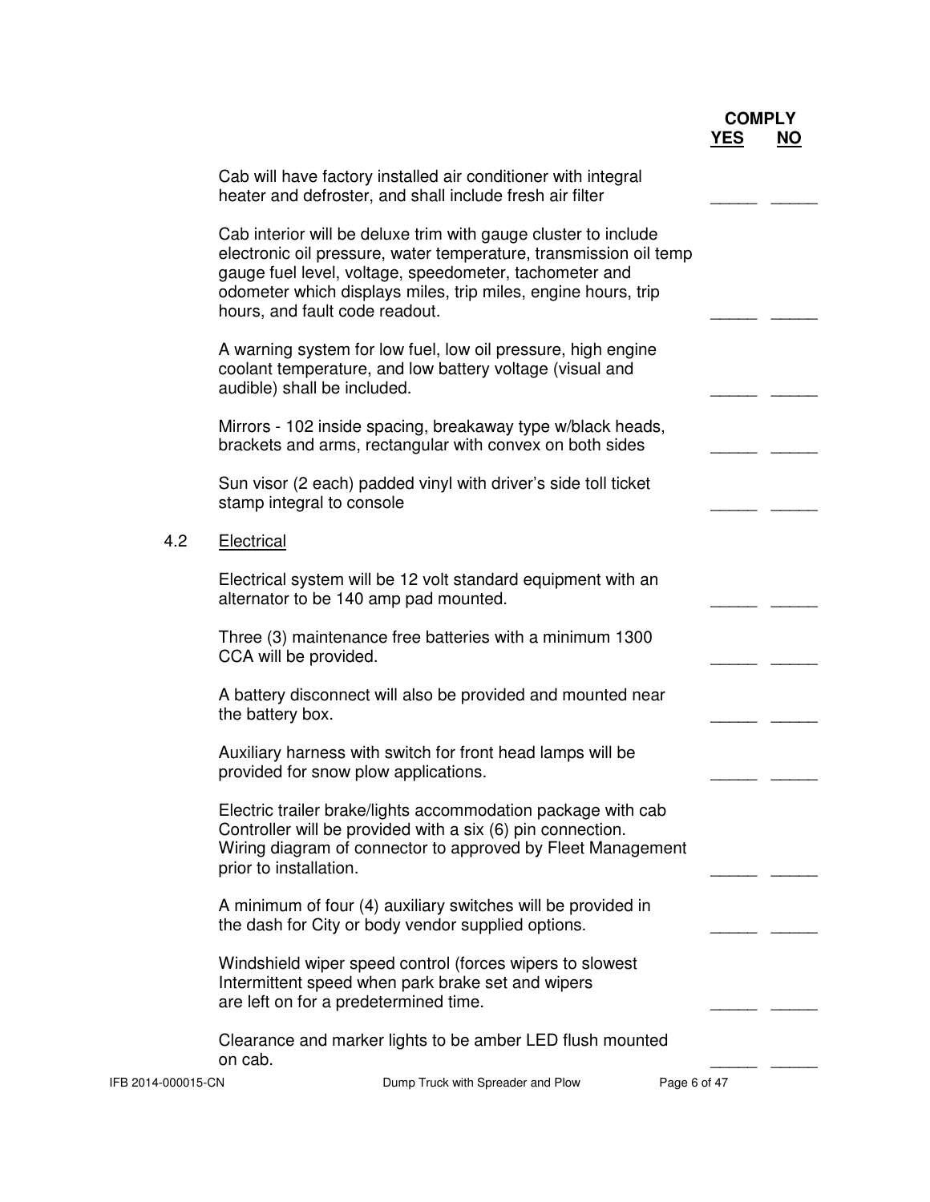| | COMPLY YES | NO |
|---|---|---|
| Cab will have factory installed air conditioner with integral heater and defroster, and shall include fresh air filter | _____ | _____ |
| Cab interior will be deluxe trim with gauge cluster to include electronic oil pressure, water temperature, transmission oil temp gauge fuel level, voltage, speedometer, tachometer and odometer which displays miles, trip miles, engine hours, trip hours, and fault code readout. | _____ | _____ |
| A warning system for low fuel, low oil pressure, high engine coolant temperature, and low battery voltage (visual and audible) shall be included. | _____ | _____ |
| Mirrors - 102 inside spacing, breakaway type w/black heads, brackets and arms, rectangular with convex on both sides | _____ | _____ |
| Sun visor (2 each) padded vinyl with driver's side toll ticket stamp integral to console | _____ | _____ |

### 4.2 Electrical

| | COMPLY YES | NO |
|---|---|---|
| Electrical system will be 12 volt standard equipment with an alternator to be 140 amp pad mounted. | _____ | _____ |
| Three (3) maintenance free batteries with a minimum 1300 CCA will be provided. | _____ | _____ |
| A battery disconnect will also be provided and mounted near the battery box. | _____ | _____ |
| Auxiliary harness with switch for front head lamps will be provided for snow plow applications. | _____ | _____ |
| Electric trailer brake/lights accommodation package with cab Controller will be provided with a six (6) pin connection. Wiring diagram of connector to approved by Fleet Management prior to installation. | _____ | _____ |
| A minimum of four (4) auxiliary switches will be provided in the dash for City or body vendor supplied options. | _____ | _____ |
| Windshield wiper speed control (forces wipers to slowest Intermittent speed when park brake set and wipers are left on for a predetermined time. | _____ | _____ |
| Clearance and marker lights to be amber LED flush mounted on cab. | _____ | _____ |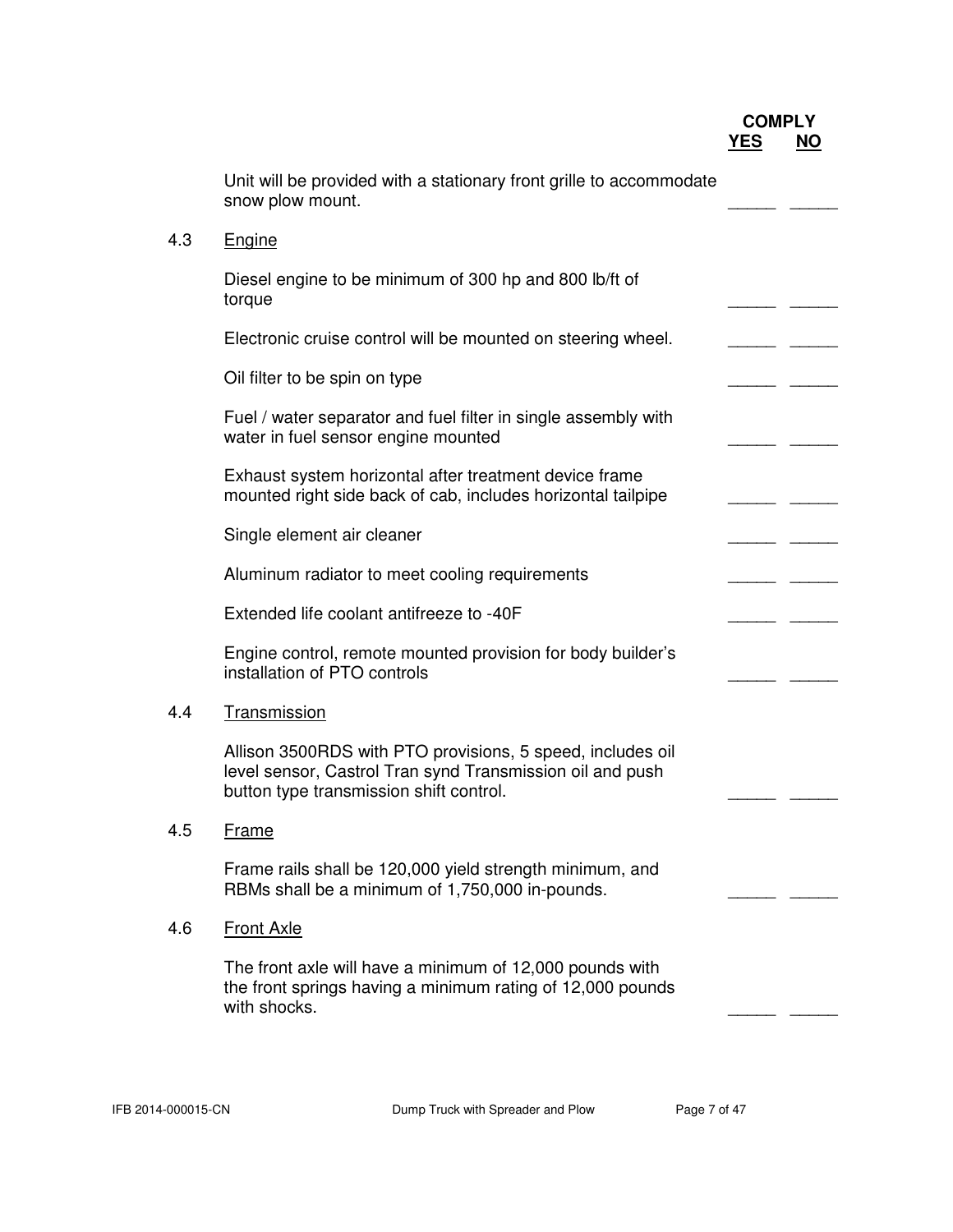| | | COMPLY YES | NO |
|---|---|---|---|
| | Unit will be provided with a stationary front grille to accommodate snow plow mount. | _____ | _____ |
| 4.3 | Engine | | |
| | Diesel engine to be minimum of 300 hp and 800 lb/ft of torque | _____ | _____ |
| | Electronic cruise control will be mounted on steering wheel. | _____ | _____ |
| | Oil filter to be spin on type | _____ | _____ |
| | Fuel / water separator and fuel filter in single assembly with water in fuel sensor engine mounted | _____ | _____ |
| | Exhaust system horizontal after treatment device frame mounted right side back of cab, includes horizontal tailpipe | _____ | _____ |
| | Single element air cleaner | _____ | _____ |
| | Aluminum radiator to meet cooling requirements | _____ | _____ |
| | Extended life coolant antifreeze to -40F | _____ | _____ |
| | Engine control, remote mounted provision for body builder's installation of PTO controls | _____ | _____ |
| 4.4 | Transmission | | |
| | Allison 3500RDS with PTO provisions, 5 speed, includes oil level sensor, Castrol Tran synd Transmission oil and push button type transmission shift control. | _____ | _____ |
| 4.5 | Frame | | |
| | Frame rails shall be 120,000 yield strength minimum, and RBMs shall be a minimum of 1,750,000 in-pounds. | _____ | _____ |
| 4.6 | Front Axle | | |
| | The front axle will have a minimum of 12,000 pounds with the front springs having a minimum rating of 12,000 pounds with shocks. | _____ | _____ |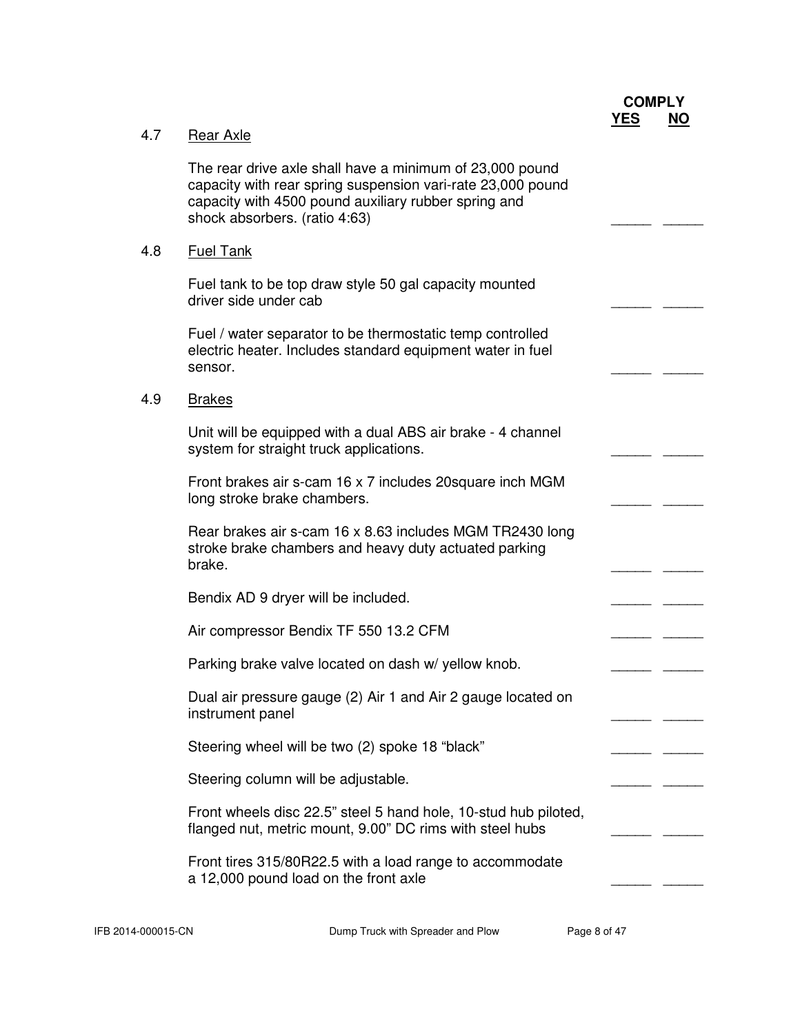| | | COMPLY YES | NO |
|---|---|---|---|
| 4.7 | <u>Rear Axle</u> | | |
| | The rear drive axle shall have a minimum of 23,000 pound capacity with rear spring suspension vari-rate 23,000 pound capacity with 4500 pound auxiliary rubber spring and shock absorbers. (ratio 4:63) | _____ | _____ |
| 4.8 | <u>Fuel Tank</u> | | |
| | Fuel tank to be top draw style 50 gal capacity mounted driver side under cab | _____ | _____ |
| | Fuel / water separator to be thermostatic temp controlled electric heater. Includes standard equipment water in fuel sensor. | _____ | _____ |
| 4.9 | <u>Brakes</u> | | |
| | Unit will be equipped with a dual ABS air brake - 4 channel system for straight truck applications. | _____ | _____ |
| | Front brakes air s-cam 16 x 7 includes 20square inch MGM long stroke brake chambers. | _____ | _____ |
| | Rear brakes air s-cam 16 x 8.63 includes MGM TR2430 long stroke brake chambers and heavy duty actuated parking brake. | _____ | _____ |
| | Bendix AD 9 dryer will be included. | _____ | _____ |
| | Air compressor Bendix TF 550 13.2 CFM | _____ | _____ |
| | Parking brake valve located on dash w/ yellow knob. | _____ | _____ |
| | Dual air pressure gauge (2) Air 1 and Air 2 gauge located on instrument panel | _____ | _____ |
| | Steering wheel will be two (2) spoke 18 "black" | _____ | _____ |
| | Steering column will be adjustable. | _____ | _____ |
| | Front wheels disc 22.5" steel 5 hand hole, 10-stud hub piloted, flanged nut, metric mount, 9.00" DC rims with steel hubs | _____ | _____ |
| | Front tires 315/80R22.5 with a load range to accommodate a 12,000 pound load on the front axle | _____ | _____ |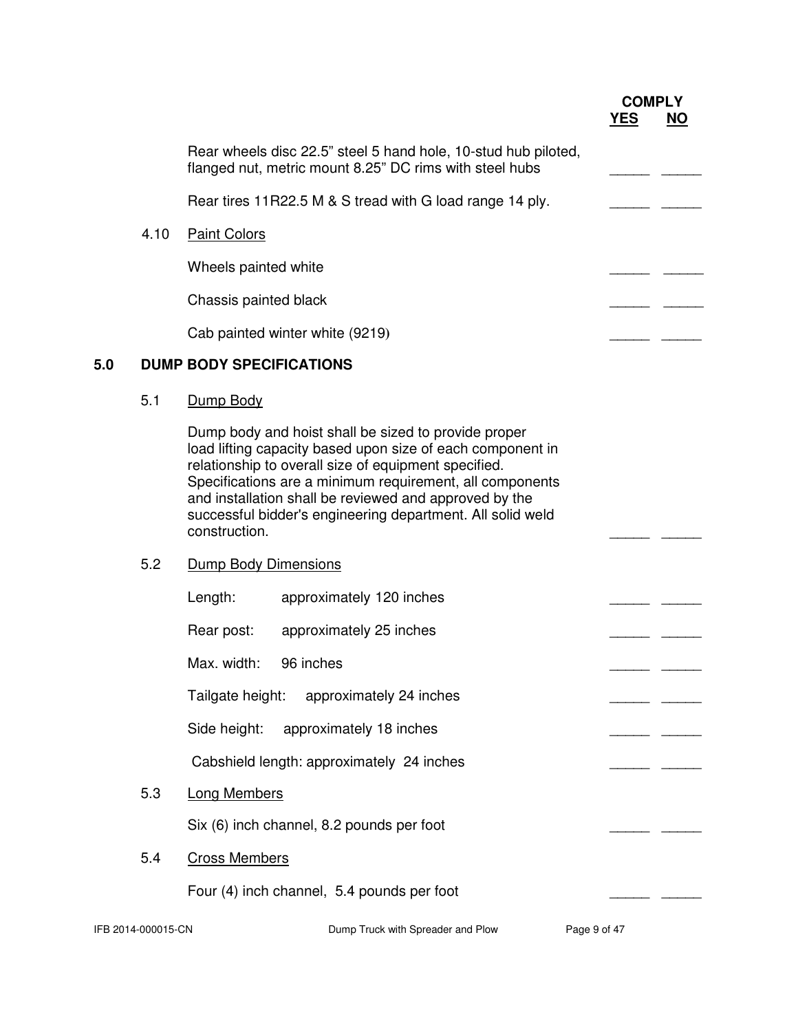| | COMPLY YES | COMPLY NO |
|---|---|---|
| Rear wheels disc 22.5" steel 5 hand hole, 10-stud hub piloted, flanged nut, metric mount 8.25" DC rims with steel hubs | _____ | _____ |
| Rear tires 11R22.5 M & S tread with G load range 14 ply. | _____ | _____ |

4.10 Paint Colors

| | YES | NO |
|---|---|---|
| Wheels painted white | _____ | _____ |
| Chassis painted black | _____ | _____ |
| Cab painted winter white (9219) | _____ | _____ |

## 5.0 DUMP BODY SPECIFICATIONS

5.1 Dump Body

| | YES | NO |
|---|---|---|
| Dump body and hoist shall be sized to provide proper load lifting capacity based upon size of each component in relationship to overall size of equipment specified. Specifications are a minimum requirement, all components and installation shall be reviewed and approved by the successful bidder's engineering department. All solid weld construction. | _____ | _____ |

5.2 Dump Body Dimensions

| | YES | NO |
|---|---|---|
| Length: approximately 120 inches | _____ | _____ |
| Rear post: approximately 25 inches | _____ | _____ |
| Max. width: 96 inches | _____ | _____ |
| Tailgate height: approximately 24 inches | _____ | _____ |
| Side height: approximately 18 inches | _____ | _____ |
| Cabshield length: approximately 24 inches | _____ | _____ |

5.3 Long Members

| | YES | NO |
|---|---|---|
| Six (6) inch channel, 8.2 pounds per foot | _____ | _____ |

5.4 Cross Members

| | YES | NO |
|---|---|---|
| Four (4) inch channel, 5.4 pounds per foot | _____ | _____ |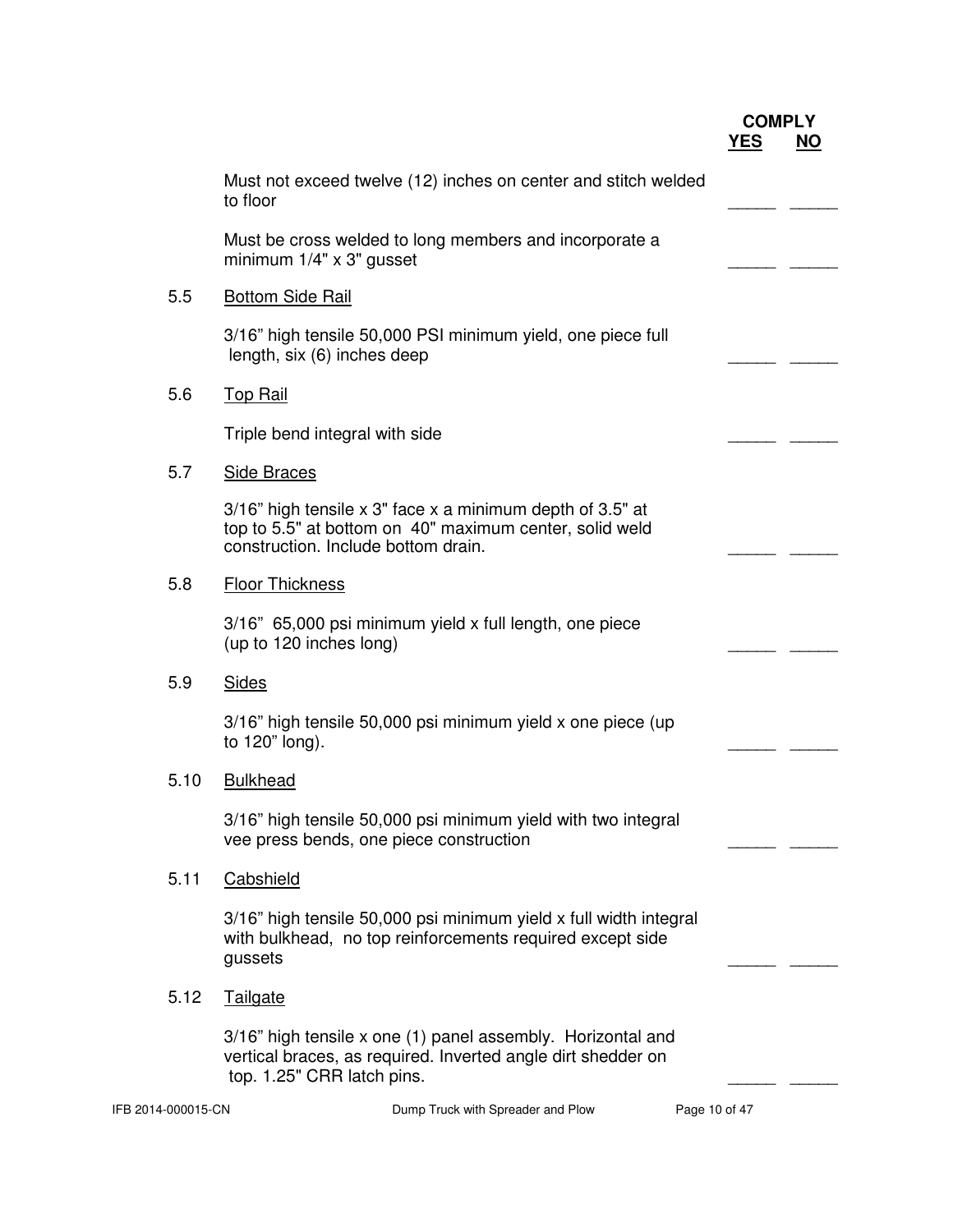| | | COMPLY YES | NO |
|---|---|---|---|
| | Must not exceed twelve (12) inches on center and stitch welded to floor | _____ | _____ |
| | Must be cross welded to long members and incorporate a minimum 1/4" x 3" gusset | _____ | _____ |
| 5.5 | <u>Bottom Side Rail</u> | | |
| | 3/16" high tensile 50,000 PSI minimum yield, one piece full length, six (6) inches deep | _____ | _____ |
| 5.6 | <u>Top Rail</u> | | |
| | Triple bend integral with side | _____ | _____ |
| 5.7 | <u>Side Braces</u> | | |
| | 3/16" high tensile x 3" face x a minimum depth of 3.5" at top to 5.5" at bottom on 40" maximum center, solid weld construction. Include bottom drain. | _____ | _____ |
| 5.8 | <u>Floor Thickness</u> | | |
| | 3/16" 65,000 psi minimum yield x full length, one piece (up to 120 inches long) | _____ | _____ |
| 5.9 | <u>Sides</u> | | |
| | 3/16" high tensile 50,000 psi minimum yield x one piece (up to 120" long). | _____ | _____ |
| 5.10 | <u>Bulkhead</u> | | |
| | 3/16" high tensile 50,000 psi minimum yield with two integral vee press bends, one piece construction | _____ | _____ |
| 5.11 | <u>Cabshield</u> | | |
| | 3/16" high tensile 50,000 psi minimum yield x full width integral with bulkhead, no top reinforcements required except side gussets | _____ | _____ |
| 5.12 | <u>Tailgate</u> | | |
| | 3/16" high tensile x one (1) panel assembly. Horizontal and vertical braces, as required. Inverted angle dirt shedder on top. 1.25" CRR latch pins. | _____ | _____ |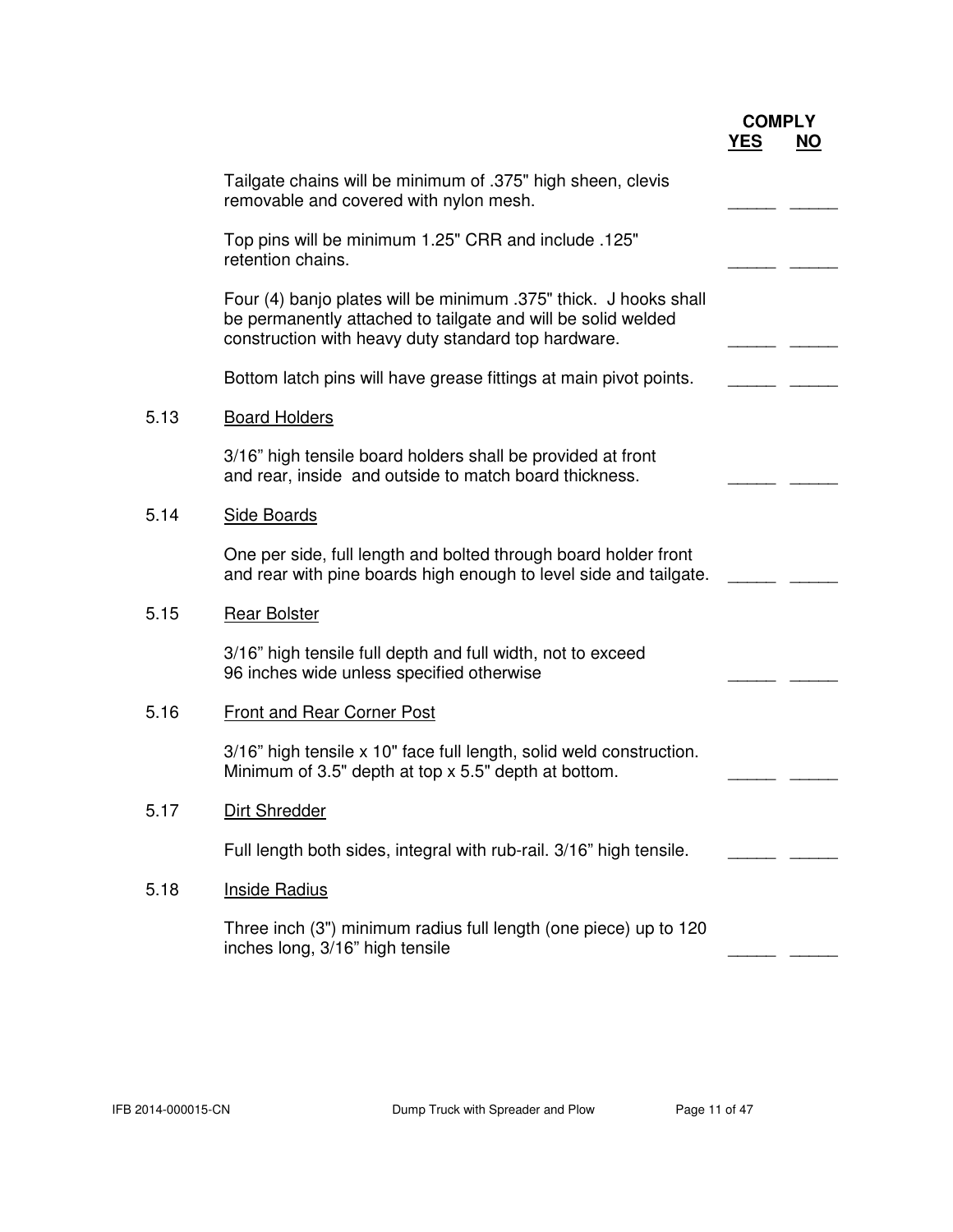| | | COMPLY YES | NO |
|---|---|---|---|
| | Tailgate chains will be minimum of .375" high sheen, clevis removable and covered with nylon mesh. | _____ | _____ |
| | Top pins will be minimum 1.25" CRR and include .125" retention chains. | _____ | _____ |
| | Four (4) banjo plates will be minimum .375" thick. J hooks shall be permanently attached to tailgate and will be solid welded construction with heavy duty standard top hardware. | _____ | _____ |
| | Bottom latch pins will have grease fittings at main pivot points. | _____ | _____ |
| 5.13 | Board Holders | | |
| | 3/16" high tensile board holders shall be provided at front and rear, inside and outside to match board thickness. | _____ | _____ |
| 5.14 | Side Boards | | |
| | One per side, full length and bolted through board holder front and rear with pine boards high enough to level side and tailgate. | _____ | _____ |
| 5.15 | Rear Bolster | | |
| | 3/16" high tensile full depth and full width, not to exceed 96 inches wide unless specified otherwise | _____ | _____ |
| 5.16 | Front and Rear Corner Post | | |
| | 3/16" high tensile x 10" face full length, solid weld construction. Minimum of 3.5" depth at top x 5.5" depth at bottom. | _____ | _____ |
| 5.17 | Dirt Shredder | | |
| | Full length both sides, integral with rub-rail. 3/16" high tensile. | _____ | _____ |
| 5.18 | Inside Radius | | |
| | Three inch (3") minimum radius full length (one piece) up to 120 inches long, 3/16" high tensile | _____ | _____ |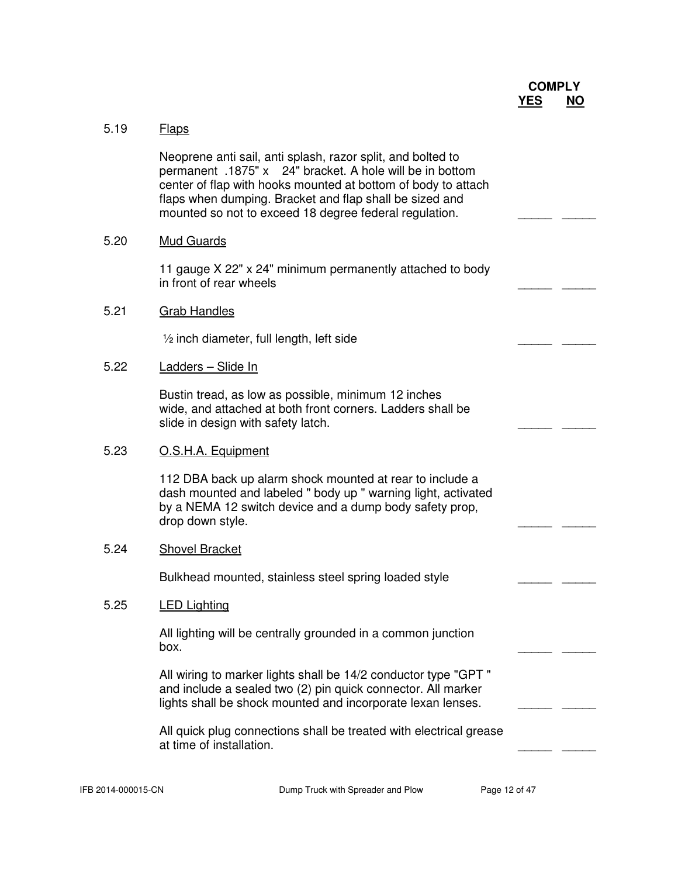| | | COMPLY YES | NO |
|---|---|---|---|
| 5.19 | <u>Flaps</u> | | |
| | Neoprene anti sail, anti splash, razor split, and bolted to permanent .1875" x 24" bracket. A hole will be in bottom center of flap with hooks mounted at bottom of body to attach flaps when dumping. Bracket and flap shall be sized and mounted so not to exceed 18 degree federal regulation. | _____ | _____ |
| 5.20 | <u>Mud Guards</u> | | |
| | 11 gauge X 22" x 24" minimum permanently attached to body in front of rear wheels | _____ | _____ |
| 5.21 | <u>Grab Handles</u> | | |
| | ½ inch diameter, full length, left side | _____ | _____ |
| 5.22 | <u>Ladders – Slide In</u> | | |
| | Bustin tread, as low as possible, minimum 12 inches wide, and attached at both front corners. Ladders shall be slide in design with safety latch. | _____ | _____ |
| 5.23 | <u>O.S.H.A. Equipment</u> | | |
| | 112 DBA back up alarm shock mounted at rear to include a dash mounted and labeled " body up " warning light, activated by a NEMA 12 switch device and a dump body safety prop, drop down style. | _____ | _____ |
| 5.24 | <u>Shovel Bracket</u> | | |
| | Bulkhead mounted, stainless steel spring loaded style | _____ | _____ |
| 5.25 | <u>LED Lighting</u> | | |
| | All lighting will be centrally grounded in a common junction box. | _____ | _____ |
| | All wiring to marker lights shall be 14/2 conductor type "GPT " and include a sealed two (2) pin quick connector. All marker lights shall be shock mounted and incorporate lexan lenses. | _____ | _____ |
| | All quick plug connections shall be treated with electrical grease at time of installation. | _____ | _____ |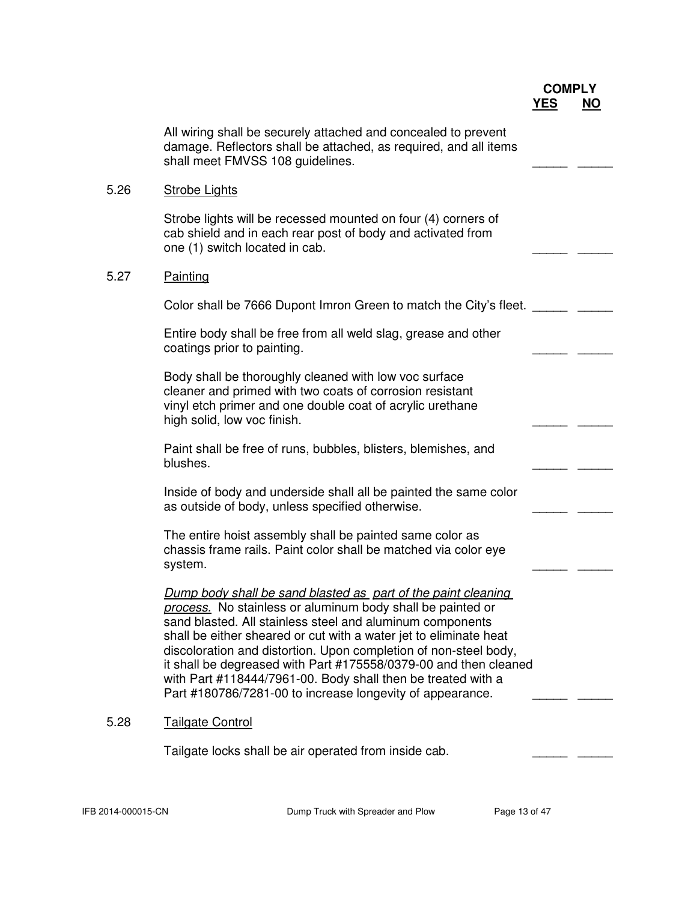| | | COMPLY YES | NO |
|---|---|---|---|
| | All wiring shall be securely attached and concealed to prevent damage. Reflectors shall be attached, as required, and all items shall meet FMVSS 108 guidelines. | _____ | _____ |
| 5.26 | <u>Strobe Lights</u> | | |
| | Strobe lights will be recessed mounted on four (4) corners of cab shield and in each rear post of body and activated from one (1) switch located in cab. | _____ | _____ |
| 5.27 | <u>Painting</u> | | |
| | Color shall be 7666 Dupont Imron Green to match the City's fleet. | _____ | _____ |
| | Entire body shall be free from all weld slag, grease and other coatings prior to painting. | _____ | _____ |
| | Body shall be thoroughly cleaned with low voc surface cleaner and primed with two coats of corrosion resistant vinyl etch primer and one double coat of acrylic urethane high solid, low voc finish. | _____ | _____ |
| | Paint shall be free of runs, bubbles, blisters, blemishes, and blushes. | _____ | _____ |
| | Inside of body and underside shall all be painted the same color as outside of body, unless specified otherwise. | _____ | _____ |
| | The entire hoist assembly shall be painted same color as chassis frame rails. Paint color shall be matched via color eye system. | _____ | _____ |
| | *<u>Dump body shall be sand blasted as part of the paint cleaning process.</u>* No stainless or aluminum body shall be painted or sand blasted. All stainless steel and aluminum components shall be either sheared or cut with a water jet to eliminate heat discoloration and distortion. Upon completion of non-steel body, it shall be degreased with Part #175558/0379-00 and then cleaned with Part #118444/7961-00. Body shall then be treated with a Part #180786/7281-00 to increase longevity of appearance. | _____ | _____ |
| 5.28 | <u>Tailgate Control</u> | | |
| | Tailgate locks shall be air operated from inside cab. | _____ | _____ |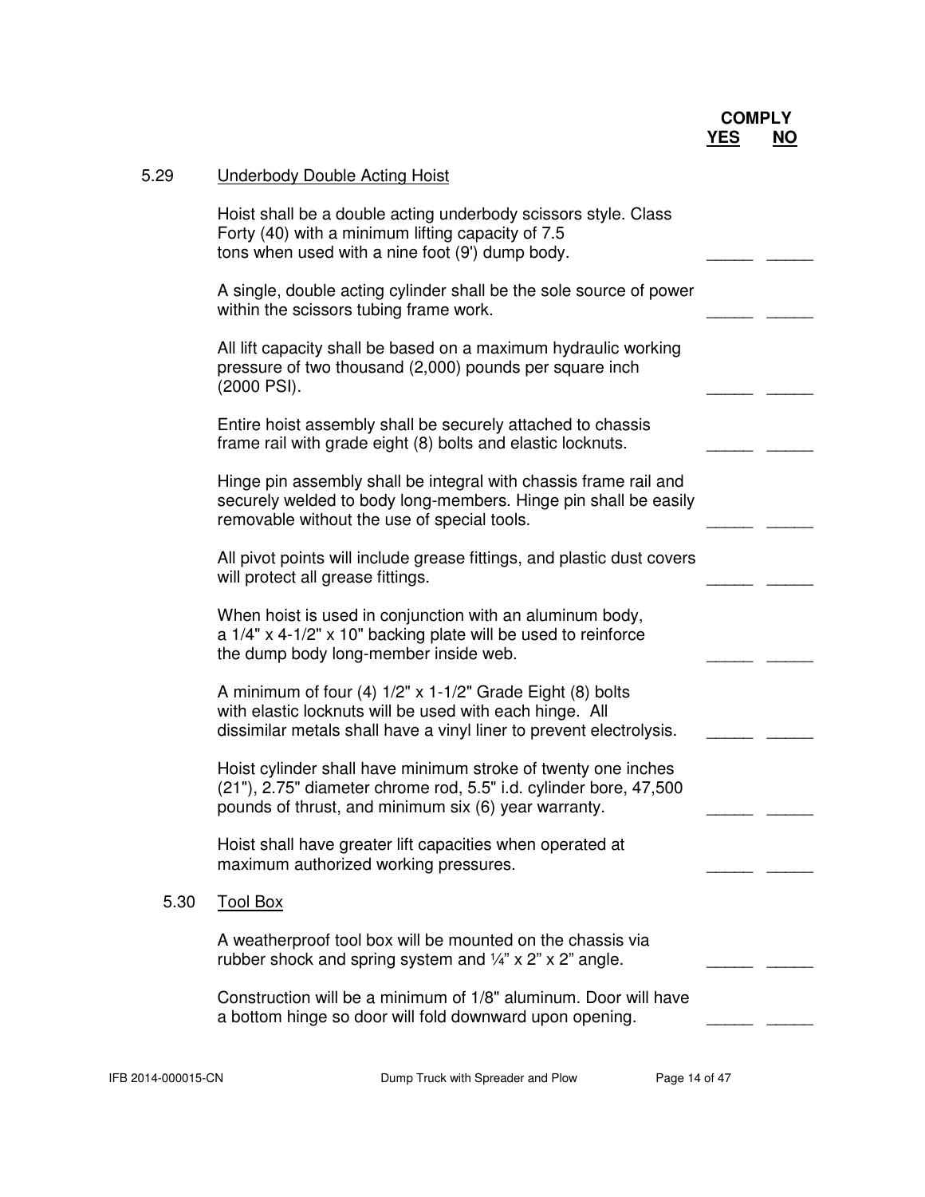| | | COMPLY YES | NO |
|---|---|---|---|
| **5.29** | Underbody Double Acting Hoist | | |
| | Hoist shall be a double acting underbody scissors style. Class Forty (40) with a minimum lifting capacity of 7.5 tons when used with a nine foot (9') dump body. | _____ | _____ |
| | A single, double acting cylinder shall be the sole source of power within the scissors tubing frame work. | _____ | _____ |
| | All lift capacity shall be based on a maximum hydraulic working pressure of two thousand (2,000) pounds per square inch (2000 PSI). | _____ | _____ |
| | Entire hoist assembly shall be securely attached to chassis frame rail with grade eight (8) bolts and elastic locknuts. | _____ | _____ |
| | Hinge pin assembly shall be integral with chassis frame rail and securely welded to body long-members. Hinge pin shall be easily removable without the use of special tools. | _____ | _____ |
| | All pivot points will include grease fittings, and plastic dust covers will protect all grease fittings. | _____ | _____ |
| | When hoist is used in conjunction with an aluminum body, a 1/4" x 4-1/2" x 10" backing plate will be used to reinforce the dump body long-member inside web. | _____ | _____ |
| | A minimum of four (4) 1/2" x 1-1/2" Grade Eight (8) bolts with elastic locknuts will be used with each hinge. All dissimilar metals shall have a vinyl liner to prevent electrolysis. | _____ | _____ |
| | Hoist cylinder shall have minimum stroke of twenty one inches (21"), 2.75" diameter chrome rod, 5.5" i.d. cylinder bore, 47,500 pounds of thrust, and minimum six (6) year warranty. | _____ | _____ |
| | Hoist shall have greater lift capacities when operated at maximum authorized working pressures. | _____ | _____ |
| **5.30** | Tool Box | | |
| | A weatherproof tool box will be mounted on the chassis via rubber shock and spring system and ¼" x 2" x 2" angle. | _____ | _____ |
| | Construction will be a minimum of 1/8" aluminum. Door will have a bottom hinge so door will fold downward upon opening. | _____ | _____ |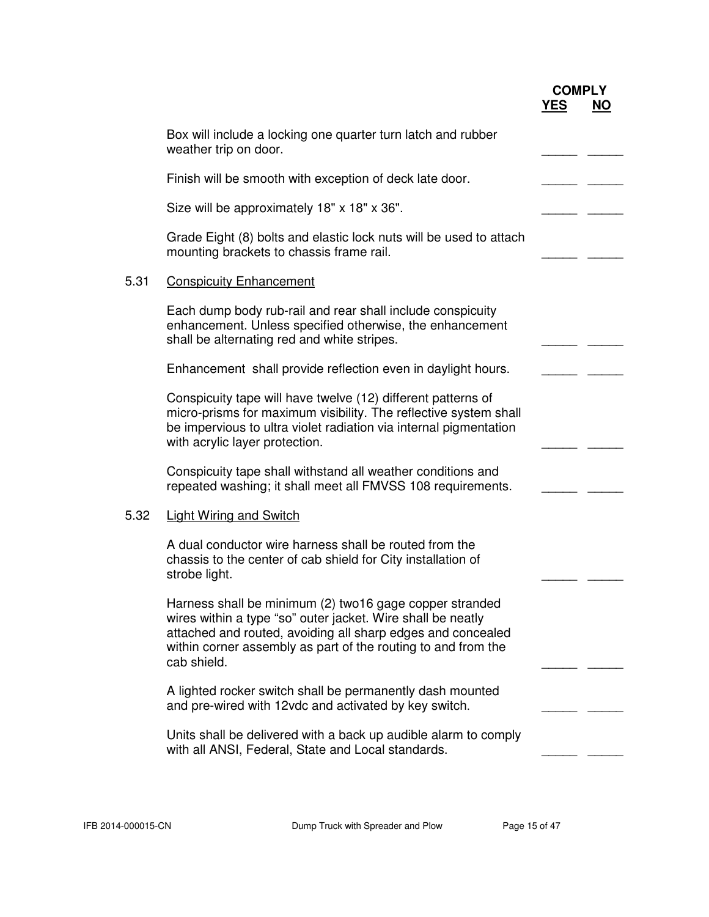| | | COMPLY YES | NO |
|---|---|---|---|
| | Box will include a locking one quarter turn latch and rubber weather trip on door. | _____ | _____ |
| | Finish will be smooth with exception of deck late door. | _____ | _____ |
| | Size will be approximately 18" x 18" x 36". | _____ | _____ |
| | Grade Eight (8) bolts and elastic lock nuts will be used to attach mounting brackets to chassis frame rail. | _____ | _____ |
| 5.31 | Conspicuity Enhancement | | |
| | Each dump body rub-rail and rear shall include conspicuity enhancement. Unless specified otherwise, the enhancement shall be alternating red and white stripes. | _____ | _____ |
| | Enhancement shall provide reflection even in daylight hours. | _____ | _____ |
| | Conspicuity tape will have twelve (12) different patterns of micro-prisms for maximum visibility. The reflective system shall be impervious to ultra violet radiation via internal pigmentation with acrylic layer protection. | _____ | _____ |
| | Conspicuity tape shall withstand all weather conditions and repeated washing; it shall meet all FMVSS 108 requirements. | _____ | _____ |
| 5.32 | Light Wiring and Switch | | |
| | A dual conductor wire harness shall be routed from the chassis to the center of cab shield for City installation of strobe light. | _____ | _____ |
| | Harness shall be minimum (2) two16 gage copper stranded wires within a type "so" outer jacket. Wire shall be neatly attached and routed, avoiding all sharp edges and concealed within corner assembly as part of the routing to and from the cab shield. | _____ | _____ |
| | A lighted rocker switch shall be permanently dash mounted and pre-wired with 12vdc and activated by key switch. | _____ | _____ |
| | Units shall be delivered with a back up audible alarm to comply with all ANSI, Federal, State and Local standards. | _____ | _____ |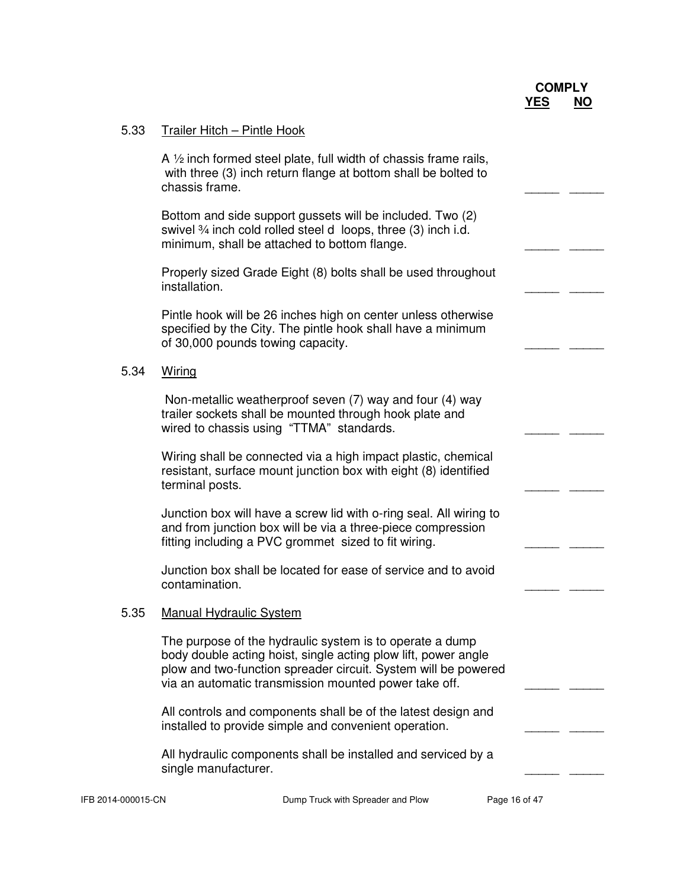**COMPLY**
**YES NO**

5.33 Trailer Hitch – Pintle Hook

A ½ inch formed steel plate, full width of chassis frame rails, with three (3) inch return flange at bottom shall be bolted to chassis frame. _____ _____

Bottom and side support gussets will be included. Two (2) swivel ¾ inch cold rolled steel d loops, three (3) inch i.d. minimum, shall be attached to bottom flange. _____ _____

Properly sized Grade Eight (8) bolts shall be used throughout installation. _____ _____

Pintle hook will be 26 inches high on center unless otherwise specified by the City. The pintle hook shall have a minimum of 30,000 pounds towing capacity. _____ _____

5.34 Wiring

Non-metallic weatherproof seven (7) way and four (4) way trailer sockets shall be mounted through hook plate and wired to chassis using "TTMA" standards. _____ _____

Wiring shall be connected via a high impact plastic, chemical resistant, surface mount junction box with eight (8) identified terminal posts. _____ _____

Junction box will have a screw lid with o-ring seal. All wiring to and from junction box will be via a three-piece compression fitting including a PVC grommet sized to fit wiring. _____ _____

Junction box shall be located for ease of service and to avoid contamination. _____ _____

5.35 Manual Hydraulic System

The purpose of the hydraulic system is to operate a dump body double acting hoist, single acting plow lift, power angle plow and two-function spreader circuit. System will be powered via an automatic transmission mounted power take off. _____ _____

All controls and components shall be of the latest design and installed to provide simple and convenient operation. _____ _____

All hydraulic components shall be installed and serviced by a single manufacturer. _____ _____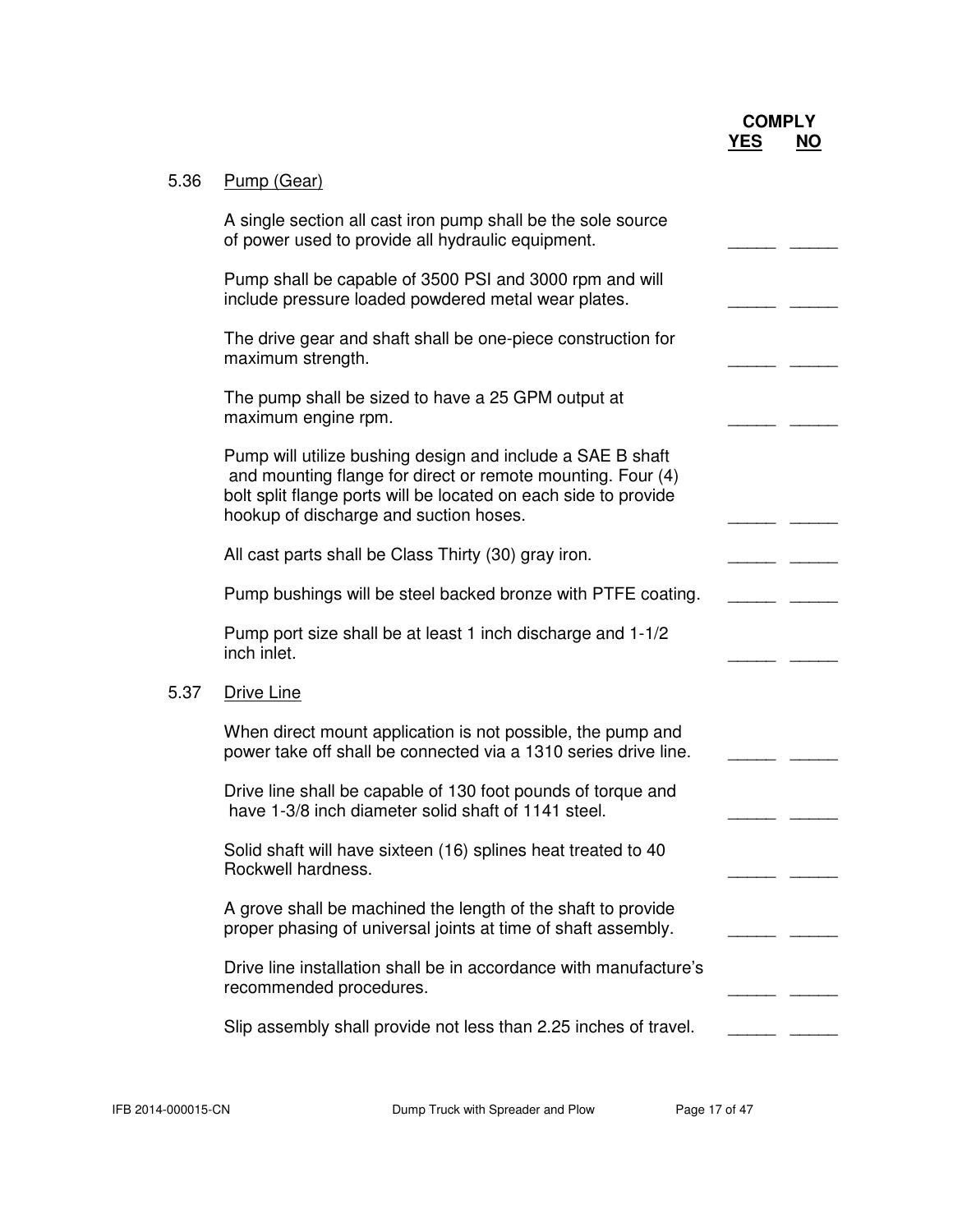| | | COMPLY YES | NO |
|---|---|---|---|
| 5.36 | Pump (Gear) | | |
| | A single section all cast iron pump shall be the sole source of power used to provide all hydraulic equipment. | _____ | _____ |
| | Pump shall be capable of 3500 PSI and 3000 rpm and will include pressure loaded powdered metal wear plates. | _____ | _____ |
| | The drive gear and shaft shall be one-piece construction for maximum strength. | _____ | _____ |
| | The pump shall be sized to have a 25 GPM output at maximum engine rpm. | _____ | _____ |
| | Pump will utilize bushing design and include a SAE B shaft and mounting flange for direct or remote mounting. Four (4) bolt split flange ports will be located on each side to provide hookup of discharge and suction hoses. | _____ | _____ |
| | All cast parts shall be Class Thirty (30) gray iron. | _____ | _____ |
| | Pump bushings will be steel backed bronze with PTFE coating. | _____ | _____ |
| | Pump port size shall be at least 1 inch discharge and 1-1/2 inch inlet. | _____ | _____ |
| 5.37 | Drive Line | | |
| | When direct mount application is not possible, the pump and power take off shall be connected via a 1310 series drive line. | _____ | _____ |
| | Drive line shall be capable of 130 foot pounds of torque and have 1-3/8 inch diameter solid shaft of 1141 steel. | _____ | _____ |
| | Solid shaft will have sixteen (16) splines heat treated to 40 Rockwell hardness. | _____ | _____ |
| | A grove shall be machined the length of the shaft to provide proper phasing of universal joints at time of shaft assembly. | _____ | _____ |
| | Drive line installation shall be in accordance with manufacture's recommended procedures. | _____ | _____ |
| | Slip assembly shall provide not less than 2.25 inches of travel. | _____ | _____ |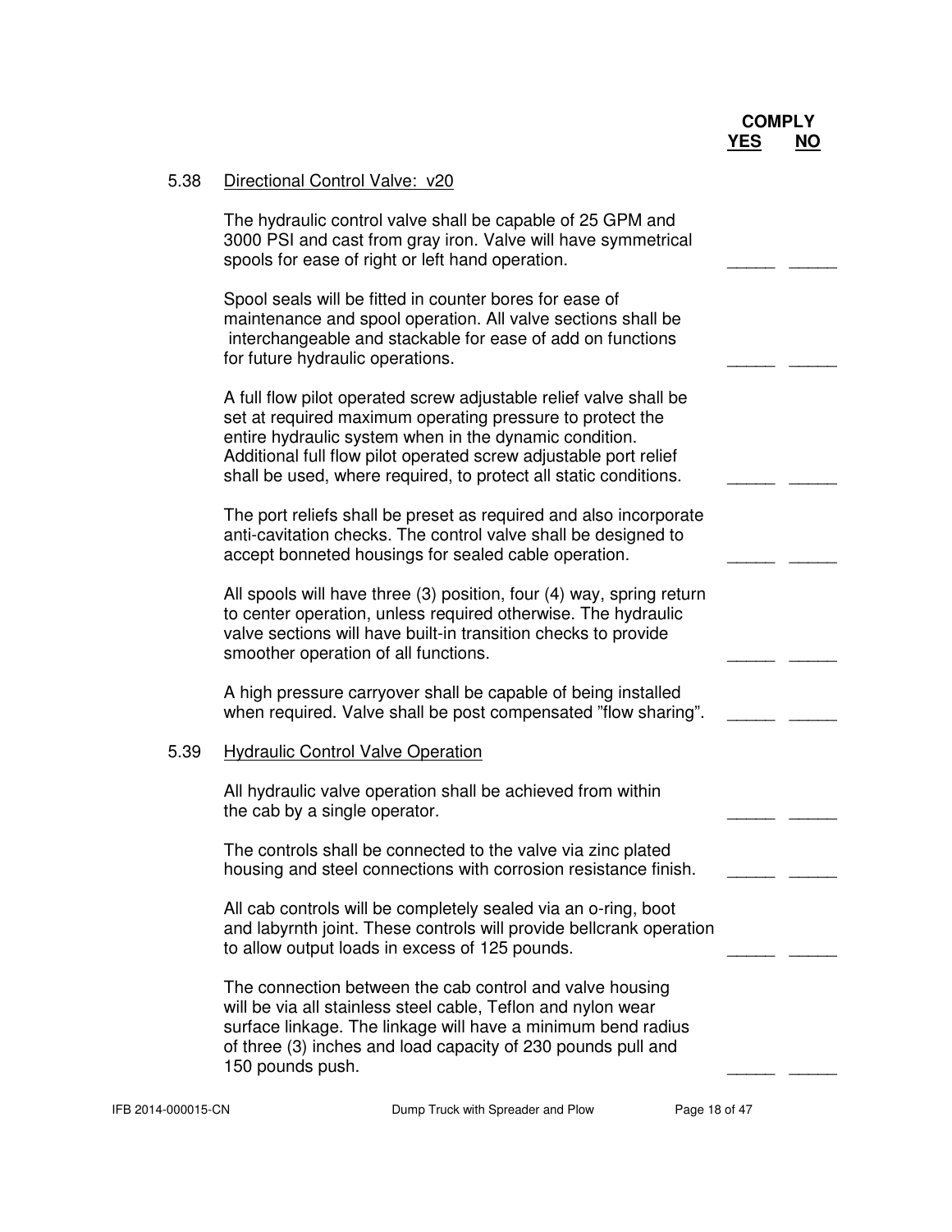**COMPLY**
**YES NO**

5.38 Directional Control Valve: v20

The hydraulic control valve shall be capable of 25 GPM and 3000 PSI and cast from gray iron. Valve will have symmetrical spools for ease of right or left hand operation. _____ _____

Spool seals will be fitted in counter bores for ease of maintenance and spool operation. All valve sections shall be interchangeable and stackable for ease of add on functions for future hydraulic operations. _____ _____

A full flow pilot operated screw adjustable relief valve shall be set at required maximum operating pressure to protect the entire hydraulic system when in the dynamic condition. Additional full flow pilot operated screw adjustable port relief shall be used, where required, to protect all static conditions. _____ _____

The port reliefs shall be preset as required and also incorporate anti-cavitation checks. The control valve shall be designed to accept bonneted housings for sealed cable operation. _____ _____

All spools will have three (3) position, four (4) way, spring return to center operation, unless required otherwise. The hydraulic valve sections will have built-in transition checks to provide smoother operation of all functions. _____ _____

A high pressure carryover shall be capable of being installed when required. Valve shall be post compensated "flow sharing". _____ _____

5.39 Hydraulic Control Valve Operation

All hydraulic valve operation shall be achieved from within the cab by a single operator. _____ _____

The controls shall be connected to the valve via zinc plated housing and steel connections with corrosion resistance finish. _____ _____

All cab controls will be completely sealed via an o-ring, boot and labyrnth joint. These controls will provide bellcrank operation to allow output loads in excess of 125 pounds. _____ _____

The connection between the cab control and valve housing will be via all stainless steel cable, Teflon and nylon wear surface linkage. The linkage will have a minimum bend radius of three (3) inches and load capacity of 230 pounds pull and 150 pounds push. _____ _____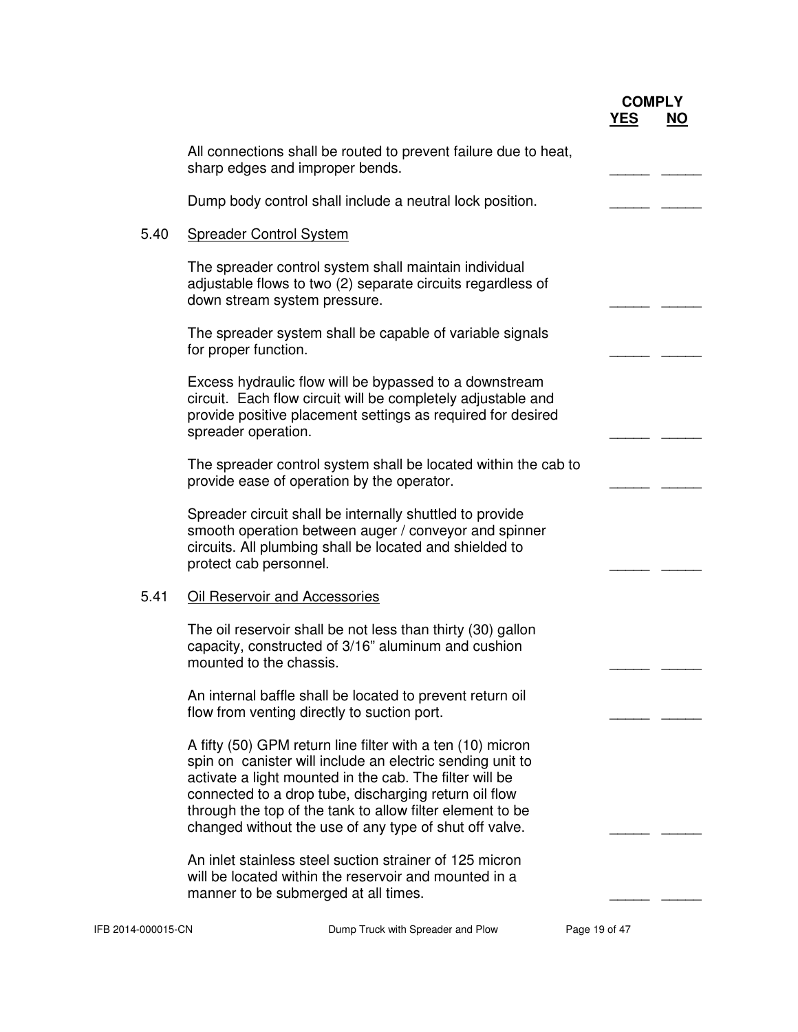| | | COMPLY YES | NO |
|---|---|---|---|
| | All connections shall be routed to prevent failure due to heat, sharp edges and improper bends. | _____ | _____ |
| | Dump body control shall include a neutral lock position. | _____ | _____ |
| 5.40 | <u>Spreader Control System</u> | | |
| | The spreader control system shall maintain individual adjustable flows to two (2) separate circuits regardless of down stream system pressure. | _____ | _____ |
| | The spreader system shall be capable of variable signals for proper function. | _____ | _____ |
| | Excess hydraulic flow will be bypassed to a downstream circuit. Each flow circuit will be completely adjustable and provide positive placement settings as required for desired spreader operation. | _____ | _____ |
| | The spreader control system shall be located within the cab to provide ease of operation by the operator. | _____ | _____ |
| | Spreader circuit shall be internally shuttled to provide smooth operation between auger / conveyor and spinner circuits. All plumbing shall be located and shielded to protect cab personnel. | _____ | _____ |
| 5.41 | <u>Oil Reservoir and Accessories</u> | | |
| | The oil reservoir shall be not less than thirty (30) gallon capacity, constructed of 3/16" aluminum and cushion mounted to the chassis. | _____ | _____ |
| | An internal baffle shall be located to prevent return oil flow from venting directly to suction port. | _____ | _____ |
| | A fifty (50) GPM return line filter with a ten (10) micron spin on canister will include an electric sending unit to activate a light mounted in the cab. The filter will be connected to a drop tube, discharging return oil flow through the top of the tank to allow filter element to be changed without the use of any type of shut off valve. | _____ | _____ |
| | An inlet stainless steel suction strainer of 125 micron will be located within the reservoir and mounted in a manner to be submerged at all times. | _____ | _____ |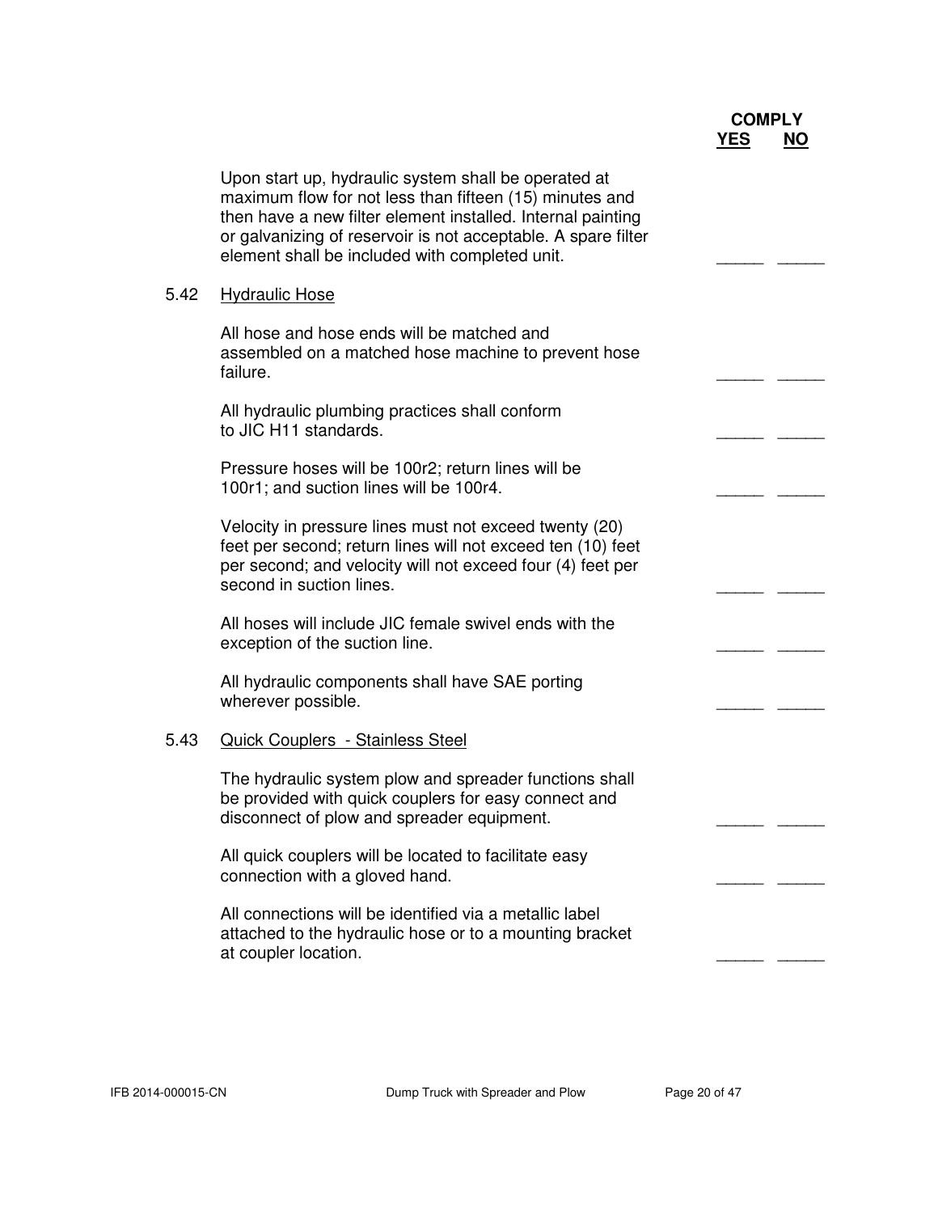| | | COMPLY YES | NO |
|---|---|---|---|
| | Upon start up, hydraulic system shall be operated at maximum flow for not less than fifteen (15) minutes and then have a new filter element installed. Internal painting or galvanizing of reservoir is not acceptable. A spare filter element shall be included with completed unit. | _____ | _____ |
| 5.42 | Hydraulic Hose | | |
| | All hose and hose ends will be matched and assembled on a matched hose machine to prevent hose failure. | _____ | _____ |
| | All hydraulic plumbing practices shall conform to JIC H11 standards. | _____ | _____ |
| | Pressure hoses will be 100r2; return lines will be 100r1; and suction lines will be 100r4. | _____ | _____ |
| | Velocity in pressure lines must not exceed twenty (20) feet per second; return lines will not exceed ten (10) feet per second; and velocity will not exceed four (4) feet per second in suction lines. | _____ | _____ |
| | All hoses will include JIC female swivel ends with the exception of the suction line. | _____ | _____ |
| | All hydraulic components shall have SAE porting wherever possible. | _____ | _____ |
| 5.43 | Quick Couplers - Stainless Steel | | |
| | The hydraulic system plow and spreader functions shall be provided with quick couplers for easy connect and disconnect of plow and spreader equipment. | _____ | _____ |
| | All quick couplers will be located to facilitate easy connection with a gloved hand. | _____ | _____ |
| | All connections will be identified via a metallic label attached to the hydraulic hose or to a mounting bracket at coupler location. | _____ | _____ |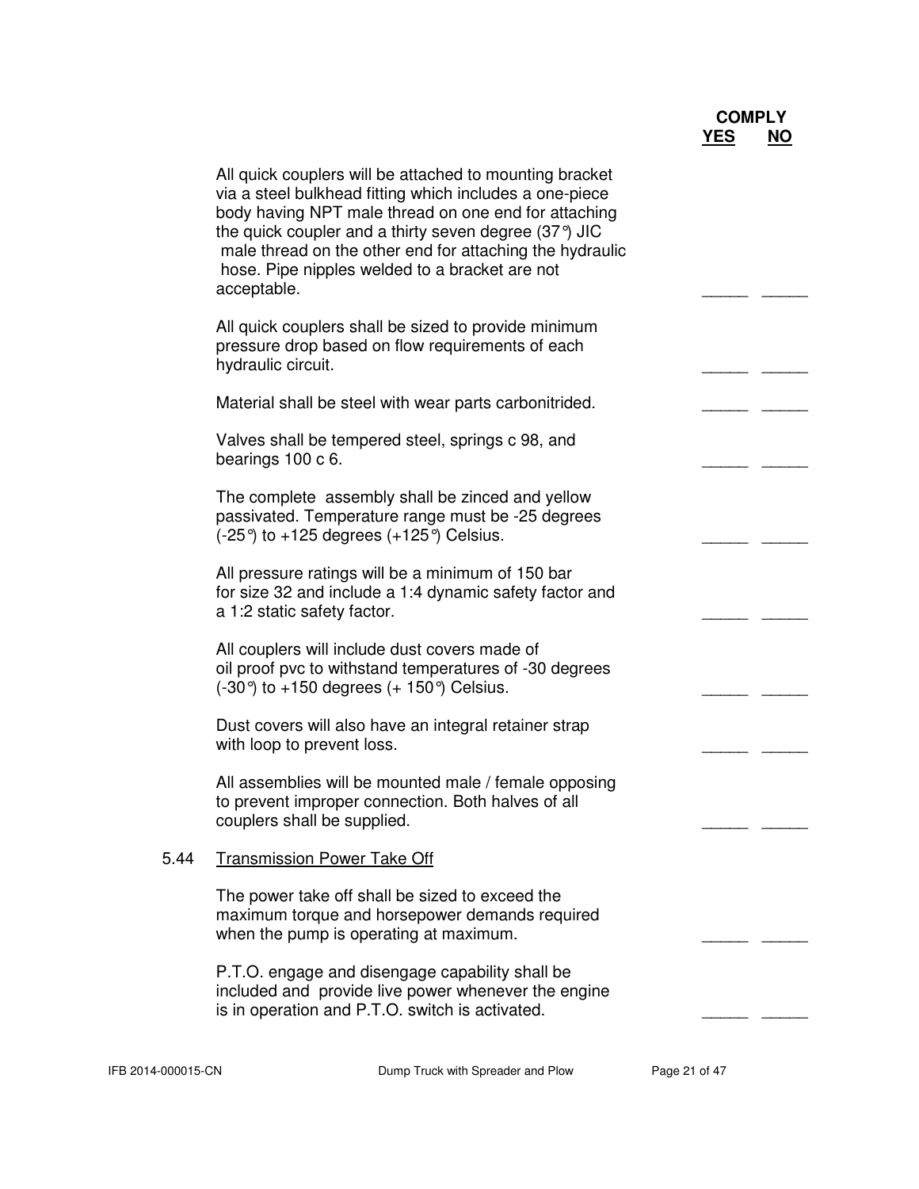| | COMPLY YES | NO |
|---|---|---|
| All quick couplers will be attached to mounting bracket via a steel bulkhead fitting which includes a one-piece body having NPT male thread on one end for attaching the quick coupler and a thirty seven degree (37°) JIC male thread on the other end for attaching the hydraulic hose. Pipe nipples welded to a bracket are not acceptable. | _____ | _____ |
| All quick couplers shall be sized to provide minimum pressure drop based on flow requirements of each hydraulic circuit. | _____ | _____ |
| Material shall be steel with wear parts carbonitrided. | _____ | _____ |
| Valves shall be tempered steel, springs c 98, and bearings 100 c 6. | _____ | _____ |
| The complete assembly shall be zinced and yellow passivated. Temperature range must be -25 degrees (-25°) to +125 degrees (+125°) Celsius. | _____ | _____ |
| All pressure ratings will be a minimum of 150 bar for size 32 and include a 1:4 dynamic safety factor and a 1:2 static safety factor. | _____ | _____ |
| All couplers will include dust covers made of oil proof pvc to withstand temperatures of -30 degrees (-30°) to +150 degrees (+ 150°) Celsius. | _____ | _____ |
| Dust covers will also have an integral retainer strap with loop to prevent loss. | _____ | _____ |
| All assemblies will be mounted male / female opposing to prevent improper connection. Both halves of all couplers shall be supplied. | _____ | _____ |

## 5.44 Transmission Power Take Off

| | COMPLY YES | NO |
|---|---|---|
| The power take off shall be sized to exceed the maximum torque and horsepower demands required when the pump is operating at maximum. | _____ | _____ |
| P.T.O. engage and disengage capability shall be included and provide live power whenever the engine is in operation and P.T.O. switch is activated. | _____ | _____ |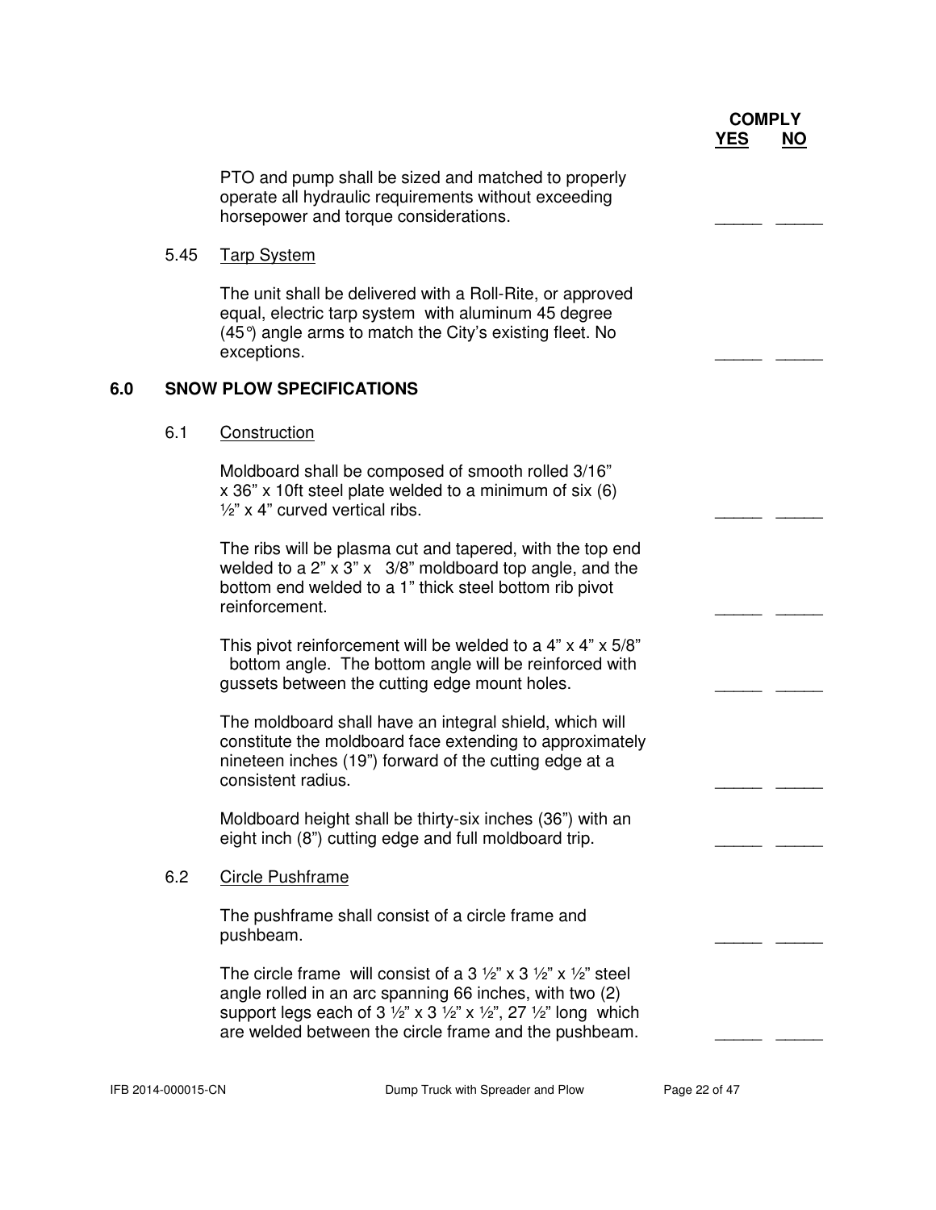**COMPLY**
**YES NO**

PTO and pump shall be sized and matched to properly operate all hydraulic requirements without exceeding horsepower and torque considerations. _____ _____

5.45 Tarp System

The unit shall be delivered with a Roll-Rite, or approved equal, electric tarp system with aluminum 45 degree (45°) angle arms to match the City's existing fleet. No exceptions. _____ _____

## 6.0 SNOW PLOW SPECIFICATIONS

6.1 Construction

Moldboard shall be composed of smooth rolled 3/16" x 36" x 10ft steel plate welded to a minimum of six (6) ½" x 4" curved vertical ribs. _____ _____

The ribs will be plasma cut and tapered, with the top end welded to a 2" x 3" x 3/8" moldboard top angle, and the bottom end welded to a 1" thick steel bottom rib pivot reinforcement. _____ _____

This pivot reinforcement will be welded to a 4" x 4" x 5/8" bottom angle. The bottom angle will be reinforced with gussets between the cutting edge mount holes. _____ _____

The moldboard shall have an integral shield, which will constitute the moldboard face extending to approximately nineteen inches (19") forward of the cutting edge at a consistent radius. _____ _____

Moldboard height shall be thirty-six inches (36") with an eight inch (8") cutting edge and full moldboard trip. _____ _____

6.2 Circle Pushframe

The pushframe shall consist of a circle frame and pushbeam. _____ _____

The circle frame will consist of a 3 ½" x 3 ½" x ½" steel angle rolled in an arc spanning 66 inches, with two (2) support legs each of 3 ½" x 3 ½" x ½", 27 ½" long which are welded between the circle frame and the pushbeam. _____ _____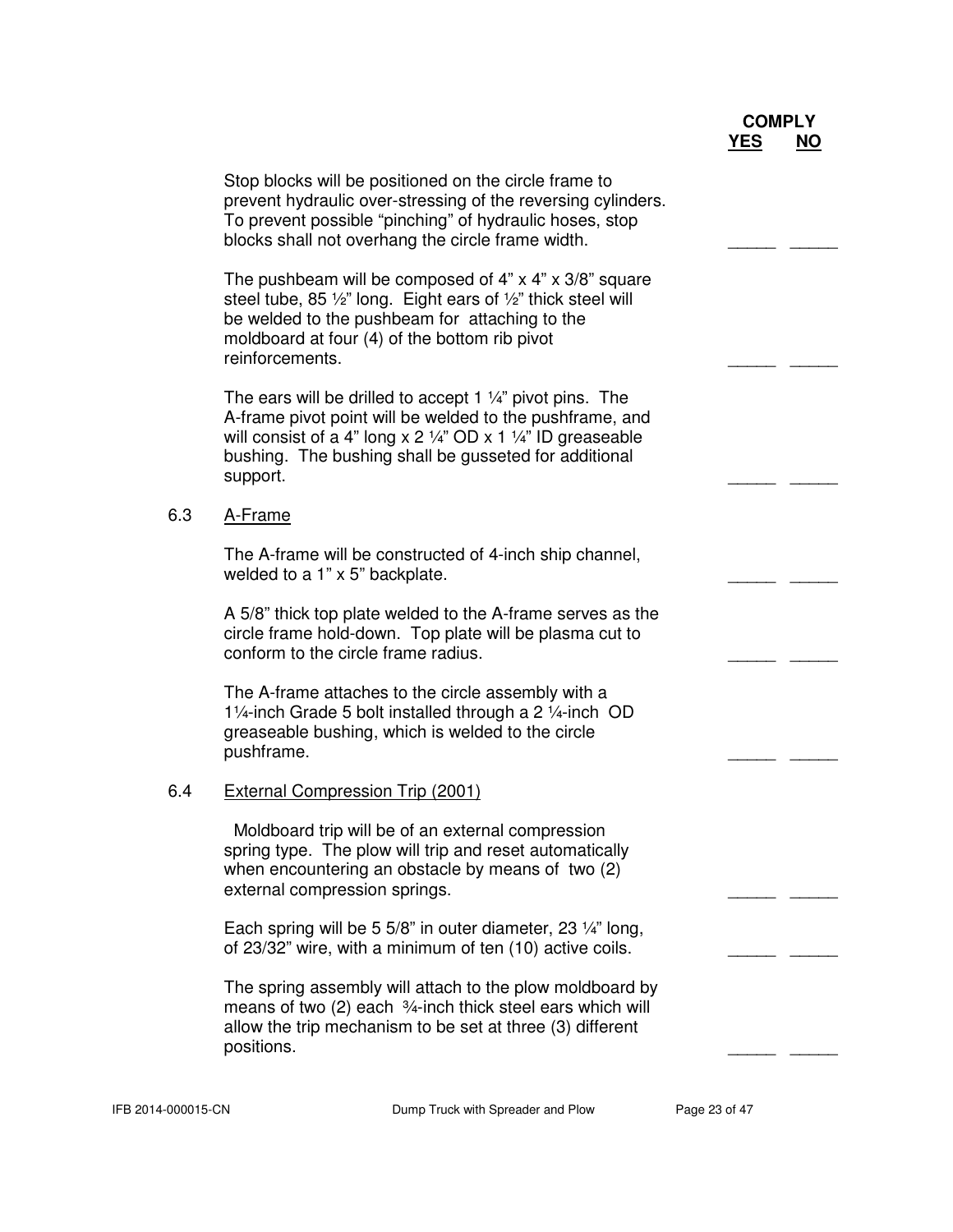| | COMPLY YES | NO |
|---|---|---|
| Stop blocks will be positioned on the circle frame to prevent hydraulic over-stressing of the reversing cylinders. To prevent possible "pinching" of hydraulic hoses, stop blocks shall not overhang the circle frame width. | _____ | _____ |
| The pushbeam will be composed of 4" x 4" x 3/8" square steel tube, 85 ½" long. Eight ears of ½" thick steel will be welded to the pushbeam for attaching to the moldboard at four (4) of the bottom rib pivot reinforcements. | _____ | _____ |
| The ears will be drilled to accept 1 ¼" pivot pins. The A-frame pivot point will be welded to the pushframe, and will consist of a 4" long x 2 ¼" OD x 1 ¼" ID greaseable bushing. The bushing shall be gusseted for additional support. | _____ | _____ |

## 6.3 A-Frame

| | COMPLY YES | NO |
|---|---|---|
| The A-frame will be constructed of 4-inch ship channel, welded to a 1" x 5" backplate. | _____ | _____ |
| A 5/8" thick top plate welded to the A-frame serves as the circle frame hold-down. Top plate will be plasma cut to conform to the circle frame radius. | _____ | _____ |
| The A-frame attaches to the circle assembly with a 1¼-inch Grade 5 bolt installed through a 2 ¼-inch OD greaseable bushing, which is welded to the circle pushframe. | _____ | _____ |

## 6.4 External Compression Trip (2001)

| | COMPLY YES | NO |
|---|---|---|
| Moldboard trip will be of an external compression spring type. The plow will trip and reset automatically when encountering an obstacle by means of two (2) external compression springs. | _____ | _____ |
| Each spring will be 5 5/8" in outer diameter, 23 ¼" long, of 23/32" wire, with a minimum of ten (10) active coils. | _____ | _____ |
| The spring assembly will attach to the plow moldboard by means of two (2) each ¾-inch thick steel ears which will allow the trip mechanism to be set at three (3) different positions. | _____ | _____ |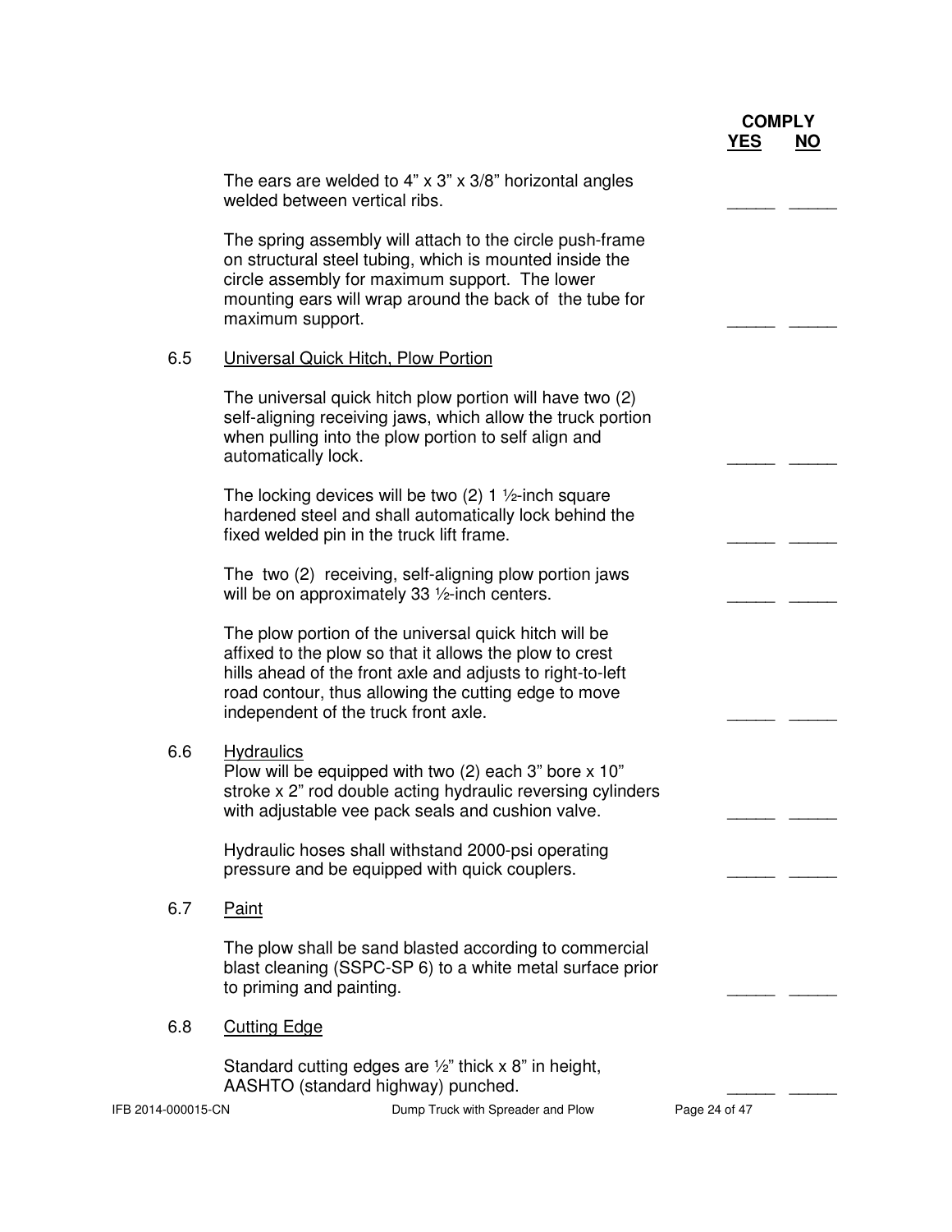| | | COMPLY YES | NO |
|---|---|---|---|
| | The ears are welded to 4" x 3" x 3/8" horizontal angles welded between vertical ribs. | _____ | _____ |
| | The spring assembly will attach to the circle push-frame on structural steel tubing, which is mounted inside the circle assembly for maximum support. The lower mounting ears will wrap around the back of the tube for maximum support. | _____ | _____ |
| 6.5 | <u>Universal Quick Hitch, Plow Portion</u> | | |
| | The universal quick hitch plow portion will have two (2) self-aligning receiving jaws, which allow the truck portion when pulling into the plow portion to self align and automatically lock. | _____ | _____ |
| | The locking devices will be two (2) 1 ½-inch square hardened steel and shall automatically lock behind the fixed welded pin in the truck lift frame. | _____ | _____ |
| | The two (2) receiving, self-aligning plow portion jaws will be on approximately 33 ½-inch centers. | _____ | _____ |
| | The plow portion of the universal quick hitch will be affixed to the plow so that it allows the plow to crest hills ahead of the front axle and adjusts to right-to-left road contour, thus allowing the cutting edge to move independent of the truck front axle. | _____ | _____ |
| 6.6 | <u>Hydraulics</u><br>Plow will be equipped with two (2) each 3" bore x 10" stroke x 2" rod double acting hydraulic reversing cylinders with adjustable vee pack seals and cushion valve. | _____ | _____ |
| | Hydraulic hoses shall withstand 2000-psi operating pressure and be equipped with quick couplers. | _____ | _____ |
| 6.7 | <u>Paint</u> | | |
| | The plow shall be sand blasted according to commercial blast cleaning (SSPC-SP 6) to a white metal surface prior to priming and painting. | _____ | _____ |
| 6.8 | <u>Cutting Edge</u> | | |
| | Standard cutting edges are ½" thick x 8" in height, AASHTO (standard highway) punched. | _____ | _____ |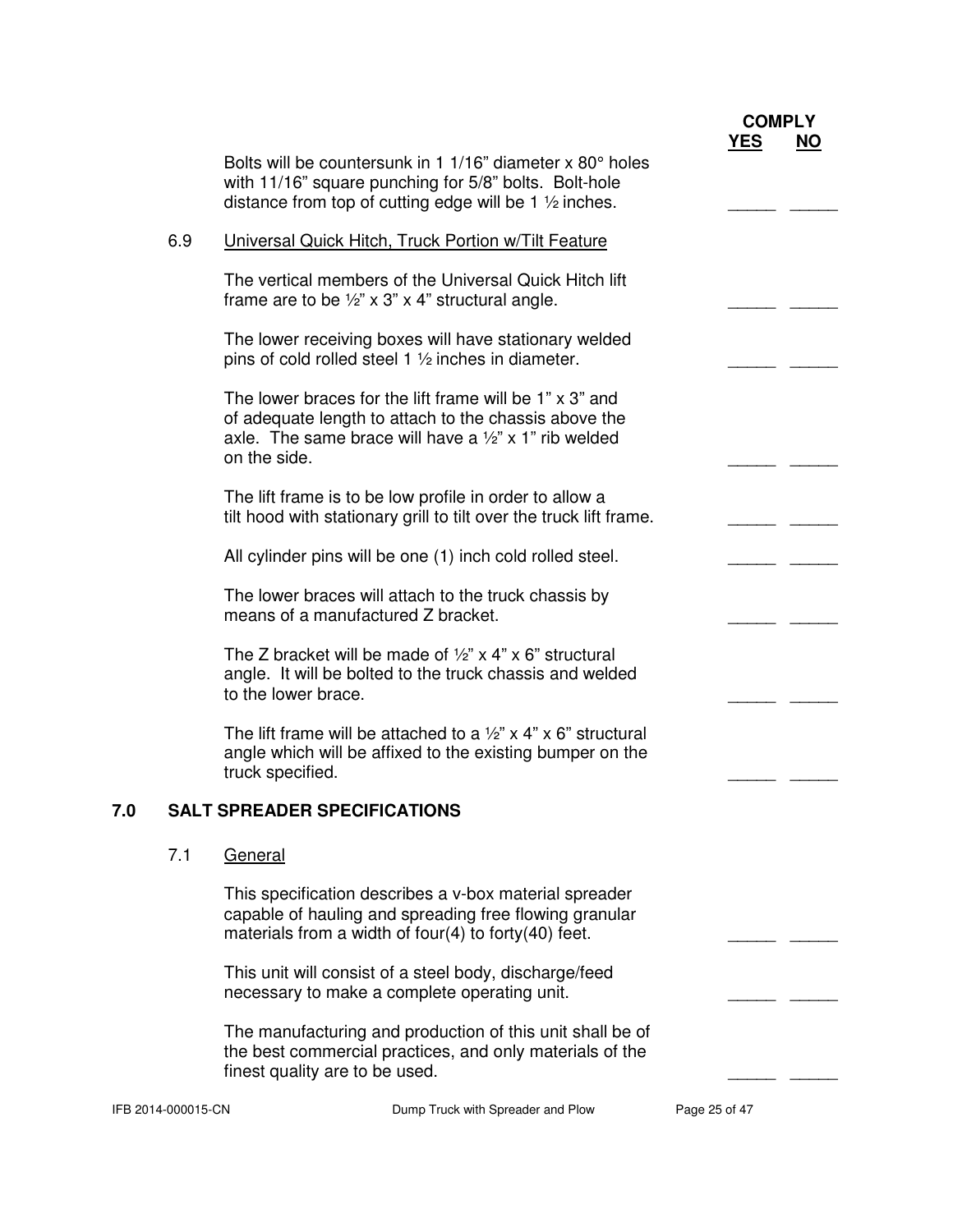| | COMPLY YES | NO |
|---|---|---|
| Bolts will be countersunk in 1 1/16" diameter x 80° holes with 11/16" square punching for 5/8" bolts. Bolt-hole distance from top of cutting edge will be 1 ½ inches. | _____ | _____ |

### 6.9 Universal Quick Hitch, Truck Portion w/Tilt Feature

| | YES | NO |
|---|---|---|
| The vertical members of the Universal Quick Hitch lift frame are to be ½" x 3" x 4" structural angle. | _____ | _____ |
| The lower receiving boxes will have stationary welded pins of cold rolled steel 1 ½ inches in diameter. | _____ | _____ |
| The lower braces for the lift frame will be 1" x 3" and of adequate length to attach to the chassis above the axle. The same brace will have a ½" x 1" rib welded on the side. | _____ | _____ |
| The lift frame is to be low profile in order to allow a tilt hood with stationary grill to tilt over the truck lift frame. | _____ | _____ |
| All cylinder pins will be one (1) inch cold rolled steel. | _____ | _____ |
| The lower braces will attach to the truck chassis by means of a manufactured Z bracket. | _____ | _____ |
| The Z bracket will be made of ½" x 4" x 6" structural angle. It will be bolted to the truck chassis and welded to the lower brace. | _____ | _____ |
| The lift frame will be attached to a ½" x 4" x 6" structural angle which will be affixed to the existing bumper on the truck specified. | _____ | _____ |

## 7.0 SALT SPREADER SPECIFICATIONS

### 7.1 General

| | YES | NO |
|---|---|---|
| This specification describes a v-box material spreader capable of hauling and spreading free flowing granular materials from a width of four(4) to forty(40) feet. | _____ | _____ |
| This unit will consist of a steel body, discharge/feed necessary to make a complete operating unit. | _____ | _____ |
| The manufacturing and production of this unit shall be of the best commercial practices, and only materials of the finest quality are to be used. | _____ | _____ |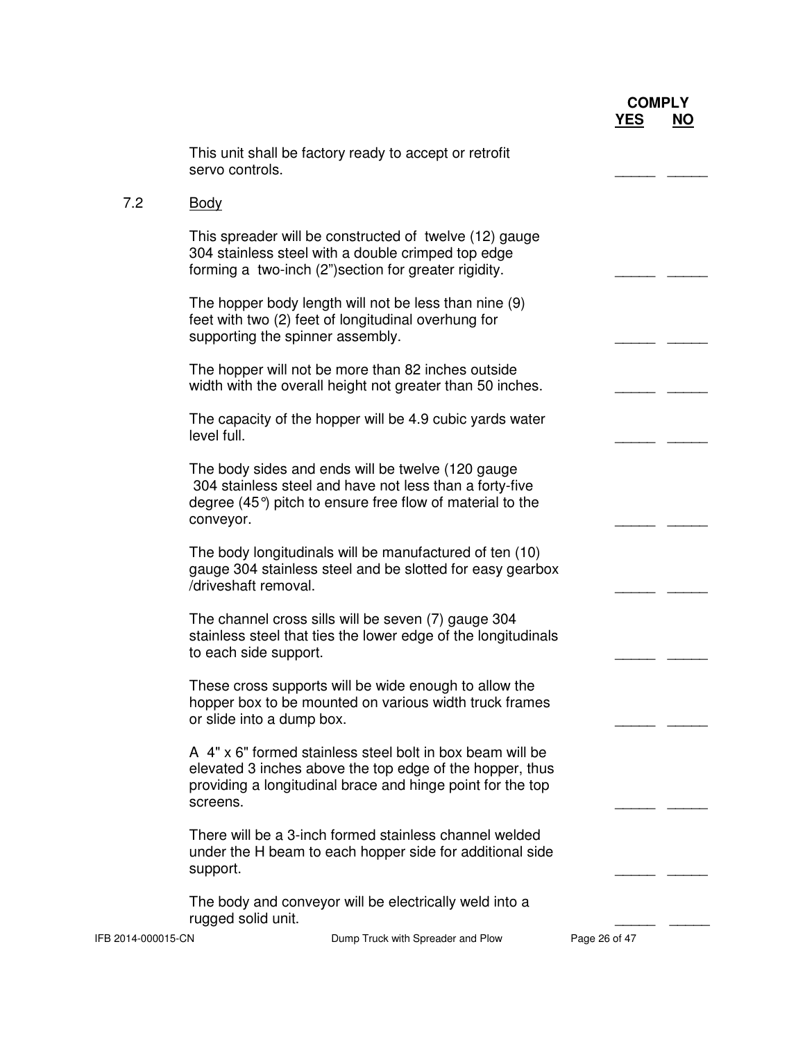| | | COMPLY YES | NO |
|---|---|---|---|
| | This unit shall be factory ready to accept or retrofit servo controls. | _____ | _____ |
| 7.2 | <u>Body</u> | | |
| | This spreader will be constructed of twelve (12) gauge 304 stainless steel with a double crimped top edge forming a two-inch (2")section for greater rigidity. | _____ | _____ |
| | The hopper body length will not be less than nine (9) feet with two (2) feet of longitudinal overhung for supporting the spinner assembly. | _____ | _____ |
| | The hopper will not be more than 82 inches outside width with the overall height not greater than 50 inches. | _____ | _____ |
| | The capacity of the hopper will be 4.9 cubic yards water level full. | _____ | _____ |
| | The body sides and ends will be twelve (120 gauge 304 stainless steel and have not less than a forty-five degree (45°) pitch to ensure free flow of material to the conveyor. | _____ | _____ |
| | The body longitudinals will be manufactured of ten (10) gauge 304 stainless steel and be slotted for easy gearbox /driveshaft removal. | _____ | _____ |
| | The channel cross sills will be seven (7) gauge 304 stainless steel that ties the lower edge of the longitudinals to each side support. | _____ | _____ |
| | These cross supports will be wide enough to allow the hopper box to be mounted on various width truck frames or slide into a dump box. | _____ | _____ |
| | A 4" x 6" formed stainless steel bolt in box beam will be elevated 3 inches above the top edge of the hopper, thus providing a longitudinal brace and hinge point for the top screens. | _____ | _____ |
| | There will be a 3-inch formed stainless channel welded under the H beam to each hopper side for additional side support. | _____ | _____ |
| | The body and conveyor will be electrically weld into a rugged solid unit. | _____ | _____ |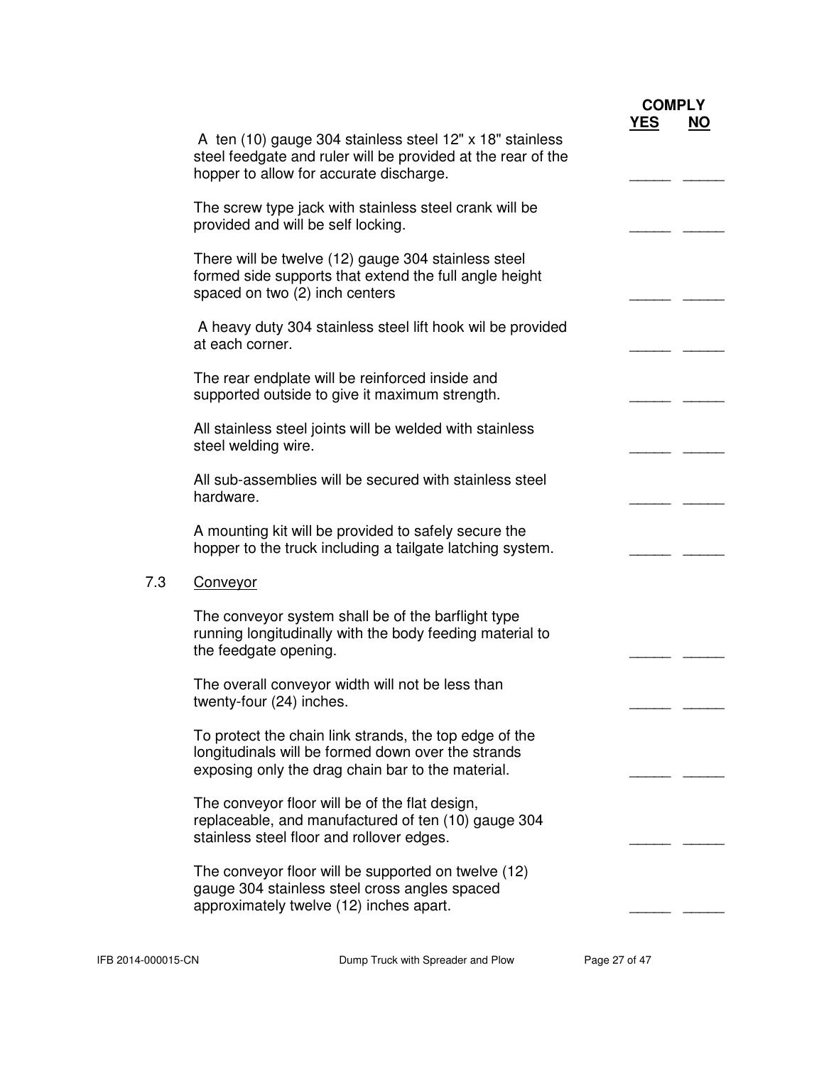| | COMPLY YES | COMPLY NO |
|---|---|---|
| A ten (10) gauge 304 stainless steel 12" x 18" stainless steel feedgate and ruler will be provided at the rear of the hopper to allow for accurate discharge. | _____ | _____ |
| The screw type jack with stainless steel crank will be provided and will be self locking. | _____ | _____ |
| There will be twelve (12) gauge 304 stainless steel formed side supports that extend the full angle height spaced on two (2) inch centers | _____ | _____ |
| A heavy duty 304 stainless steel lift hook wil be provided at each corner. | _____ | _____ |
| The rear endplate will be reinforced inside and supported outside to give it maximum strength. | _____ | _____ |
| All stainless steel joints will be welded with stainless steel welding wire. | _____ | _____ |
| All sub-assemblies will be secured with stainless steel hardware. | _____ | _____ |
| A mounting kit will be provided to safely secure the hopper to the truck including a tailgate latching system. | _____ | _____ |

7.3 Conveyor

| | COMPLY YES | COMPLY NO |
|---|---|---|
| The conveyor system shall be of the barflight type running longitudinally with the body feeding material to the feedgate opening. | _____ | _____ |
| The overall conveyor width will not be less than twenty-four (24) inches. | _____ | _____ |
| To protect the chain link strands, the top edge of the longitudinals will be formed down over the strands exposing only the drag chain bar to the material. | _____ | _____ |
| The conveyor floor will be of the flat design, replaceable, and manufactured of ten (10) gauge 304 stainless steel floor and rollover edges. | _____ | _____ |
| The conveyor floor will be supported on twelve (12) gauge 304 stainless steel cross angles spaced approximately twelve (12) inches apart. | _____ | _____ |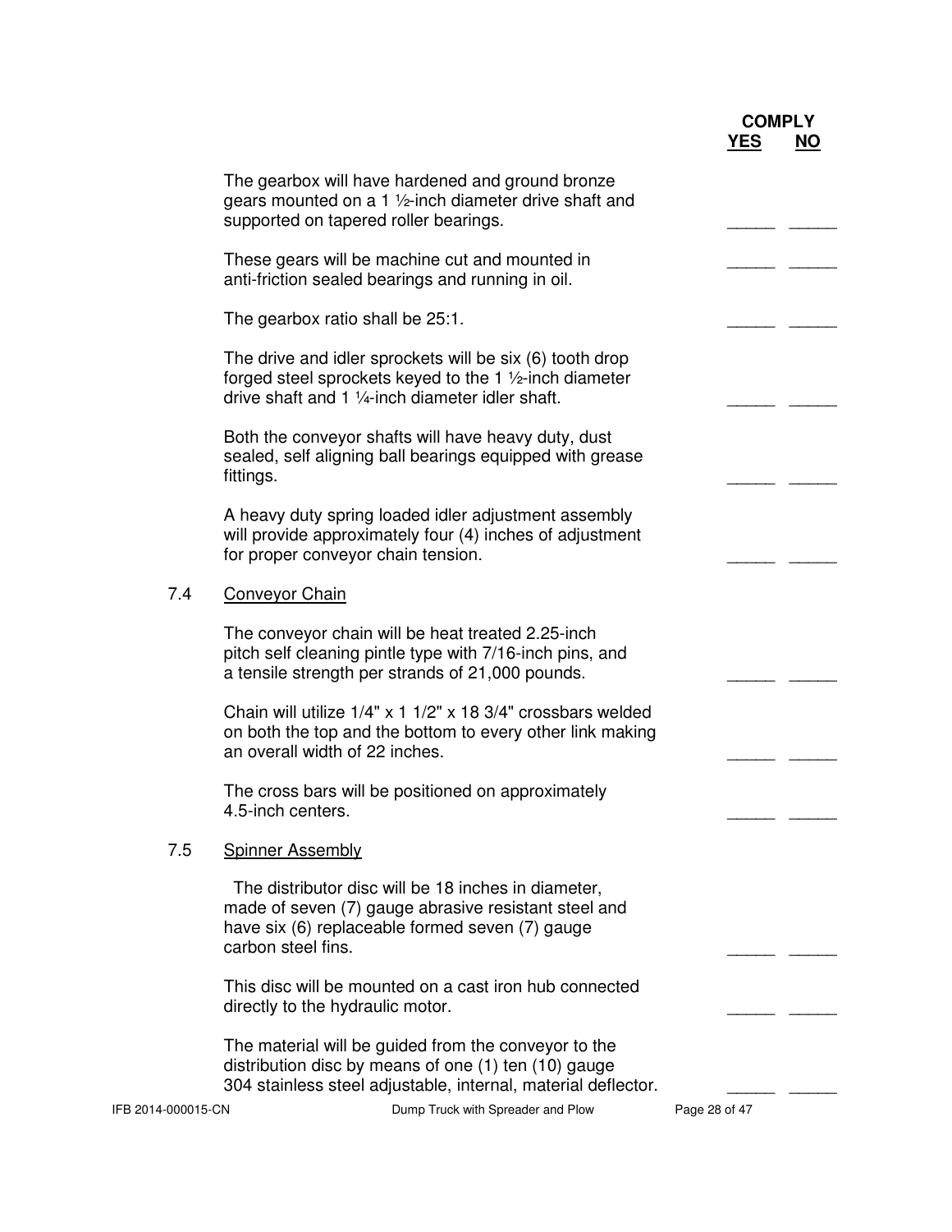| | COMPLY YES | COMPLY NO |
|---|---|---|
| The gearbox will have hardened and ground bronze gears mounted on a 1 ½-inch diameter drive shaft and supported on tapered roller bearings. | _____ | _____ |
| These gears will be machine cut and mounted in anti-friction sealed bearings and running in oil. | _____ | _____ |
| The gearbox ratio shall be 25:1. | _____ | _____ |
| The drive and idler sprockets will be six (6) tooth drop forged steel sprockets keyed to the 1 ½-inch diameter drive shaft and 1 ¼-inch diameter idler shaft. | _____ | _____ |
| Both the conveyor shafts will have heavy duty, dust sealed, self aligning ball bearings equipped with grease fittings. | _____ | _____ |
| A heavy duty spring loaded idler adjustment assembly will provide approximately four (4) inches of adjustment for proper conveyor chain tension. | _____ | _____ |

## 7.4 Conveyor Chain

| | COMPLY YES | COMPLY NO |
|---|---|---|
| The conveyor chain will be heat treated 2.25-inch pitch self cleaning pintle type with 7/16-inch pins, and a tensile strength per strands of 21,000 pounds. | _____ | _____ |
| Chain will utilize 1/4" x 1 1/2" x 18 3/4" crossbars welded on both the top and the bottom to every other link making an overall width of 22 inches. | _____ | _____ |
| The cross bars will be positioned on approximately 4.5-inch centers. | _____ | _____ |

## 7.5 Spinner Assembly

| | COMPLY YES | COMPLY NO |
|---|---|---|
| The distributor disc will be 18 inches in diameter, made of seven (7) gauge abrasive resistant steel and have six (6) replaceable formed seven (7) gauge carbon steel fins. | _____ | _____ |
| This disc will be mounted on a cast iron hub connected directly to the hydraulic motor. | _____ | _____ |
| The material will be guided from the conveyor to the distribution disc by means of one (1) ten (10) gauge 304 stainless steel adjustable, internal, material deflector. | _____ | _____ |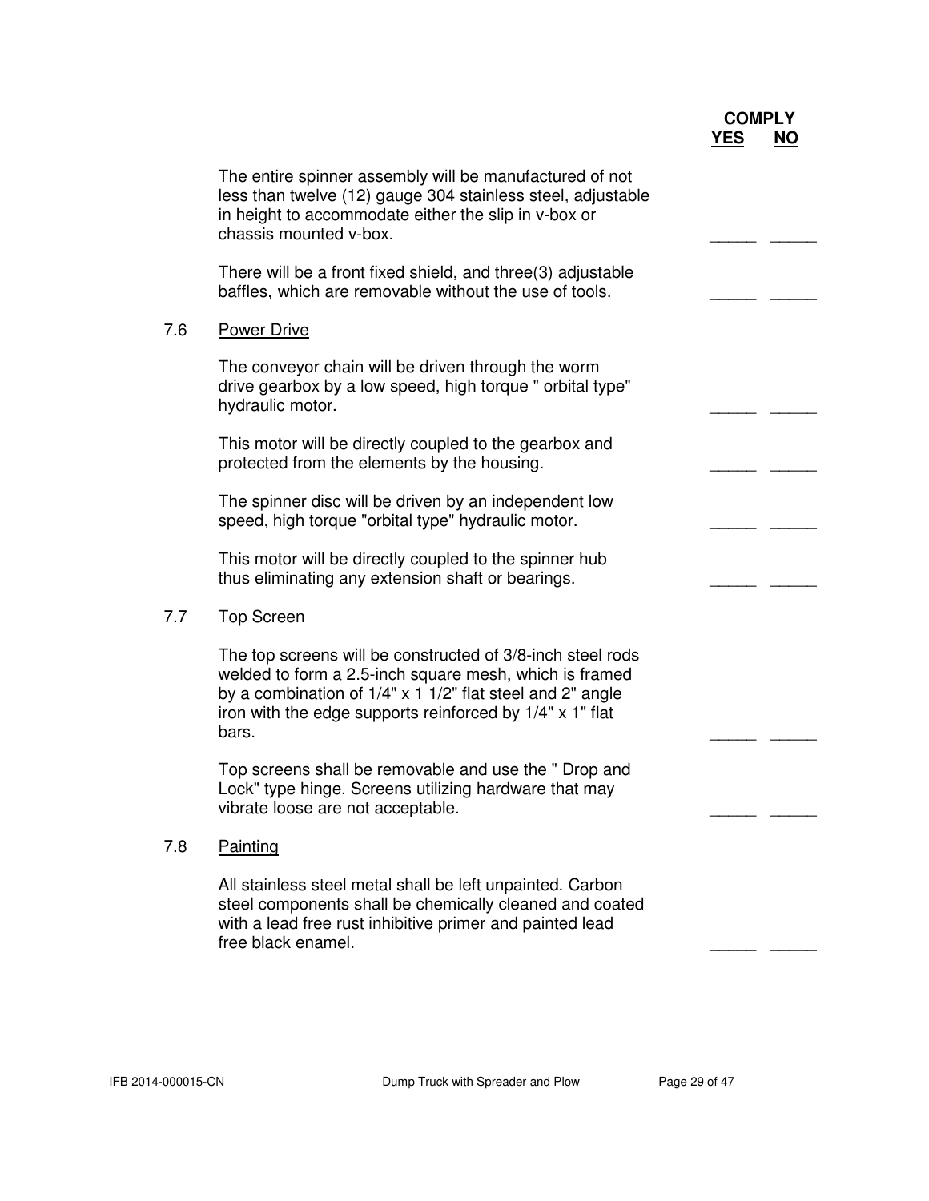| | COMPLY YES | NO |
|---|---|---|
| The entire spinner assembly will be manufactured of not less than twelve (12) gauge 304 stainless steel, adjustable in height to accommodate either the slip in v-box or chassis mounted v-box. | _____ | _____ |
| There will be a front fixed shield, and three(3) adjustable baffles, which are removable without the use of tools. | _____ | _____ |

### 7.6 Power Drive

| | YES | NO |
|---|---|---|
| The conveyor chain will be driven through the worm drive gearbox by a low speed, high torque " orbital type" hydraulic motor. | _____ | _____ |
| This motor will be directly coupled to the gearbox and protected from the elements by the housing. | _____ | _____ |
| The spinner disc will be driven by an independent low speed, high torque "orbital type" hydraulic motor. | _____ | _____ |
| This motor will be directly coupled to the spinner hub thus eliminating any extension shaft or bearings. | _____ | _____ |

### 7.7 Top Screen

| | YES | NO |
|---|---|---|
| The top screens will be constructed of 3/8-inch steel rods welded to form a 2.5-inch square mesh, which is framed by a combination of 1/4" x 1 1/2" flat steel and 2" angle iron with the edge supports reinforced by 1/4" x 1" flat bars. | _____ | _____ |
| Top screens shall be removable and use the " Drop and Lock" type hinge. Screens utilizing hardware that may vibrate loose are not acceptable. | _____ | _____ |

### 7.8 Painting

| | YES | NO |
|---|---|---|
| All stainless steel metal shall be left unpainted. Carbon steel components shall be chemically cleaned and coated with a lead free rust inhibitive primer and painted lead free black enamel. | _____ | _____ |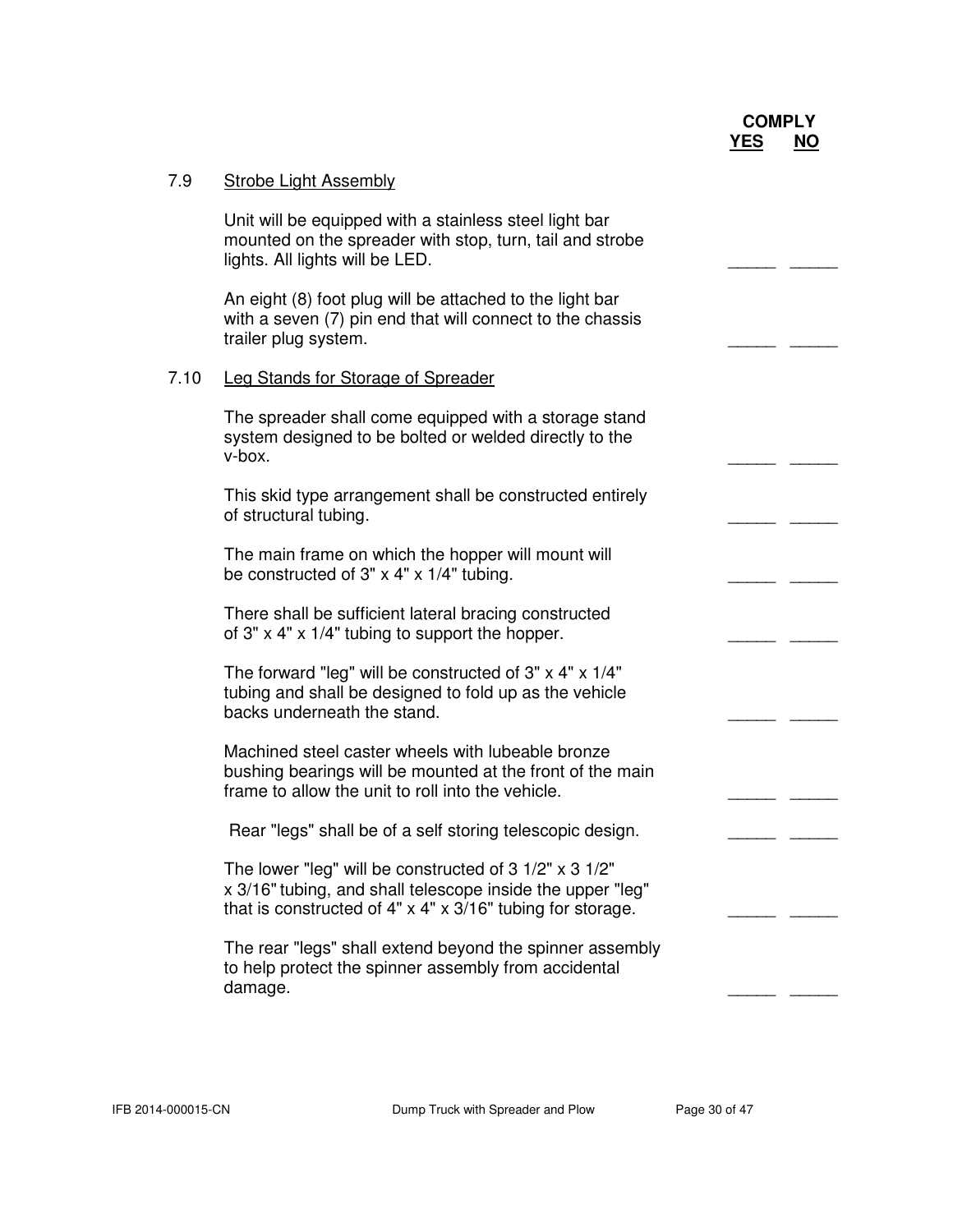| | | COMPLY YES | NO |
|---|---|---|---|
| **7.9** | **Strobe Light Assembly** | | |
| | Unit will be equipped with a stainless steel light bar mounted on the spreader with stop, turn, tail and strobe lights. All lights will be LED. | _____ | _____ |
| | An eight (8) foot plug will be attached to the light bar with a seven (7) pin end that will connect to the chassis trailer plug system. | _____ | _____ |
| **7.10** | **Leg Stands for Storage of Spreader** | | |
| | The spreader shall come equipped with a storage stand system designed to be bolted or welded directly to the v-box. | _____ | _____ |
| | This skid type arrangement shall be constructed entirely of structural tubing. | _____ | _____ |
| | The main frame on which the hopper will mount will be constructed of 3" x 4" x 1/4" tubing. | _____ | _____ |
| | There shall be sufficient lateral bracing constructed of 3" x 4" x 1/4" tubing to support the hopper. | _____ | _____ |
| | The forward "leg" will be constructed of 3" x 4" x 1/4" tubing and shall be designed to fold up as the vehicle backs underneath the stand. | _____ | _____ |
| | Machined steel caster wheels with lubeable bronze bushing bearings will be mounted at the front of the main frame to allow the unit to roll into the vehicle. | _____ | _____ |
| | Rear "legs" shall be of a self storing telescopic design. | _____ | _____ |
| | The lower "leg" will be constructed of 3 1/2" x 3 1/2" x 3/16" tubing, and shall telescope inside the upper "leg" that is constructed of 4" x 4" x 3/16" tubing for storage. | _____ | _____ |
| | The rear "legs" shall extend beyond the spinner assembly to help protect the spinner assembly from accidental damage. | _____ | _____ |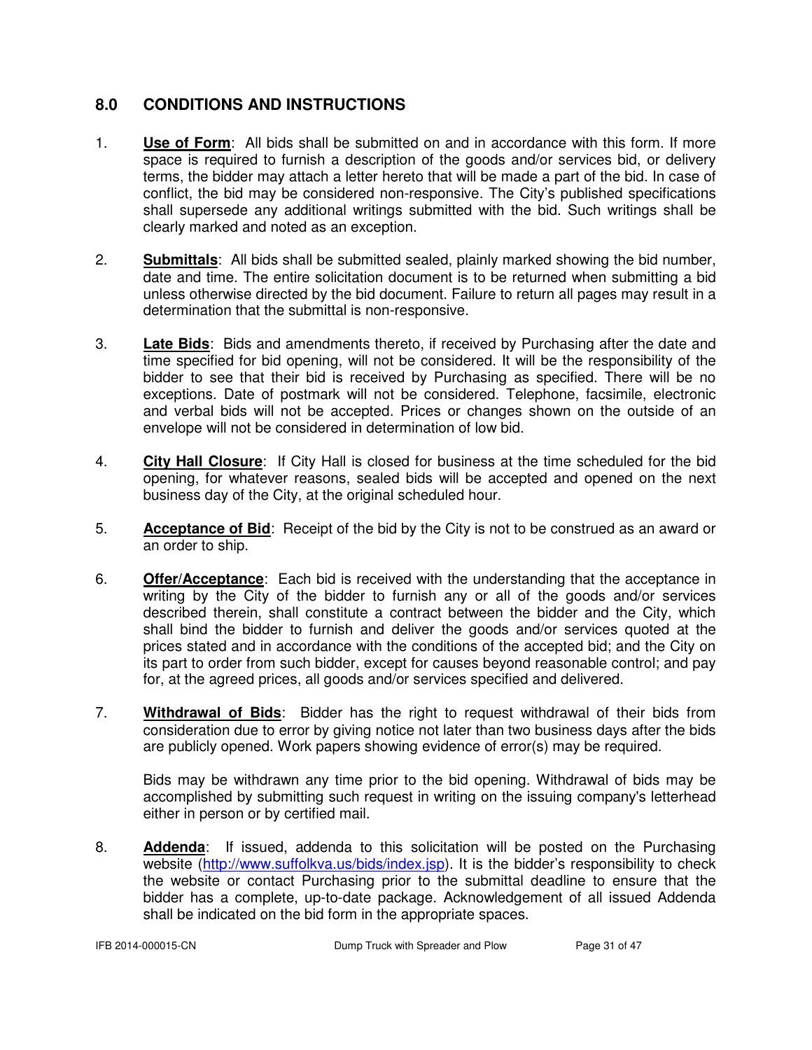## 8.0 CONDITIONS AND INSTRUCTIONS

1. **Use of Form**: All bids shall be submitted on and in accordance with this form. If more space is required to furnish a description of the goods and/or services bid, or delivery terms, the bidder may attach a letter hereto that will be made a part of the bid. In case of conflict, the bid may be considered non-responsive. The City's published specifications shall supersede any additional writings submitted with the bid. Such writings shall be clearly marked and noted as an exception.

2. **Submittals**: All bids shall be submitted sealed, plainly marked showing the bid number, date and time. The entire solicitation document is to be returned when submitting a bid unless otherwise directed by the bid document. Failure to return all pages may result in a determination that the submittal is non-responsive.

3. **Late Bids**: Bids and amendments thereto, if received by Purchasing after the date and time specified for bid opening, will not be considered. It will be the responsibility of the bidder to see that their bid is received by Purchasing as specified. There will be no exceptions. Date of postmark will not be considered. Telephone, facsimile, electronic and verbal bids will not be accepted. Prices or changes shown on the outside of an envelope will not be considered in determination of low bid.

4. **City Hall Closure**: If City Hall is closed for business at the time scheduled for the bid opening, for whatever reasons, sealed bids will be accepted and opened on the next business day of the City, at the original scheduled hour.

5. **Acceptance of Bid**: Receipt of the bid by the City is not to be construed as an award or an order to ship.

6. **Offer/Acceptance**: Each bid is received with the understanding that the acceptance in writing by the City of the bidder to furnish any or all of the goods and/or services described therein, shall constitute a contract between the bidder and the City, which shall bind the bidder to furnish and deliver the goods and/or services quoted at the prices stated and in accordance with the conditions of the accepted bid; and the City on its part to order from such bidder, except for causes beyond reasonable control; and pay for, at the agreed prices, all goods and/or services specified and delivered.

7. **Withdrawal of Bids**: Bidder has the right to request withdrawal of their bids from consideration due to error by giving notice not later than two business days after the bids are publicly opened. Work papers showing evidence of error(s) may be required.

   Bids may be withdrawn any time prior to the bid opening. Withdrawal of bids may be accomplished by submitting such request in writing on the issuing company's letterhead either in person or by certified mail.

8. **Addenda**: If issued, addenda to this solicitation will be posted on the Purchasing website (http://www.suffolkva.us/bids/index.jsp). It is the bidder's responsibility to check the website or contact Purchasing prior to the submittal deadline to ensure that the bidder has a complete, up-to-date package. Acknowledgement of all issued Addenda shall be indicated on the bid form in the appropriate spaces.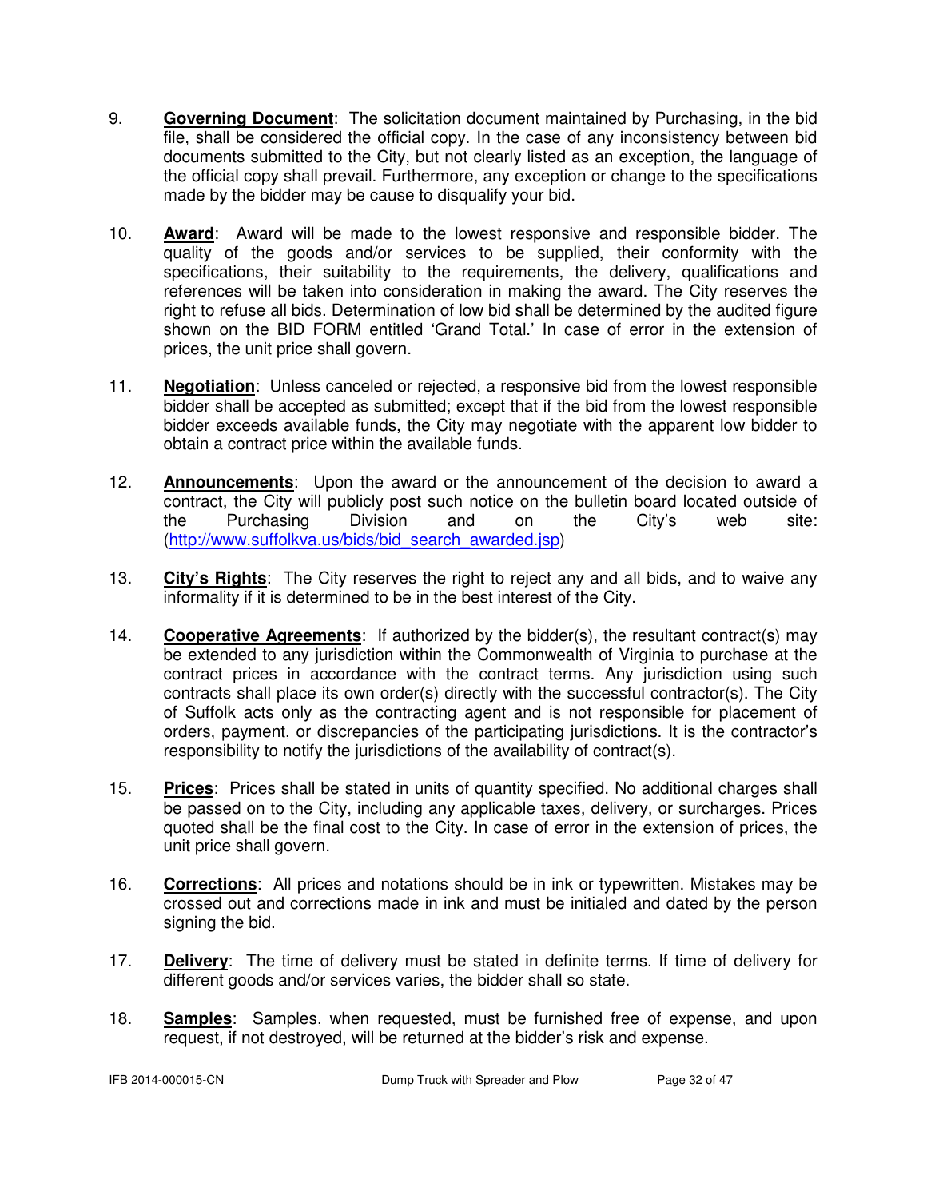9. **Governing Document**: The solicitation document maintained by Purchasing, in the bid file, shall be considered the official copy. In the case of any inconsistency between bid documents submitted to the City, but not clearly listed as an exception, the language of the official copy shall prevail. Furthermore, any exception or change to the specifications made by the bidder may be cause to disqualify your bid.

10. **Award**: Award will be made to the lowest responsive and responsible bidder. The quality of the goods and/or services to be supplied, their conformity with the specifications, their suitability to the requirements, the delivery, qualifications and references will be taken into consideration in making the award. The City reserves the right to refuse all bids. Determination of low bid shall be determined by the audited figure shown on the BID FORM entitled 'Grand Total.' In case of error in the extension of prices, the unit price shall govern.

11. **Negotiation**: Unless canceled or rejected, a responsive bid from the lowest responsible bidder shall be accepted as submitted; except that if the bid from the lowest responsible bidder exceeds available funds, the City may negotiate with the apparent low bidder to obtain a contract price within the available funds.

12. **Announcements**: Upon the award or the announcement of the decision to award a contract, the City will publicly post such notice on the bulletin board located outside of the Purchasing Division and on the City's web site: (http://www.suffolkva.us/bids/bid_search_awarded.jsp)

13. **City's Rights**: The City reserves the right to reject any and all bids, and to waive any informality if it is determined to be in the best interest of the City.

14. **Cooperative Agreements**: If authorized by the bidder(s), the resultant contract(s) may be extended to any jurisdiction within the Commonwealth of Virginia to purchase at the contract prices in accordance with the contract terms. Any jurisdiction using such contracts shall place its own order(s) directly with the successful contractor(s). The City of Suffolk acts only as the contracting agent and is not responsible for placement of orders, payment, or discrepancies of the participating jurisdictions. It is the contractor's responsibility to notify the jurisdictions of the availability of contract(s).

15. **Prices**: Prices shall be stated in units of quantity specified. No additional charges shall be passed on to the City, including any applicable taxes, delivery, or surcharges. Prices quoted shall be the final cost to the City. In case of error in the extension of prices, the unit price shall govern.

16. **Corrections**: All prices and notations should be in ink or typewritten. Mistakes may be crossed out and corrections made in ink and must be initialed and dated by the person signing the bid.

17. **Delivery**: The time of delivery must be stated in definite terms. If time of delivery for different goods and/or services varies, the bidder shall so state.

18. **Samples**: Samples, when requested, must be furnished free of expense, and upon request, if not destroyed, will be returned at the bidder's risk and expense.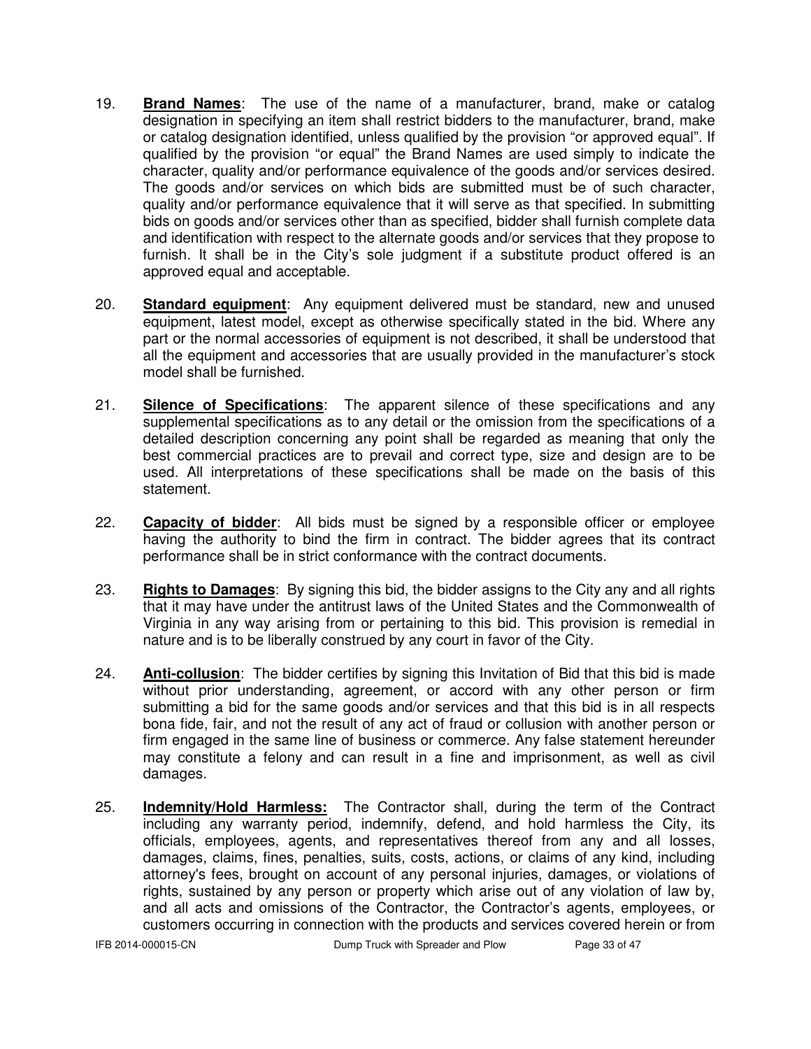19. **Brand Names**: The use of the name of a manufacturer, brand, make or catalog designation in specifying an item shall restrict bidders to the manufacturer, brand, make or catalog designation identified, unless qualified by the provision "or approved equal". If qualified by the provision "or equal" the Brand Names are used simply to indicate the character, quality and/or performance equivalence of the goods and/or services desired. The goods and/or services on which bids are submitted must be of such character, quality and/or performance equivalence that it will serve as that specified. In submitting bids on goods and/or services other than as specified, bidder shall furnish complete data and identification with respect to the alternate goods and/or services that they propose to furnish. It shall be in the City's sole judgment if a substitute product offered is an approved equal and acceptable.

20. **Standard equipment**: Any equipment delivered must be standard, new and unused equipment, latest model, except as otherwise specifically stated in the bid. Where any part or the normal accessories of equipment is not described, it shall be understood that all the equipment and accessories that are usually provided in the manufacturer's stock model shall be furnished.

21. **Silence of Specifications**: The apparent silence of these specifications and any supplemental specifications as to any detail or the omission from the specifications of a detailed description concerning any point shall be regarded as meaning that only the best commercial practices are to prevail and correct type, size and design are to be used. All interpretations of these specifications shall be made on the basis of this statement.

22. **Capacity of bidder**: All bids must be signed by a responsible officer or employee having the authority to bind the firm in contract. The bidder agrees that its contract performance shall be in strict conformance with the contract documents.

23. **Rights to Damages**: By signing this bid, the bidder assigns to the City any and all rights that it may have under the antitrust laws of the United States and the Commonwealth of Virginia in any way arising from or pertaining to this bid. This provision is remedial in nature and is to be liberally construed by any court in favor of the City.

24. **Anti-collusion**: The bidder certifies by signing this Invitation of Bid that this bid is made without prior understanding, agreement, or accord with any other person or firm submitting a bid for the same goods and/or services and that this bid is in all respects bona fide, fair, and not the result of any act of fraud or collusion with another person or firm engaged in the same line of business or commerce. Any false statement hereunder may constitute a felony and can result in a fine and imprisonment, as well as civil damages.

25. **Indemnity/Hold Harmless:** The Contractor shall, during the term of the Contract including any warranty period, indemnify, defend, and hold harmless the City, its officials, employees, agents, and representatives thereof from any and all losses, damages, claims, fines, penalties, suits, costs, actions, or claims of any kind, including attorney's fees, brought on account of any personal injuries, damages, or violations of rights, sustained by any person or property which arise out of any violation of law by, and all acts and omissions of the Contractor, the Contractor's agents, employees, or customers occurring in connection with the products and services covered herein or from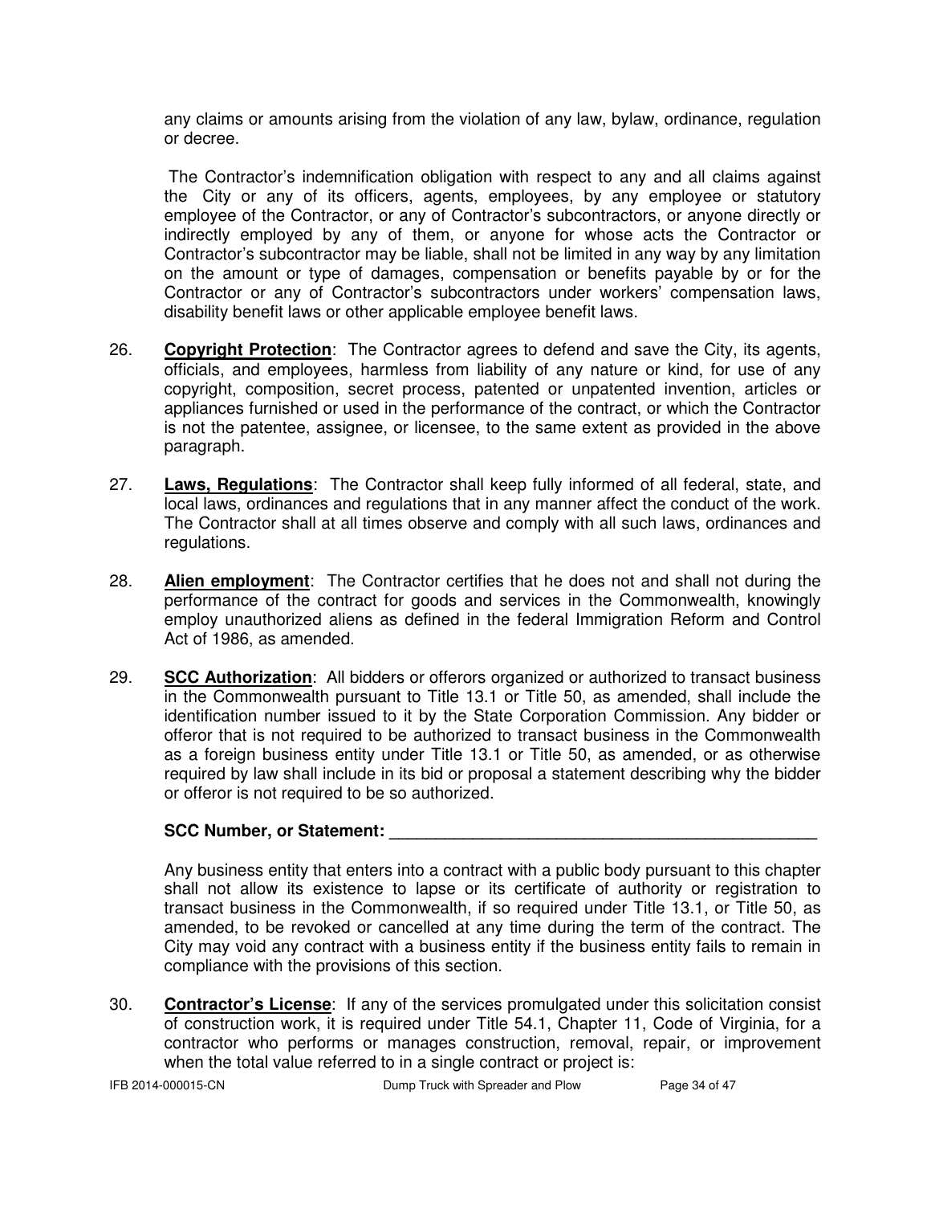any claims or amounts arising from the violation of any law, bylaw, ordinance, regulation or decree.

The Contractor's indemnification obligation with respect to any and all claims against the City or any of its officers, agents, employees, by any employee or statutory employee of the Contractor, or any of Contractor's subcontractors, or anyone directly or indirectly employed by any of them, or anyone for whose acts the Contractor or Contractor's subcontractor may be liable, shall not be limited in any way by any limitation on the amount or type of damages, compensation or benefits payable by or for the Contractor or any of Contractor's subcontractors under workers' compensation laws, disability benefit laws or other applicable employee benefit laws.

26. **Copyright Protection**: The Contractor agrees to defend and save the City, its agents, officials, and employees, harmless from liability of any nature or kind, for use of any copyright, composition, secret process, patented or unpatented invention, articles or appliances furnished or used in the performance of the contract, or which the Contractor is not the patentee, assignee, or licensee, to the same extent as provided in the above paragraph.

27. **Laws, Regulations**: The Contractor shall keep fully informed of all federal, state, and local laws, ordinances and regulations that in any manner affect the conduct of the work. The Contractor shall at all times observe and comply with all such laws, ordinances and regulations.

28. **Alien employment**: The Contractor certifies that he does not and shall not during the performance of the contract for goods and services in the Commonwealth, knowingly employ unauthorized aliens as defined in the federal Immigration Reform and Control Act of 1986, as amended.

29. **SCC Authorization**: All bidders or offerors organized or authorized to transact business in the Commonwealth pursuant to Title 13.1 or Title 50, as amended, shall include the identification number issued to it by the State Corporation Commission. Any bidder or offeror that is not required to be authorized to transact business in the Commonwealth as a foreign business entity under Title 13.1 or Title 50, as amended, or as otherwise required by law shall include in its bid or proposal a statement describing why the bidder or offeror is not required to be so authorized.

    **SCC Number, or Statement:** _______________________________________________

    Any business entity that enters into a contract with a public body pursuant to this chapter shall not allow its existence to lapse or its certificate of authority or registration to transact business in the Commonwealth, if so required under Title 13.1, or Title 50, as amended, to be revoked or cancelled at any time during the term of the contract. The City may void any contract with a business entity if the business entity fails to remain in compliance with the provisions of this section.

30. **Contractor's License**: If any of the services promulgated under this solicitation consist of construction work, it is required under Title 54.1, Chapter 11, Code of Virginia, for a contractor who performs or manages construction, removal, repair, or improvement when the total value referred to in a single contract or project is: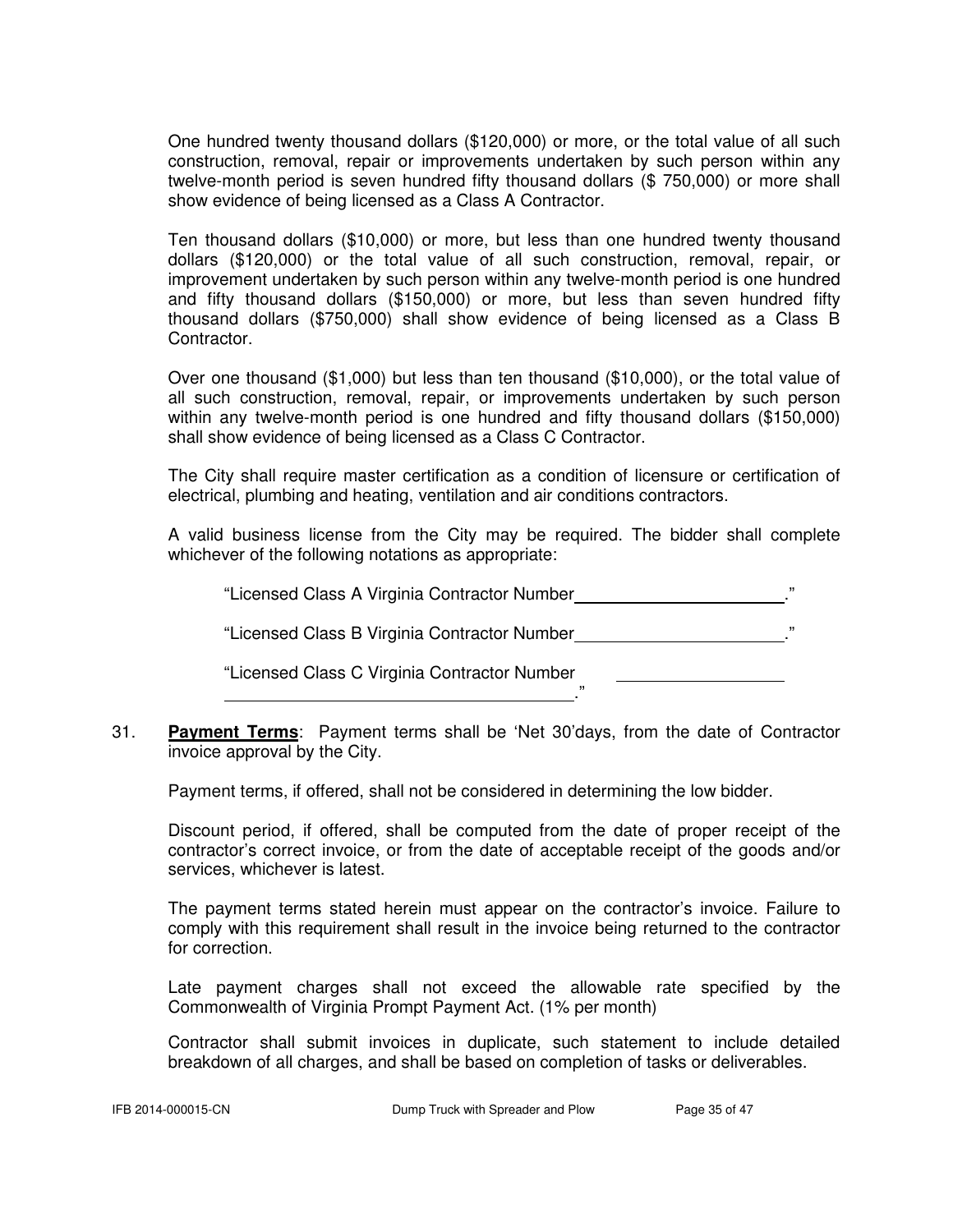One hundred twenty thousand dollars ($120,000) or more, or the total value of all such construction, removal, repair or improvements undertaken by such person within any twelve-month period is seven hundred fifty thousand dollars ($ 750,000) or more shall show evidence of being licensed as a Class A Contractor.

Ten thousand dollars ($10,000) or more, but less than one hundred twenty thousand dollars ($120,000) or the total value of all such construction, removal, repair, or improvement undertaken by such person within any twelve-month period is one hundred and fifty thousand dollars ($150,000) or more, but less than seven hundred fifty thousand dollars ($750,000) shall show evidence of being licensed as a Class B Contractor.

Over one thousand ($1,000) but less than ten thousand ($10,000), or the total value of all such construction, removal, repair, or improvements undertaken by such person within any twelve-month period is one hundred and fifty thousand dollars ($150,000) shall show evidence of being licensed as a Class C Contractor.

The City shall require master certification as a condition of licensure or certification of electrical, plumbing and heating, ventilation and air conditions contractors.

A valid business license from the City may be required. The bidder shall complete whichever of the following notations as appropriate:

"Licensed Class A Virginia Contractor Number______________________."

"Licensed Class B Virginia Contractor Number______________________."

"Licensed Class C Virginia Contractor Number ______________________

______________________________________."

31. **Payment Terms**: Payment terms shall be 'Net 30'days, from the date of Contractor invoice approval by the City.

Payment terms, if offered, shall not be considered in determining the low bidder.

Discount period, if offered, shall be computed from the date of proper receipt of the contractor's correct invoice, or from the date of acceptable receipt of the goods and/or services, whichever is latest.

The payment terms stated herein must appear on the contractor's invoice. Failure to comply with this requirement shall result in the invoice being returned to the contractor for correction.

Late payment charges shall not exceed the allowable rate specified by the Commonwealth of Virginia Prompt Payment Act. (1% per month)

Contractor shall submit invoices in duplicate, such statement to include detailed breakdown of all charges, and shall be based on completion of tasks or deliverables.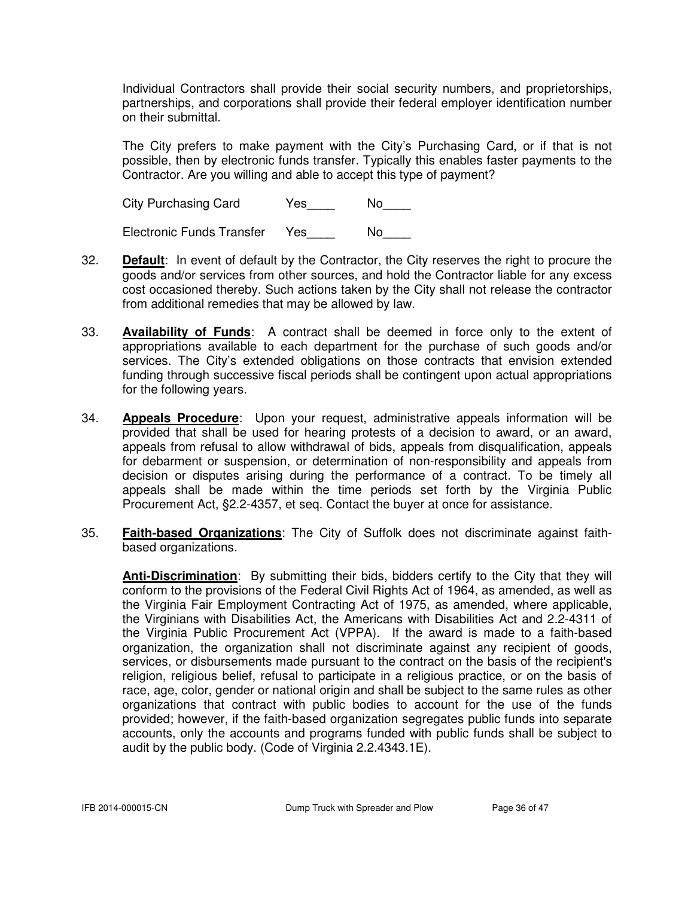Individual Contractors shall provide their social security numbers, and proprietorships, partnerships, and corporations shall provide their federal employer identification number on their submittal.

The City prefers to make payment with the City's Purchasing Card, or if that is not possible, then by electronic funds transfer. Typically this enables faster payments to the Contractor. Are you willing and able to accept this type of payment?

City Purchasing Card Yes____ No____

Electronic Funds Transfer Yes____ No____

32. **Default**: In event of default by the Contractor, the City reserves the right to procure the goods and/or services from other sources, and hold the Contractor liable for any excess cost occasioned thereby. Such actions taken by the City shall not release the contractor from additional remedies that may be allowed by law.

33. **Availability of Funds**: A contract shall be deemed in force only to the extent of appropriations available to each department for the purchase of such goods and/or services. The City's extended obligations on those contracts that envision extended funding through successive fiscal periods shall be contingent upon actual appropriations for the following years.

34. **Appeals Procedure**: Upon your request, administrative appeals information will be provided that shall be used for hearing protests of a decision to award, or an award, appeals from refusal to allow withdrawal of bids, appeals from disqualification, appeals for debarment or suspension, or determination of non-responsibility and appeals from decision or disputes arising during the performance of a contract. To be timely all appeals shall be made within the time periods set forth by the Virginia Public Procurement Act, §2.2-4357, et seq. Contact the buyer at once for assistance.

35. **Faith-based Organizations**: The City of Suffolk does not discriminate against faith-based organizations.

    **Anti-Discrimination**: By submitting their bids, bidders certify to the City that they will conform to the provisions of the Federal Civil Rights Act of 1964, as amended, as well as the Virginia Fair Employment Contracting Act of 1975, as amended, where applicable, the Virginians with Disabilities Act, the Americans with Disabilities Act and 2.2-4311 of the Virginia Public Procurement Act (VPPA). If the award is made to a faith-based organization, the organization shall not discriminate against any recipient of goods, services, or disbursements made pursuant to the contract on the basis of the recipient's religion, religious belief, refusal to participate in a religious practice, or on the basis of race, age, color, gender or national origin and shall be subject to the same rules as other organizations that contract with public bodies to account for the use of the funds provided; however, if the faith-based organization segregates public funds into separate accounts, only the accounts and programs funded with public funds shall be subject to audit by the public body. (Code of Virginia 2.2.4343.1E).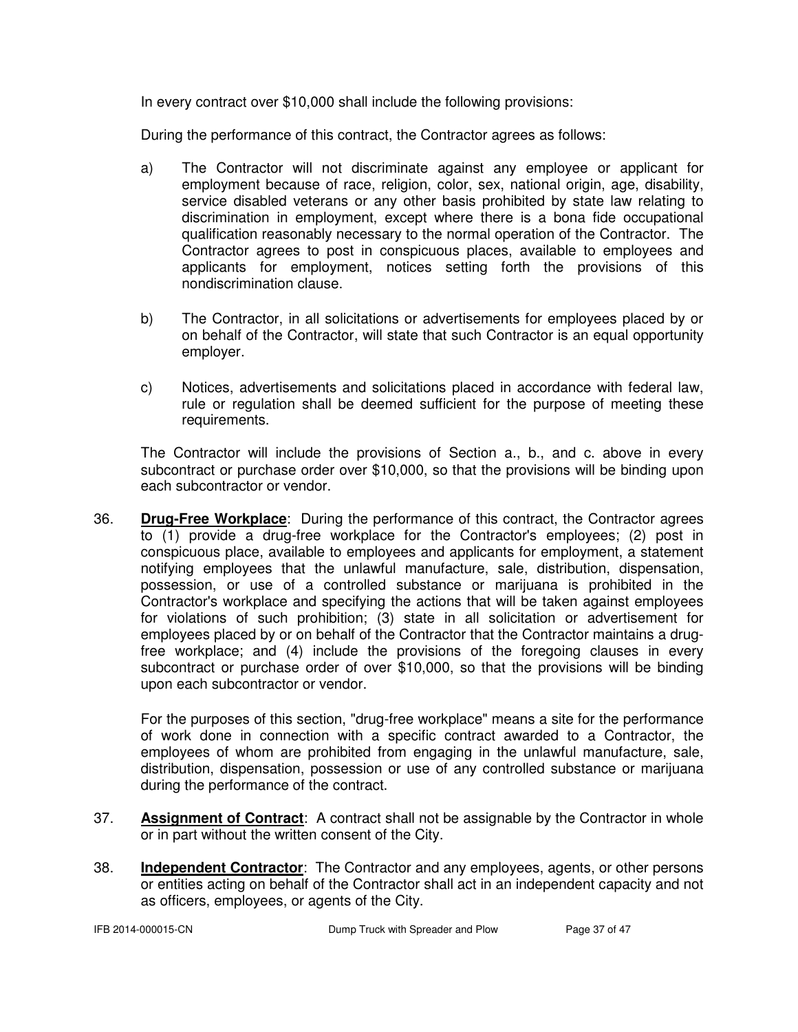In every contract over $10,000 shall include the following provisions:

During the performance of this contract, the Contractor agrees as follows:

a) The Contractor will not discriminate against any employee or applicant for employment because of race, religion, color, sex, national origin, age, disability, service disabled veterans or any other basis prohibited by state law relating to discrimination in employment, except where there is a bona fide occupational qualification reasonably necessary to the normal operation of the Contractor. The Contractor agrees to post in conspicuous places, available to employees and applicants for employment, notices setting forth the provisions of this nondiscrimination clause.

b) The Contractor, in all solicitations or advertisements for employees placed by or on behalf of the Contractor, will state that such Contractor is an equal opportunity employer.

c) Notices, advertisements and solicitations placed in accordance with federal law, rule or regulation shall be deemed sufficient for the purpose of meeting these requirements.

The Contractor will include the provisions of Section a., b., and c. above in every subcontract or purchase order over $10,000, so that the provisions will be binding upon each subcontractor or vendor.

36. **Drug-Free Workplace**: During the performance of this contract, the Contractor agrees to (1) provide a drug-free workplace for the Contractor's employees; (2) post in conspicuous place, available to employees and applicants for employment, a statement notifying employees that the unlawful manufacture, sale, distribution, dispensation, possession, or use of a controlled substance or marijuana is prohibited in the Contractor's workplace and specifying the actions that will be taken against employees for violations of such prohibition; (3) state in all solicitation or advertisement for employees placed by or on behalf of the Contractor that the Contractor maintains a drug-free workplace; and (4) include the provisions of the foregoing clauses in every subcontract or purchase order of over $10,000, so that the provisions will be binding upon each subcontractor or vendor.

For the purposes of this section, "drug-free workplace" means a site for the performance of work done in connection with a specific contract awarded to a Contractor, the employees of whom are prohibited from engaging in the unlawful manufacture, sale, distribution, dispensation, possession or use of any controlled substance or marijuana during the performance of the contract.

37. **Assignment of Contract**: A contract shall not be assignable by the Contractor in whole or in part without the written consent of the City.

38. **Independent Contractor**: The Contractor and any employees, agents, or other persons or entities acting on behalf of the Contractor shall act in an independent capacity and not as officers, employees, or agents of the City.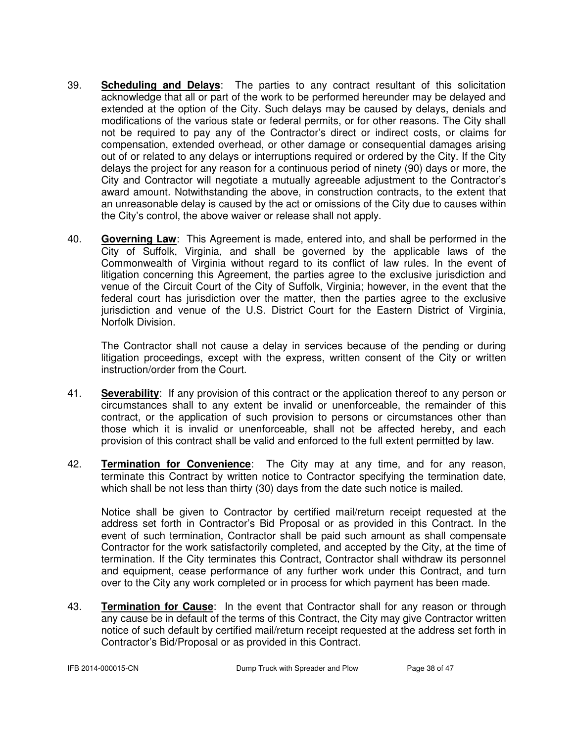39. **Scheduling and Delays**: The parties to any contract resultant of this solicitation acknowledge that all or part of the work to be performed hereunder may be delayed and extended at the option of the City. Such delays may be caused by delays, denials and modifications of the various state or federal permits, or for other reasons. The City shall not be required to pay any of the Contractor's direct or indirect costs, or claims for compensation, extended overhead, or other damage or consequential damages arising out of or related to any delays or interruptions required or ordered by the City. If the City delays the project for any reason for a continuous period of ninety (90) days or more, the City and Contractor will negotiate a mutually agreeable adjustment to the Contractor's award amount. Notwithstanding the above, in construction contracts, to the extent that an unreasonable delay is caused by the act or omissions of the City due to causes within the City's control, the above waiver or release shall not apply.

40. **Governing Law**: This Agreement is made, entered into, and shall be performed in the City of Suffolk, Virginia, and shall be governed by the applicable laws of the Commonwealth of Virginia without regard to its conflict of law rules. In the event of litigation concerning this Agreement, the parties agree to the exclusive jurisdiction and venue of the Circuit Court of the City of Suffolk, Virginia; however, in the event that the federal court has jurisdiction over the matter, then the parties agree to the exclusive jurisdiction and venue of the U.S. District Court for the Eastern District of Virginia, Norfolk Division.

    The Contractor shall not cause a delay in services because of the pending or during litigation proceedings, except with the express, written consent of the City or written instruction/order from the Court.

41. **Severability**: If any provision of this contract or the application thereof to any person or circumstances shall to any extent be invalid or unenforceable, the remainder of this contract, or the application of such provision to persons or circumstances other than those which it is invalid or unenforceable, shall not be affected hereby, and each provision of this contract shall be valid and enforced to the full extent permitted by law.

42. **Termination for Convenience**: The City may at any time, and for any reason, terminate this Contract by written notice to Contractor specifying the termination date, which shall be not less than thirty (30) days from the date such notice is mailed.

    Notice shall be given to Contractor by certified mail/return receipt requested at the address set forth in Contractor's Bid Proposal or as provided in this Contract. In the event of such termination, Contractor shall be paid such amount as shall compensate Contractor for the work satisfactorily completed, and accepted by the City, at the time of termination. If the City terminates this Contract, Contractor shall withdraw its personnel and equipment, cease performance of any further work under this Contract, and turn over to the City any work completed or in process for which payment has been made.

43. **Termination for Cause**: In the event that Contractor shall for any reason or through any cause be in default of the terms of this Contract, the City may give Contractor written notice of such default by certified mail/return receipt requested at the address set forth in Contractor's Bid/Proposal or as provided in this Contract.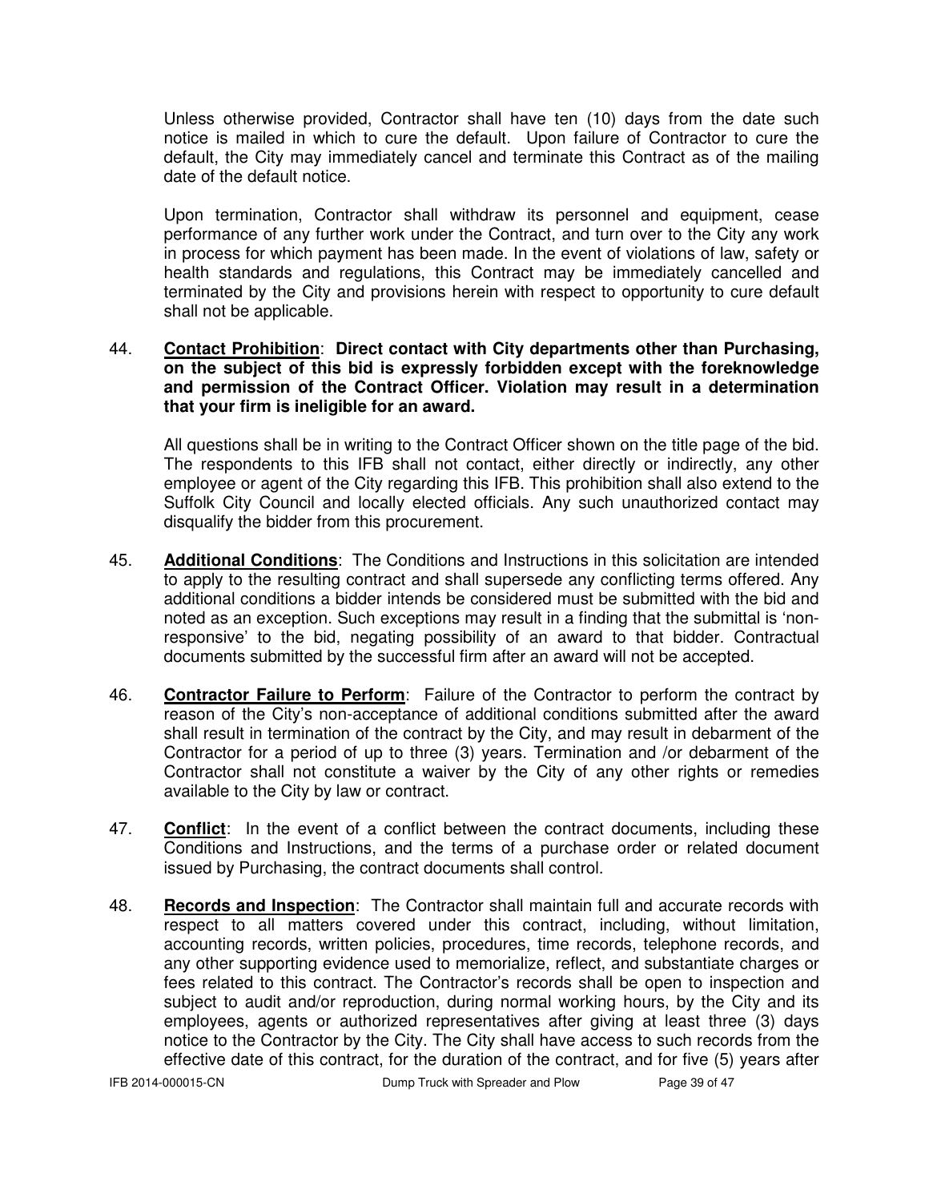Unless otherwise provided, Contractor shall have ten (10) days from the date such notice is mailed in which to cure the default. Upon failure of Contractor to cure the default, the City may immediately cancel and terminate this Contract as of the mailing date of the default notice.

Upon termination, Contractor shall withdraw its personnel and equipment, cease performance of any further work under the Contract, and turn over to the City any work in process for which payment has been made. In the event of violations of law, safety or health standards and regulations, this Contract may be immediately cancelled and terminated by the City and provisions herein with respect to opportunity to cure default shall not be applicable.

44. **<u>Contact Prohibition</u>**: **Direct contact with City departments other than Purchasing, on the subject of this bid is expressly forbidden except with the foreknowledge and permission of the Contract Officer. Violation may result in a determination that your firm is ineligible for an award.**

    All questions shall be in writing to the Contract Officer shown on the title page of the bid. The respondents to this IFB shall not contact, either directly or indirectly, any other employee or agent of the City regarding this IFB. This prohibition shall also extend to the Suffolk City Council and locally elected officials. Any such unauthorized contact may disqualify the bidder from this procurement.

45. **<u>Additional Conditions</u>**: The Conditions and Instructions in this solicitation are intended to apply to the resulting contract and shall supersede any conflicting terms offered. Any additional conditions a bidder intends be considered must be submitted with the bid and noted as an exception. Such exceptions may result in a finding that the submittal is 'non-responsive' to the bid, negating possibility of an award to that bidder. Contractual documents submitted by the successful firm after an award will not be accepted.

46. **<u>Contractor Failure to Perform</u>**: Failure of the Contractor to perform the contract by reason of the City's non-acceptance of additional conditions submitted after the award shall result in termination of the contract by the City, and may result in debarment of the Contractor for a period of up to three (3) years. Termination and /or debarment of the Contractor shall not constitute a waiver by the City of any other rights or remedies available to the City by law or contract.

47. **<u>Conflict</u>**: In the event of a conflict between the contract documents, including these Conditions and Instructions, and the terms of a purchase order or related document issued by Purchasing, the contract documents shall control.

48. **<u>Records and Inspection</u>**: The Contractor shall maintain full and accurate records with respect to all matters covered under this contract, including, without limitation, accounting records, written policies, procedures, time records, telephone records, and any other supporting evidence used to memorialize, reflect, and substantiate charges or fees related to this contract. The Contractor's records shall be open to inspection and subject to audit and/or reproduction, during normal working hours, by the City and its employees, agents or authorized representatives after giving at least three (3) days notice to the Contractor by the City. The City shall have access to such records from the effective date of this contract, for the duration of the contract, and for five (5) years after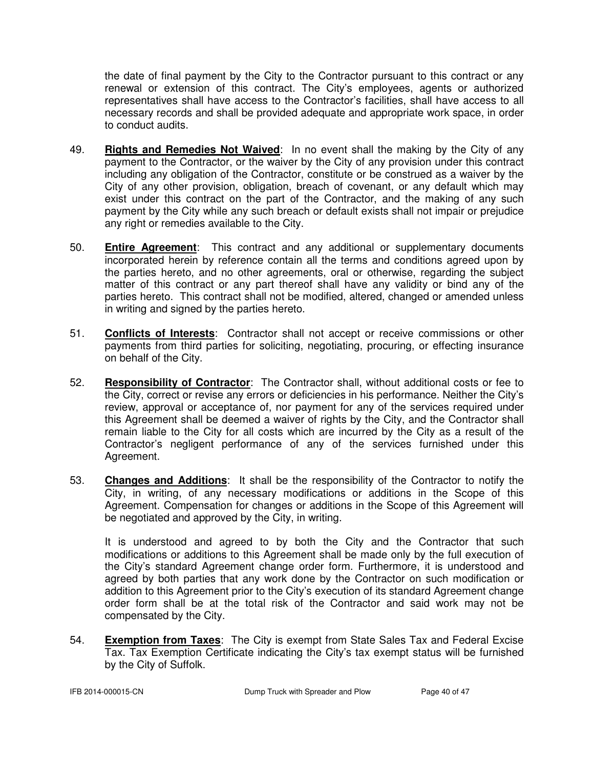the date of final payment by the City to the Contractor pursuant to this contract or any renewal or extension of this contract. The City's employees, agents or authorized representatives shall have access to the Contractor's facilities, shall have access to all necessary records and shall be provided adequate and appropriate work space, in order to conduct audits.

49. **Rights and Remedies Not Waived**: In no event shall the making by the City of any payment to the Contractor, or the waiver by the City of any provision under this contract including any obligation of the Contractor, constitute or be construed as a waiver by the City of any other provision, obligation, breach of covenant, or any default which may exist under this contract on the part of the Contractor, and the making of any such payment by the City while any such breach or default exists shall not impair or prejudice any right or remedies available to the City.

50. **Entire Agreement**: This contract and any additional or supplementary documents incorporated herein by reference contain all the terms and conditions agreed upon by the parties hereto, and no other agreements, oral or otherwise, regarding the subject matter of this contract or any part thereof shall have any validity or bind any of the parties hereto. This contract shall not be modified, altered, changed or amended unless in writing and signed by the parties hereto.

51. **Conflicts of Interests**: Contractor shall not accept or receive commissions or other payments from third parties for soliciting, negotiating, procuring, or effecting insurance on behalf of the City.

52. **Responsibility of Contractor**: The Contractor shall, without additional costs or fee to the City, correct or revise any errors or deficiencies in his performance. Neither the City's review, approval or acceptance of, nor payment for any of the services required under this Agreement shall be deemed a waiver of rights by the City, and the Contractor shall remain liable to the City for all costs which are incurred by the City as a result of the Contractor's negligent performance of any of the services furnished under this Agreement.

53. **Changes and Additions**: It shall be the responsibility of the Contractor to notify the City, in writing, of any necessary modifications or additions in the Scope of this Agreement. Compensation for changes or additions in the Scope of this Agreement will be negotiated and approved by the City, in writing.

    It is understood and agreed to by both the City and the Contractor that such modifications or additions to this Agreement shall be made only by the full execution of the City's standard Agreement change order form. Furthermore, it is understood and agreed by both parties that any work done by the Contractor on such modification or addition to this Agreement prior to the City's execution of its standard Agreement change order form shall be at the total risk of the Contractor and said work may not be compensated by the City.

54. **Exemption from Taxes**: The City is exempt from State Sales Tax and Federal Excise Tax. Tax Exemption Certificate indicating the City's tax exempt status will be furnished by the City of Suffolk.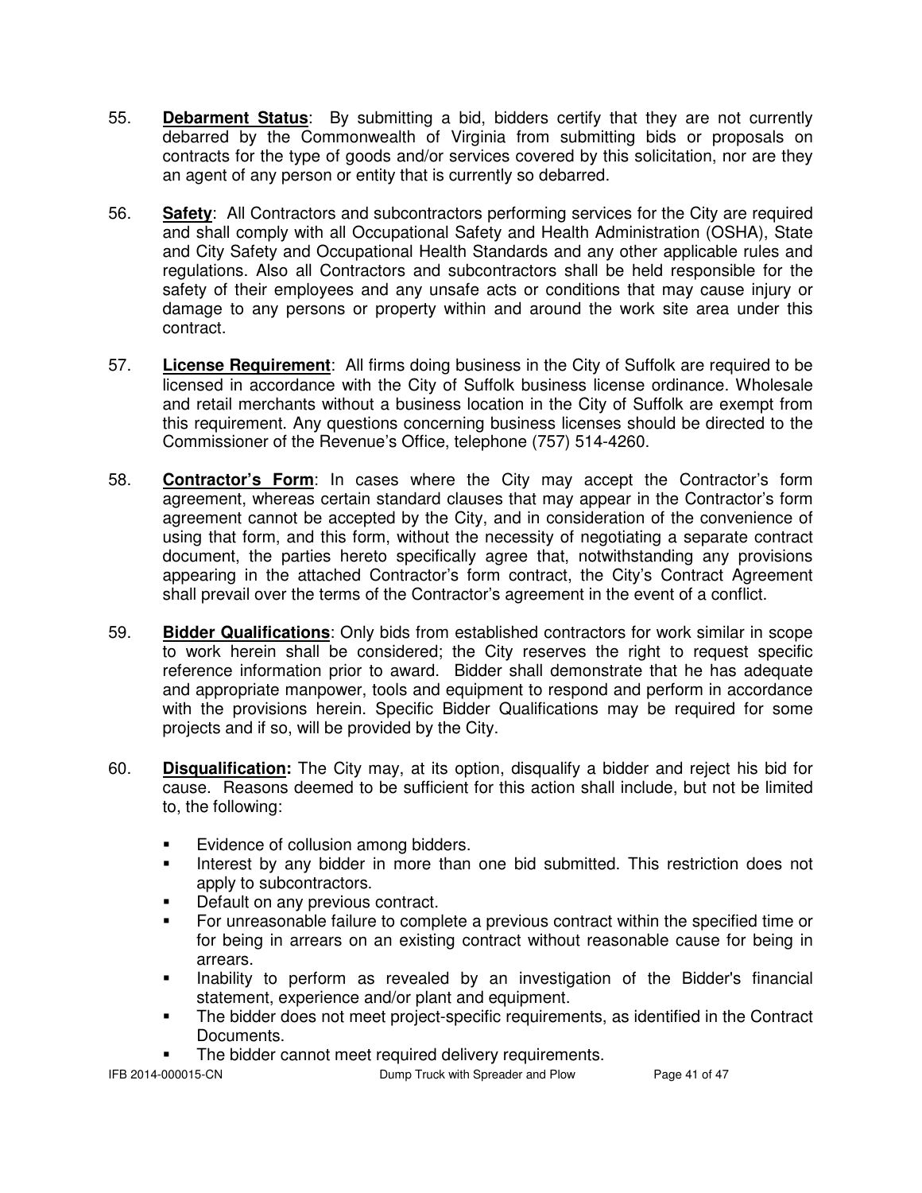55. **Debarment Status**: By submitting a bid, bidders certify that they are not currently debarred by the Commonwealth of Virginia from submitting bids or proposals on contracts for the type of goods and/or services covered by this solicitation, nor are they an agent of any person or entity that is currently so debarred.

56. **Safety**: All Contractors and subcontractors performing services for the City are required and shall comply with all Occupational Safety and Health Administration (OSHA), State and City Safety and Occupational Health Standards and any other applicable rules and regulations. Also all Contractors and subcontractors shall be held responsible for the safety of their employees and any unsafe acts or conditions that may cause injury or damage to any persons or property within and around the work site area under this contract.

57. **License Requirement**: All firms doing business in the City of Suffolk are required to be licensed in accordance with the City of Suffolk business license ordinance. Wholesale and retail merchants without a business location in the City of Suffolk are exempt from this requirement. Any questions concerning business licenses should be directed to the Commissioner of the Revenue's Office, telephone (757) 514-4260.

58. **Contractor's Form**: In cases where the City may accept the Contractor's form agreement, whereas certain standard clauses that may appear in the Contractor's form agreement cannot be accepted by the City, and in consideration of the convenience of using that form, and this form, without the necessity of negotiating a separate contract document, the parties hereto specifically agree that, notwithstanding any provisions appearing in the attached Contractor's form contract, the City's Contract Agreement shall prevail over the terms of the Contractor's agreement in the event of a conflict.

59. **Bidder Qualifications**: Only bids from established contractors for work similar in scope to work herein shall be considered; the City reserves the right to request specific reference information prior to award. Bidder shall demonstrate that he has adequate and appropriate manpower, tools and equipment to respond and perform in accordance with the provisions herein. Specific Bidder Qualifications may be required for some projects and if so, will be provided by the City.

60. **Disqualification:** The City may, at its option, disqualify a bidder and reject his bid for cause. Reasons deemed to be sufficient for this action shall include, but not be limited to, the following:

    - Evidence of collusion among bidders.
    - Interest by any bidder in more than one bid submitted. This restriction does not apply to subcontractors.
    - Default on any previous contract.
    - For unreasonable failure to complete a previous contract within the specified time or for being in arrears on an existing contract without reasonable cause for being in arrears.
    - Inability to perform as revealed by an investigation of the Bidder's financial statement, experience and/or plant and equipment.
    - The bidder does not meet project-specific requirements, as identified in the Contract Documents.
    - The bidder cannot meet required delivery requirements.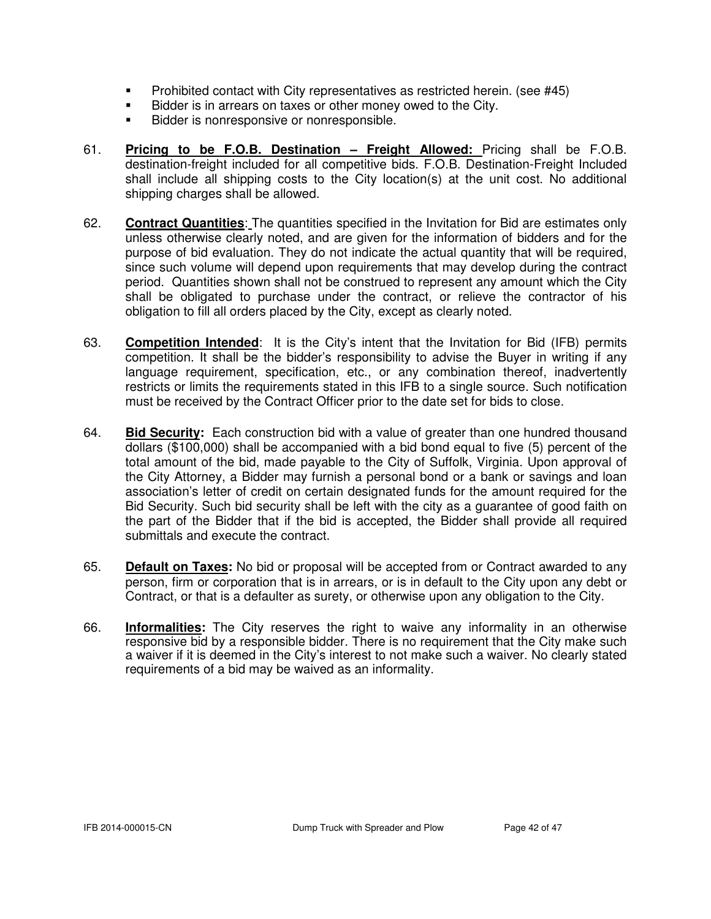- Prohibited contact with City representatives as restricted herein. (see #45)
- Bidder is in arrears on taxes or other money owed to the City.
- Bidder is nonresponsive or nonresponsible.

61. **Pricing to be F.O.B. Destination – Freight Allowed:** Pricing shall be F.O.B. destination-freight included for all competitive bids. F.O.B. Destination-Freight Included shall include all shipping costs to the City location(s) at the unit cost. No additional shipping charges shall be allowed.

62. **Contract Quantities**: The quantities specified in the Invitation for Bid are estimates only unless otherwise clearly noted, and are given for the information of bidders and for the purpose of bid evaluation. They do not indicate the actual quantity that will be required, since such volume will depend upon requirements that may develop during the contract period. Quantities shown shall not be construed to represent any amount which the City shall be obligated to purchase under the contract, or relieve the contractor of his obligation to fill all orders placed by the City, except as clearly noted.

63. **Competition Intended**: It is the City's intent that the Invitation for Bid (IFB) permits competition. It shall be the bidder's responsibility to advise the Buyer in writing if any language requirement, specification, etc., or any combination thereof, inadvertently restricts or limits the requirements stated in this IFB to a single source. Such notification must be received by the Contract Officer prior to the date set for bids to close.

64. **Bid Security:** Each construction bid with a value of greater than one hundred thousand dollars ($100,000) shall be accompanied with a bid bond equal to five (5) percent of the total amount of the bid, made payable to the City of Suffolk, Virginia. Upon approval of the City Attorney, a Bidder may furnish a personal bond or a bank or savings and loan association's letter of credit on certain designated funds for the amount required for the Bid Security. Such bid security shall be left with the city as a guarantee of good faith on the part of the Bidder that if the bid is accepted, the Bidder shall provide all required submittals and execute the contract.

65. **Default on Taxes:** No bid or proposal will be accepted from or Contract awarded to any person, firm or corporation that is in arrears, or is in default to the City upon any debt or Contract, or that is a defaulter as surety, or otherwise upon any obligation to the City.

66. **Informalities:** The City reserves the right to waive any informality in an otherwise responsive bid by a responsible bidder. There is no requirement that the City make such a waiver if it is deemed in the City's interest to not make such a waiver. No clearly stated requirements of a bid may be waived as an informality.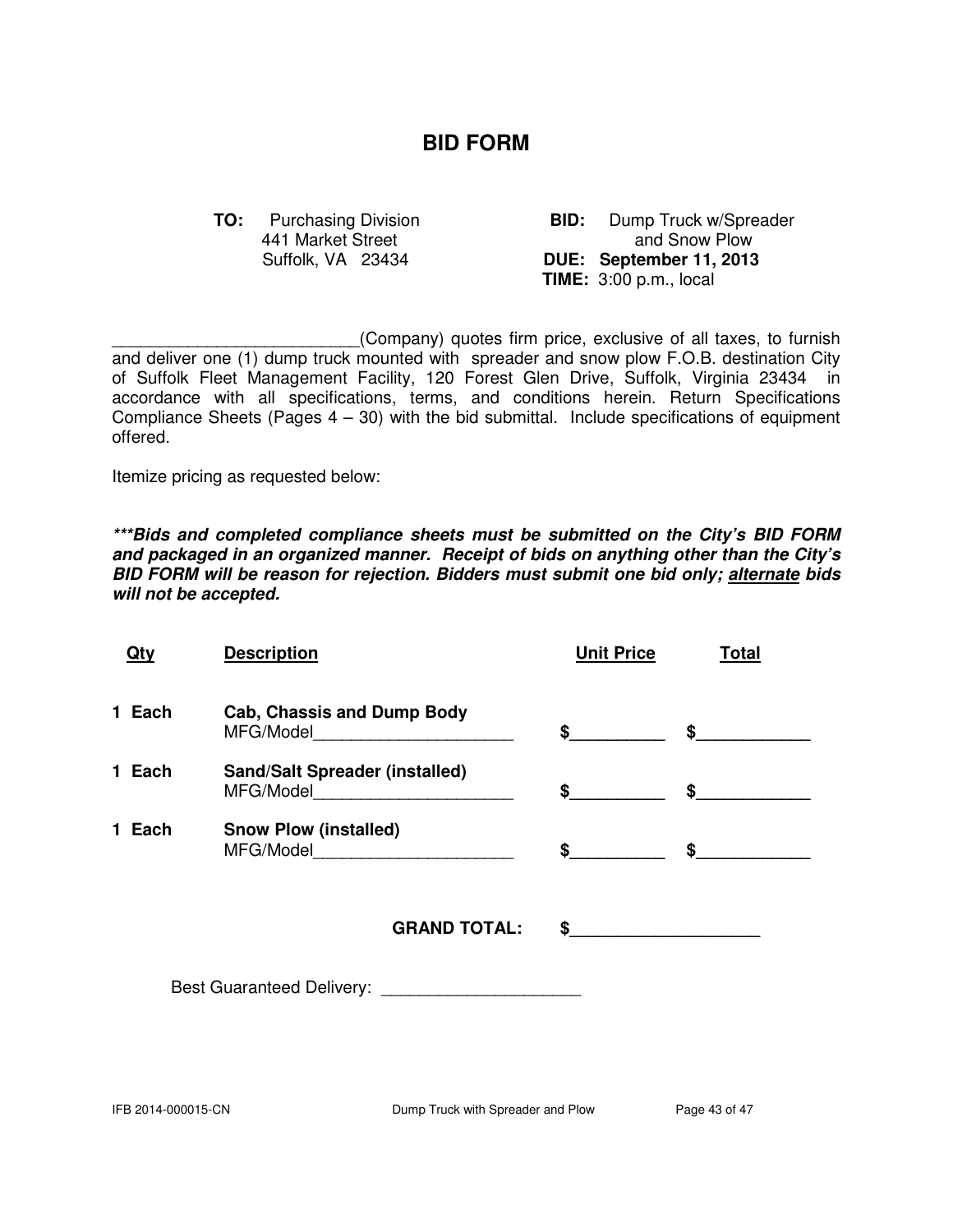# BID FORM

**TO:** Purchasing Division
441 Market Street
Suffolk, VA 23434

**BID:** Dump Truck w/Spreader and Snow Plow
**DUE: September 11, 2013**
**TIME:** 3:00 p.m., local

__________________________(Company) quotes firm price, exclusive of all taxes, to furnish and deliver one (1) dump truck mounted with spreader and snow plow F.O.B. destination City of Suffolk Fleet Management Facility, 120 Forest Glen Drive, Suffolk, Virginia 23434 in accordance with all specifications, terms, and conditions herein. Return Specifications Compliance Sheets (Pages 4 – 30) with the bid submittal. Include specifications of equipment offered.

Itemize pricing as requested below:

***\*\*\*Bids and completed compliance sheets must be submitted on the City's BID FORM and packaged in an organized manner. Receipt of bids on anything other than the City's BID FORM will be reason for rejection. Bidders must submit one bid only; <u>alternate</u> bids will not be accepted.***

| Qty | Description | Unit Price | Total |
|---|---|---|---|
| 1 Each | **Cab, Chassis and Dump Body** MFG/Model______________________ | $__________ | $____________ |
| 1 Each | **Sand/Salt Spreader (installed)** MFG/Model______________________ | $__________ | $____________ |
| 1 Each | **Snow Plow (installed)** MFG/Model______________________ | $__________ | $____________ |

**GRAND TOTAL:** $____________________

Best Guaranteed Delivery: _____________________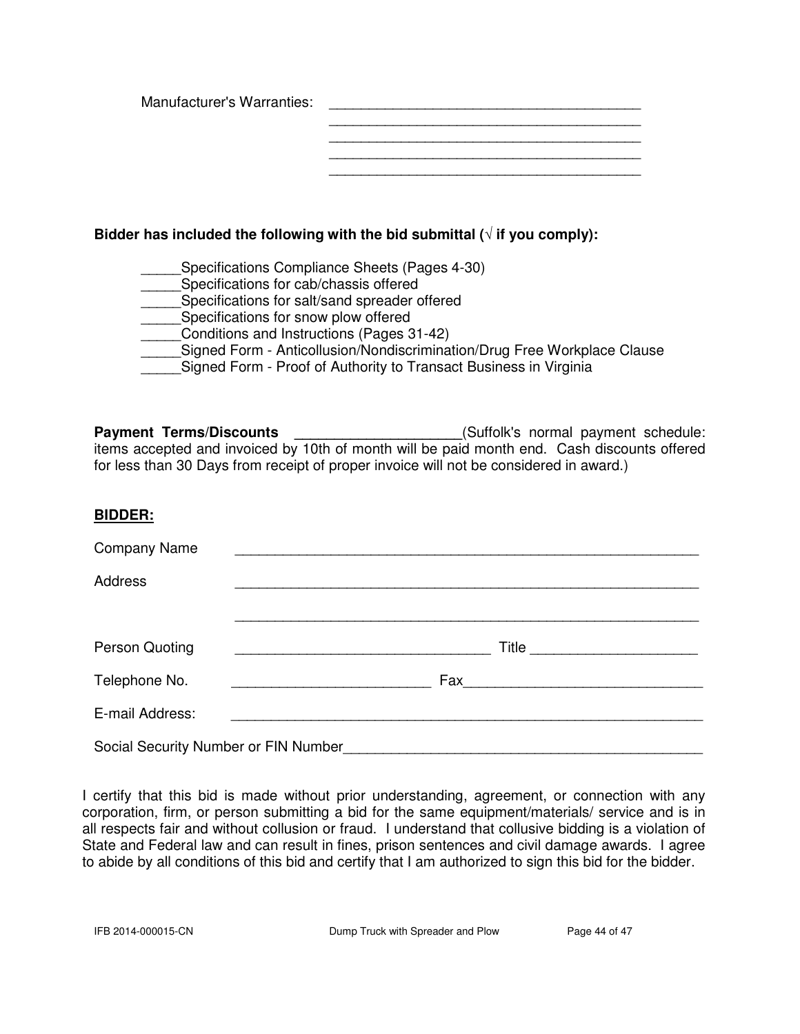Manufacturer's Warranties: ________________________________________
________________________________________
________________________________________
________________________________________
________________________________________

**Bidder has included the following with the bid submittal (√ if you comply):**

_____Specifications Compliance Sheets (Pages 4-30)
_____Specifications for cab/chassis offered
_____Specifications for salt/sand spreader offered
_____Specifications for snow plow offered
_____Conditions and Instructions (Pages 31-42)
_____Signed Form - Anticollusion/Nondiscrimination/Drug Free Workplace Clause
_____Signed Form - Proof of Authority to Transact Business in Virginia

**Payment Terms/Discounts** ____________________(Suffolk's normal payment schedule: items accepted and invoiced by 10th of month will be paid month end. Cash discounts offered for less than 30 Days from receipt of proper invoice will not be considered in award.)

**BIDDER:**

Company Name ____________________________________________________________

Address ____________________________________________________________

____________________________________________________________

Person Quoting ________________________________ Title ____________________

Telephone No. _________________________ Fax______________________________

E-mail Address: ____________________________________________________________

Social Security Number or FIN Number______________________________________________

I certify that this bid is made without prior understanding, agreement, or connection with any corporation, firm, or person submitting a bid for the same equipment/materials/ service and is in all respects fair and without collusion or fraud. I understand that collusive bidding is a violation of State and Federal law and can result in fines, prison sentences and civil damage awards. I agree to abide by all conditions of this bid and certify that I am authorized to sign this bid for the bidder.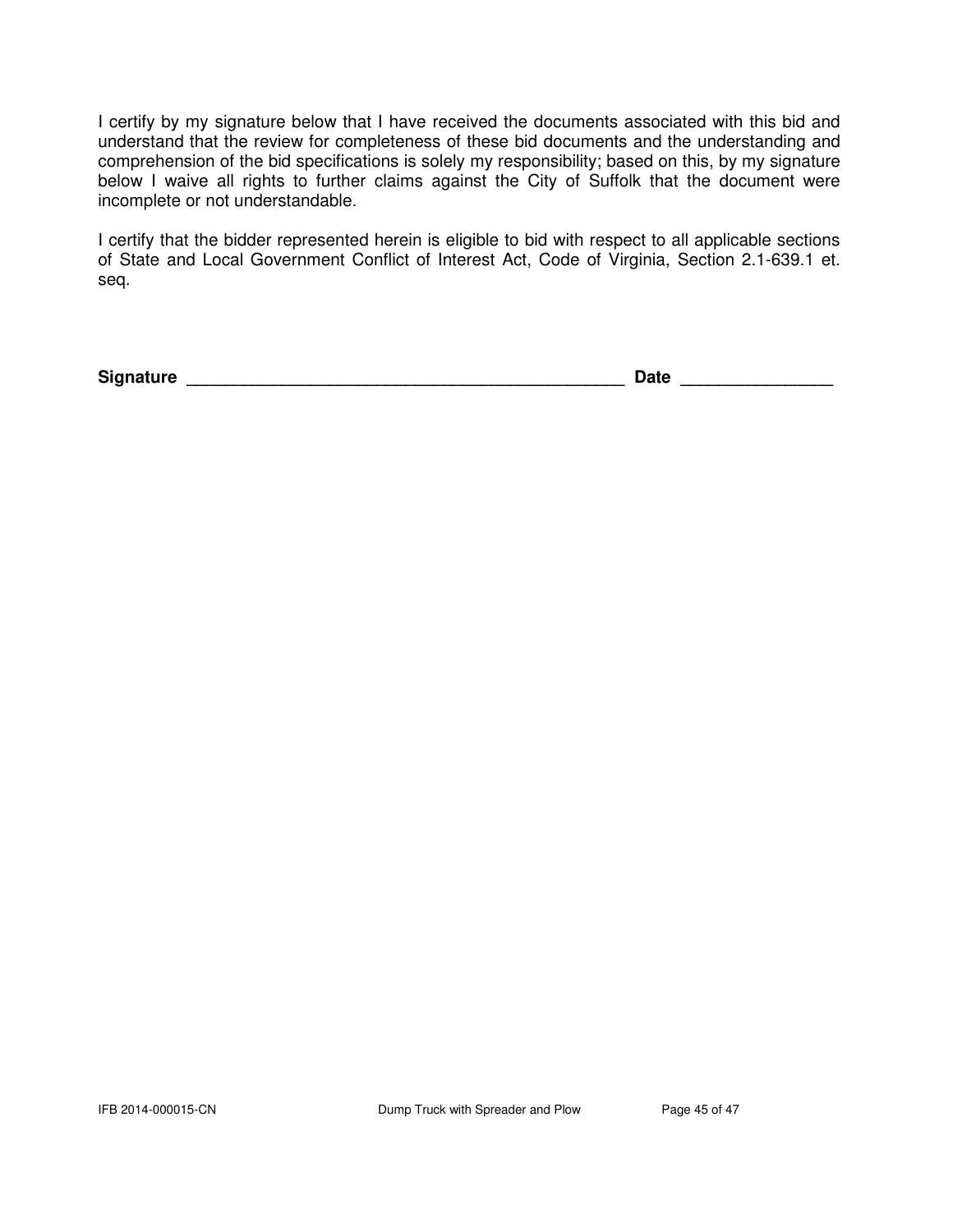I certify by my signature below that I have received the documents associated with this bid and understand that the review for completeness of these bid documents and the understanding and comprehension of the bid specifications is solely my responsibility; based on this, by my signature below I waive all rights to further claims against the City of Suffolk that the document were incomplete or not understandable.

I certify that the bidder represented herein is eligible to bid with respect to all applicable sections of State and Local Government Conflict of Interest Act, Code of Virginia, Section 2.1-639.1 et. seq.

**Signature** ______________________________________________ **Date** _______________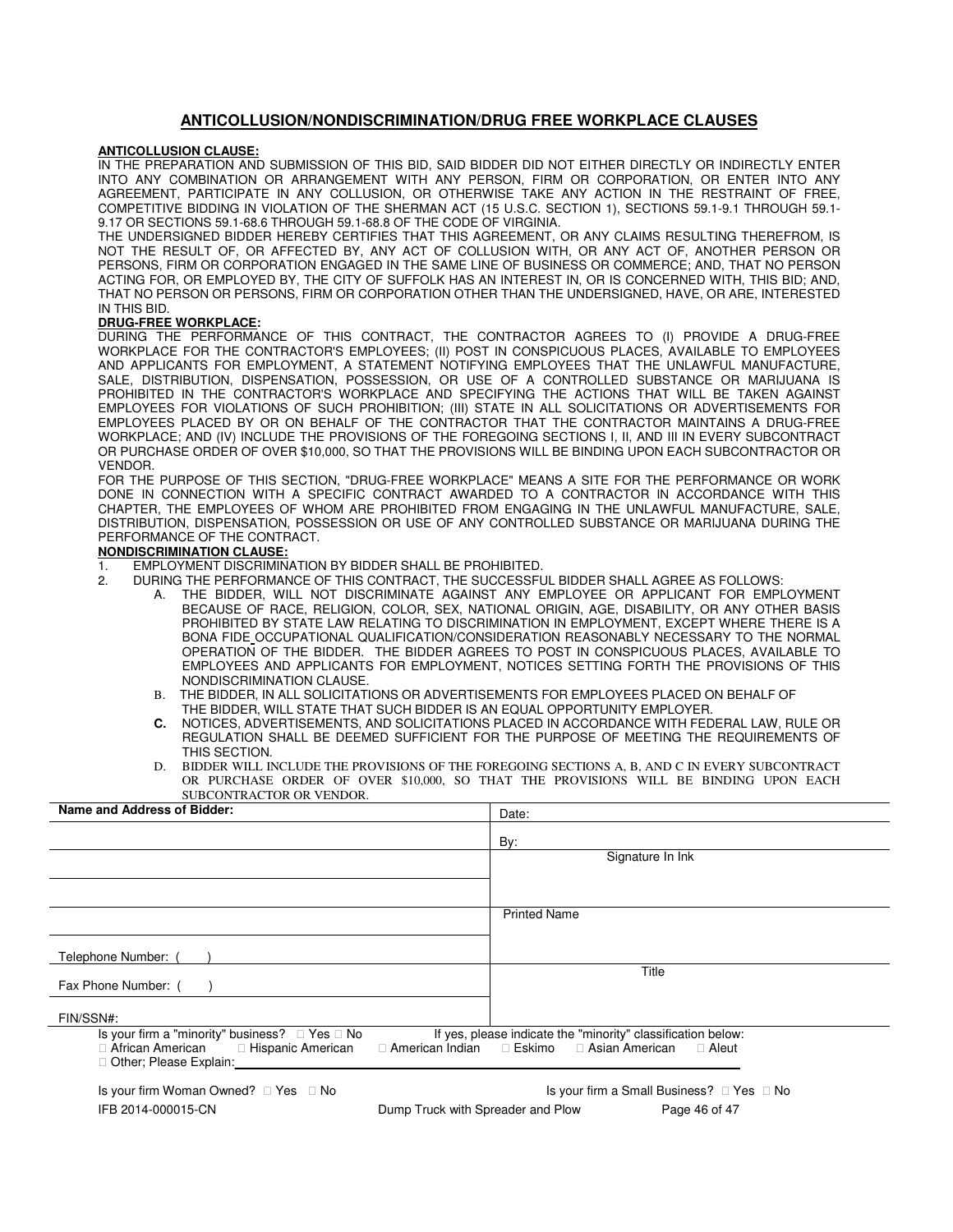## ANTICOLLUSION/NONDISCRIMINATION/DRUG FREE WORKPLACE CLAUSES

**ANTICOLLUSION CLAUSE:**

IN THE PREPARATION AND SUBMISSION OF THIS BID, SAID BIDDER DID NOT EITHER DIRECTLY OR INDIRECTLY ENTER INTO ANY COMBINATION OR ARRANGEMENT WITH ANY PERSON, FIRM OR CORPORATION, OR ENTER INTO ANY AGREEMENT, PARTICIPATE IN ANY COLLUSION, OR OTHERWISE TAKE ANY ACTION IN THE RESTRAINT OF FREE, COMPETITIVE BIDDING IN VIOLATION OF THE SHERMAN ACT (15 U.S.C. SECTION 1), SECTIONS 59.1-9.1 THROUGH 59.1-9.17 OR SECTIONS 59.1-68.6 THROUGH 59.1-68.8 OF THE CODE OF VIRGINIA.

THE UNDERSIGNED BIDDER HEREBY CERTIFIES THAT THIS AGREEMENT, OR ANY CLAIMS RESULTING THEREFROM, IS NOT THE RESULT OF, OR AFFECTED BY, ANY ACT OF COLLUSION WITH, OR ANY ACT OF, ANOTHER PERSON OR PERSONS, FIRM OR CORPORATION ENGAGED IN THE SAME LINE OF BUSINESS OR COMMERCE; AND, THAT NO PERSON ACTING FOR, OR EMPLOYED BY, THE CITY OF SUFFOLK HAS AN INTEREST IN, OR IS CONCERNED WITH, THIS BID; AND, THAT NO PERSON OR PERSONS, FIRM OR CORPORATION OTHER THAN THE UNDERSIGNED, HAVE, OR ARE, INTERESTED IN THIS BID.

**DRUG-FREE WORKPLACE:**

DURING THE PERFORMANCE OF THIS CONTRACT, THE CONTRACTOR AGREES TO (I) PROVIDE A DRUG-FREE WORKPLACE FOR THE CONTRACTOR'S EMPLOYEES; (II) POST IN CONSPICUOUS PLACES, AVAILABLE TO EMPLOYEES AND APPLICANTS FOR EMPLOYMENT, A STATEMENT NOTIFYING EMPLOYEES THAT THE UNLAWFUL MANUFACTURE, SALE, DISTRIBUTION, DISPENSATION, POSSESSION, OR USE OF A CONTROLLED SUBSTANCE OR MARIJUANA IS PROHIBITED IN THE CONTRACTOR'S WORKPLACE AND SPECIFYING THE ACTIONS THAT WILL BE TAKEN AGAINST EMPLOYEES FOR VIOLATIONS OF SUCH PROHIBITION; (III) STATE IN ALL SOLICITATIONS OR ADVERTISEMENTS FOR EMPLOYEES PLACED BY OR ON BEHALF OF THE CONTRACTOR THAT THE CONTRACTOR MAINTAINS A DRUG-FREE WORKPLACE; AND (IV) INCLUDE THE PROVISIONS OF THE FOREGOING SECTIONS I, II, AND III IN EVERY SUBCONTRACT OR PURCHASE ORDER OF OVER $10,000, SO THAT THE PROVISIONS WILL BE BINDING UPON EACH SUBCONTRACTOR OR VENDOR.

FOR THE PURPOSE OF THIS SECTION, "DRUG-FREE WORKPLACE" MEANS A SITE FOR THE PERFORMANCE OR WORK DONE IN CONNECTION WITH A SPECIFIC CONTRACT AWARDED TO A CONTRACTOR IN ACCORDANCE WITH THIS CHAPTER, THE EMPLOYEES OF WHOM ARE PROHIBITED FROM ENGAGING IN THE UNLAWFUL MANUFACTURE, SALE, DISTRIBUTION, DISPENSATION, POSSESSION OR USE OF ANY CONTROLLED SUBSTANCE OR MARIJUANA DURING THE PERFORMANCE OF THE CONTRACT.

**NONDISCRIMINATION CLAUSE:**

1. EMPLOYMENT DISCRIMINATION BY BIDDER SHALL BE PROHIBITED.
2. DURING THE PERFORMANCE OF THIS CONTRACT, THE SUCCESSFUL BIDDER SHALL AGREE AS FOLLOWS:
   - A. THE BIDDER, WILL NOT DISCRIMINATE AGAINST ANY EMPLOYEE OR APPLICANT FOR EMPLOYMENT BECAUSE OF RACE, RELIGION, COLOR, SEX, NATIONAL ORIGIN, AGE, DISABILITY, OR ANY OTHER BASIS PROHIBITED BY STATE LAW RELATING TO DISCRIMINATION IN EMPLOYMENT, EXCEPT WHERE THERE IS A BONA FIDE OCCUPATIONAL QUALIFICATION/CONSIDERATION REASONABLY NECESSARY TO THE NORMAL OPERATION OF THE BIDDER. THE BIDDER AGREES TO POST IN CONSPICUOUS PLACES, AVAILABLE TO EMPLOYEES AND APPLICANTS FOR EMPLOYMENT, NOTICES SETTING FORTH THE PROVISIONS OF THIS NONDISCRIMINATION CLAUSE.
   - B. THE BIDDER, IN ALL SOLICITATIONS OR ADVERTISEMENTS FOR EMPLOYEES PLACED ON BEHALF OF THE BIDDER, WILL STATE THAT SUCH BIDDER IS AN EQUAL OPPORTUNITY EMPLOYER.
   - **C.** NOTICES, ADVERTISEMENTS, AND SOLICITATIONS PLACED IN ACCORDANCE WITH FEDERAL LAW, RULE OR REGULATION SHALL BE DEEMED SUFFICIENT FOR THE PURPOSE OF MEETING THE REQUIREMENTS OF THIS SECTION.
   - D. BIDDER WILL INCLUDE THE PROVISIONS OF THE FOREGOING SECTIONS A, B, AND C IN EVERY SUBCONTRACT OR PURCHASE ORDER OF OVER $10,000, SO THAT THE PROVISIONS WILL BE BINDING UPON EACH SUBCONTRACTOR OR VENDOR.

| **Name and Address of Bidder:** | Date: |
|---|---|
| | By: |
| | Signature In Ink |
| | |
| | Printed Name |
| Telephone Number: ( ) | |
| Fax Phone Number: ( ) | Title |
| FIN/SSN#: | |

Is your firm a "minority" business? ☐ Yes ☐ No If yes, please indicate the "minority" classification below:
☐ African American ☐ Hispanic American ☐ American Indian ☐ Eskimo ☐ Asian American ☐ Aleut
☐ Other; Please Explain:\_\_\_\_\_\_\_\_\_\_\_\_\_\_\_\_\_\_\_\_\_\_\_\_\_\_\_\_

Is your firm Woman Owned? ☐ Yes ☐ No Is your firm a Small Business? ☐ Yes ☐ No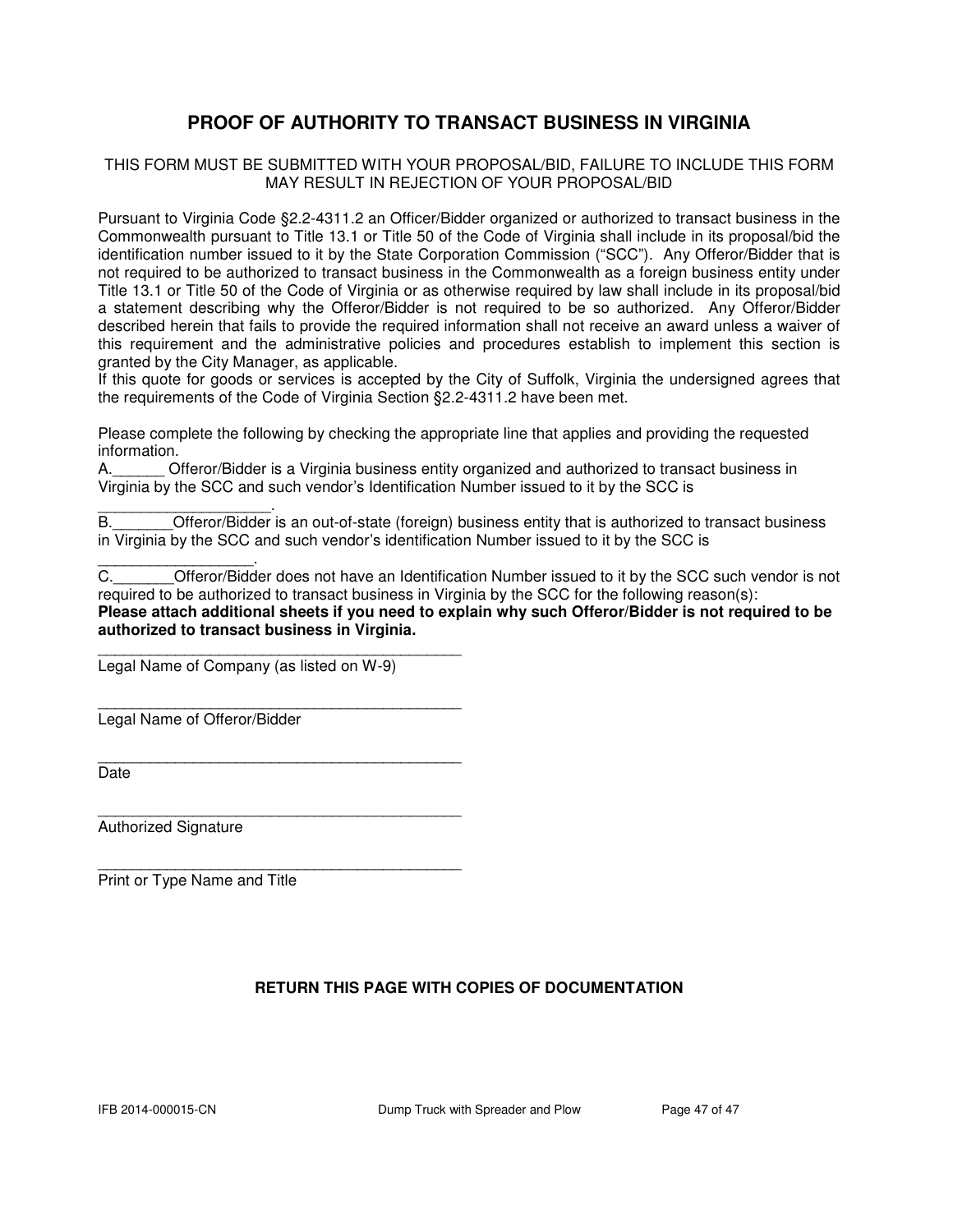# PROOF OF AUTHORITY TO TRANSACT BUSINESS IN VIRGINIA

THIS FORM MUST BE SUBMITTED WITH YOUR PROPOSAL/BID, FAILURE TO INCLUDE THIS FORM MAY RESULT IN REJECTION OF YOUR PROPOSAL/BID

Pursuant to Virginia Code §2.2-4311.2 an Officer/Bidder organized or authorized to transact business in the Commonwealth pursuant to Title 13.1 or Title 50 of the Code of Virginia shall include in its proposal/bid the identification number issued to it by the State Corporation Commission ("SCC"). Any Offeror/Bidder that is not required to be authorized to transact business in the Commonwealth as a foreign business entity under Title 13.1 or Title 50 of the Code of Virginia or as otherwise required by law shall include in its proposal/bid a statement describing why the Offeror/Bidder is not required to be so authorized. Any Offeror/Bidder described herein that fails to provide the required information shall not receive an award unless a waiver of this requirement and the administrative policies and procedures establish to implement this section is granted by the City Manager, as applicable.

If this quote for goods or services is accepted by the City of Suffolk, Virginia the undersigned agrees that the requirements of the Code of Virginia Section §2.2-4311.2 have been met.

Please complete the following by checking the appropriate line that applies and providing the requested information.

A.______ Offeror/Bidder is a Virginia business entity organized and authorized to transact business in Virginia by the SCC and such vendor's Identification Number issued to it by the SCC is ____________________.

B._______Offeror/Bidder is an out-of-state (foreign) business entity that is authorized to transact business in Virginia by the SCC and such vendor's identification Number issued to it by the SCC is __________________.

C._______Offeror/Bidder does not have an Identification Number issued to it by the SCC such vendor is not required to be authorized to transact business in Virginia by the SCC for the following reason(s):

**Please attach additional sheets if you need to explain why such Offeror/Bidder is not required to be authorized to transact business in Virginia.**

_____________________________________________
Legal Name of Company (as listed on W-9)

_____________________________________________
Legal Name of Offeror/Bidder

_____________________________________________
Date

_____________________________________________
Authorized Signature

_____________________________________________
Print or Type Name and Title

**RETURN THIS PAGE WITH COPIES OF DOCUMENTATION**